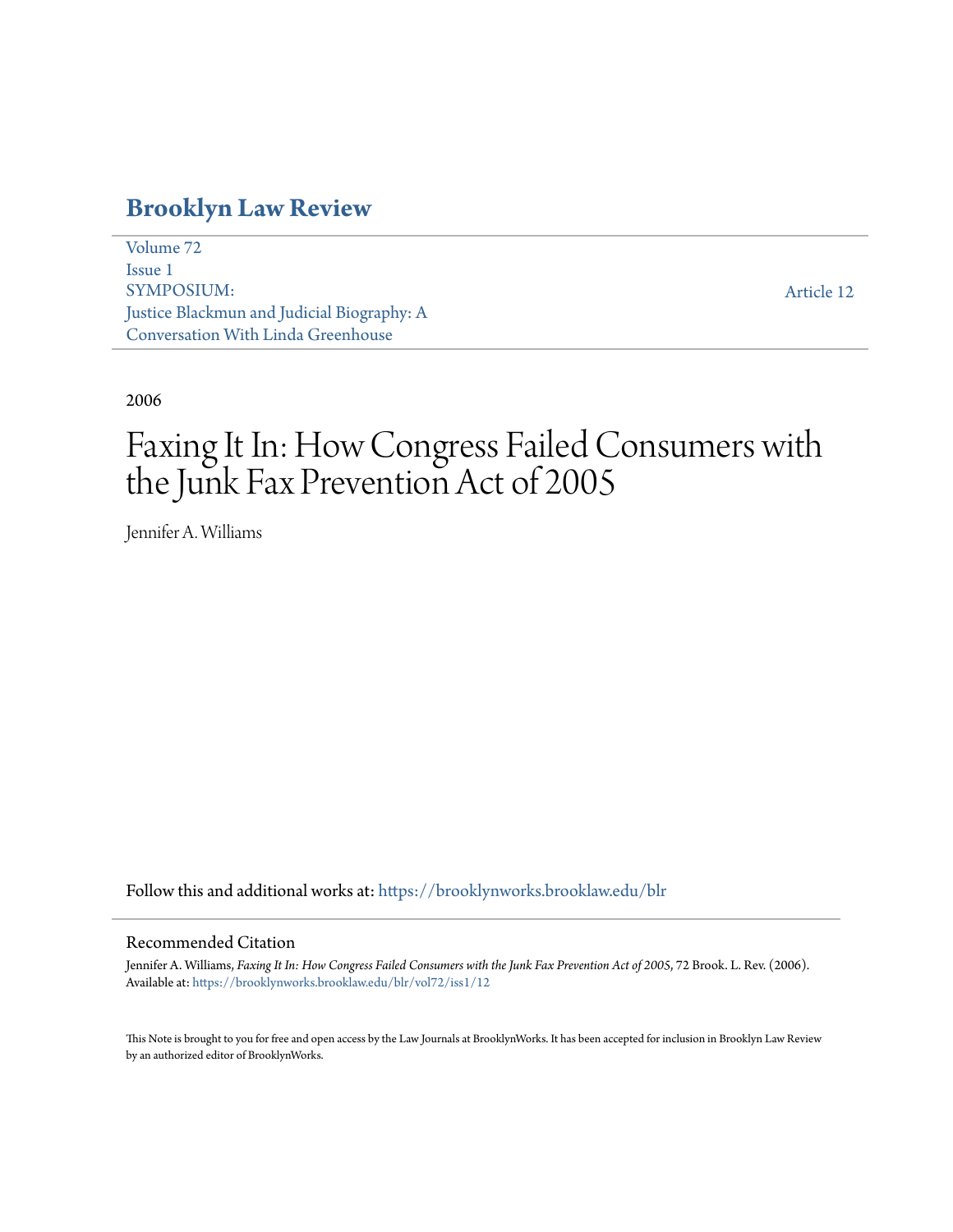# Brooklyn Law Review

Volume 72
Issue 1
SYMPOSIUM:
Justice Blackmun and Judicial Biography: A Conversation With Linda Greenhouse

Article 12

2006

# Faxing It In: How Congress Failed Consumers with the Junk Fax Prevention Act of 2005

Jennifer A. Williams

Follow this and additional works at: https://brooklynworks.brooklaw.edu/blr

## Recommended Citation

Jennifer A. Williams, *Faxing It In: How Congress Failed Consumers with the Junk Fax Prevention Act of 2005*, 72 Brook. L. Rev. (2006).
Available at: https://brooklynworks.brooklaw.edu/blr/vol72/iss1/12

This Note is brought to you for free and open access by the Law Journals at BrooklynWorks. It has been accepted for inclusion in Brooklyn Law Review by an authorized editor of BrooklynWorks.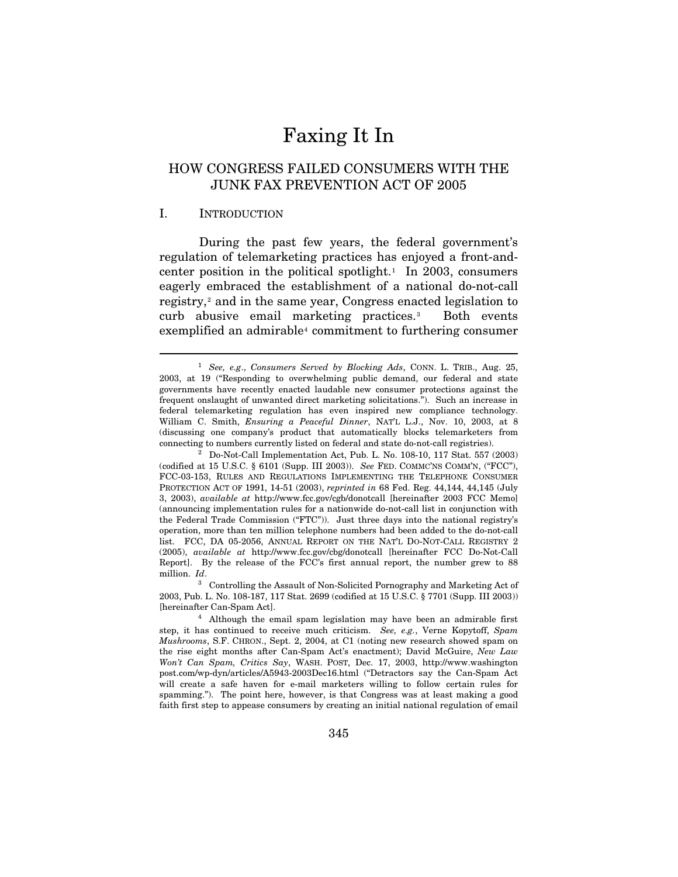# Faxing It In

## HOW CONGRESS FAILED CONSUMERS WITH THE JUNK FAX PREVENTION ACT OF 2005

### I. INTRODUCTION

During the past few years, the federal government's regulation of telemarketing practices has enjoyed a front-and-center position in the political spotlight.[1] In 2003, consumers eagerly embraced the establishment of a national do-not-call registry,[2] and in the same year, Congress enacted legislation to curb abusive email marketing practices.[3] Both events exemplified an admirable[4] commitment to furthering consumer

---

[1] *See, e.g.*, *Consumers Served by Blocking Ads*, CONN. L. TRIB., Aug. 25, 2003, at 19 ("Responding to overwhelming public demand, our federal and state governments have recently enacted laudable new consumer protections against the frequent onslaught of unwanted direct marketing solicitations."). Such an increase in federal telemarketing regulation has even inspired new compliance technology. William C. Smith, *Ensuring a Peaceful Dinner*, NAT'L L.J., Nov. 10, 2003, at 8 (discussing one company's product that automatically blocks telemarketers from connecting to numbers currently listed on federal and state do-not-call registries).

[2] Do-Not-Call Implementation Act, Pub. L. No. 108-10, 117 Stat. 557 (2003) (codified at 15 U.S.C. § 6101 (Supp. III 2003)). *See* FED. COMMC'NS COMM'N, ("FCC"), FCC-03-153, RULES AND REGULATIONS IMPLEMENTING THE TELEPHONE CONSUMER PROTECTION ACT OF 1991, 14-51 (2003), *reprinted in* 68 Fed. Reg. 44,144, 44,145 (July 3, 2003), *available at* http://www.fcc.gov/cgb/donotcall [hereinafter 2003 FCC Memo] (announcing implementation rules for a nationwide do-not-call list in conjunction with the Federal Trade Commission ("FTC")). Just three days into the national registry's operation, more than ten million telephone numbers had been added to the do-not-call list. FCC, DA 05-2056, ANNUAL REPORT ON THE NAT'L DO-NOT-CALL REGISTRY 2 (2005), *available at* http://www.fcc.gov/cbg/donotcall [hereinafter FCC Do-Not-Call Report]. By the release of the FCC's first annual report, the number grew to 88 million. *Id*.

[3] Controlling the Assault of Non-Solicited Pornography and Marketing Act of 2003, Pub. L. No. 108-187, 117 Stat. 2699 (codified at 15 U.S.C. § 7701 (Supp. III 2003)) [hereinafter Can-Spam Act].

[4] Although the email spam legislation may have been an admirable first step, it has continued to receive much criticism. *See, e.g.*, Verne Kopytoff, *Spam Mushrooms*, S.F. CHRON., Sept. 2, 2004, at C1 (noting new research showed spam on the rise eight months after Can-Spam Act's enactment); David McGuire, *New Law Won't Can Spam, Critics Say*, WASH. POST, Dec. 17, 2003, http://www.washingtonpost.com/wp-dyn/articles/A5943-2003Dec16.html ("Detractors say the Can-Spam Act will create a safe haven for e-mail marketers willing to follow certain rules for spamming."). The point here, however, is that Congress was at least making a good faith first step to appease consumers by creating an initial national regulation of email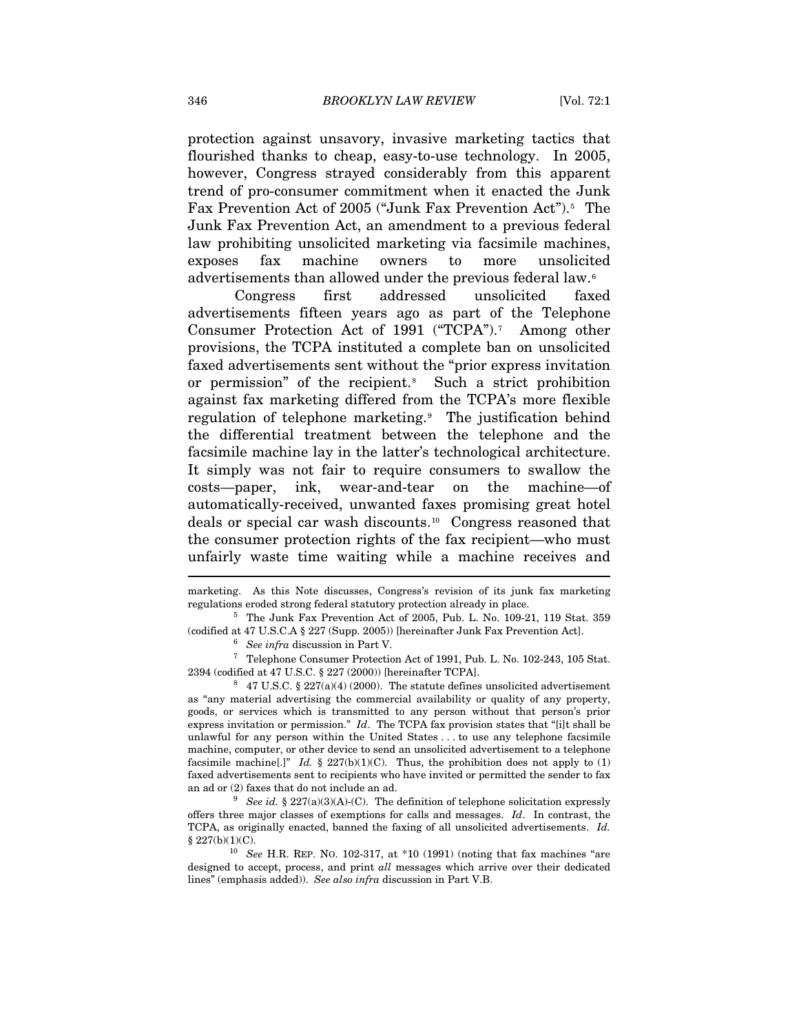protection against unsavory, invasive marketing tactics that flourished thanks to cheap, easy-to-use technology. In 2005, however, Congress strayed considerably from this apparent trend of pro-consumer commitment when it enacted the Junk Fax Prevention Act of 2005 ("Junk Fax Prevention Act").[5] The Junk Fax Prevention Act, an amendment to a previous federal law prohibiting unsolicited marketing via facsimile machines, exposes fax machine owners to more unsolicited advertisements than allowed under the previous federal law.[6]

Congress first addressed unsolicited faxed advertisements fifteen years ago as part of the Telephone Consumer Protection Act of 1991 ("TCPA").[7] Among other provisions, the TCPA instituted a complete ban on unsolicited faxed advertisements sent without the "prior express invitation or permission" of the recipient.[8] Such a strict prohibition against fax marketing differed from the TCPA's more flexible regulation of telephone marketing.[9] The justification behind the differential treatment between the telephone and the facsimile machine lay in the latter's technological architecture. It simply was not fair to require consumers to swallow the costs—paper, ink, wear-and-tear on the machine—of automatically-received, unwanted faxes promising great hotel deals or special car wash discounts.[10] Congress reasoned that the consumer protection rights of the fax recipient—who must unfairly waste time waiting while a machine receives and

---

marketing. As this Note discusses, Congress's revision of its junk fax marketing regulations eroded strong federal statutory protection already in place.

[5] The Junk Fax Prevention Act of 2005, Pub. L. No. 109-21, 119 Stat. 359 (codified at 47 U.S.C.A § 227 (Supp. 2005)) [hereinafter Junk Fax Prevention Act].

[6] *See infra* discussion in Part V.

[7] Telephone Consumer Protection Act of 1991, Pub. L. No. 102-243, 105 Stat. 2394 (codified at 47 U.S.C. § 227 (2000)) [hereinafter TCPA].

[8] 47 U.S.C. § 227(a)(4) (2000). The statute defines unsolicited advertisement as "any material advertising the commercial availability or quality of any property, goods, or services which is transmitted to any person without that person's prior express invitation or permission." *Id*. The TCPA fax provision states that "[i]t shall be unlawful for any person within the United States . . . to use any telephone facsimile machine, computer, or other device to send an unsolicited advertisement to a telephone facsimile machine[.]" *Id.* § 227(b)(1)(C). Thus, the prohibition does not apply to (1) faxed advertisements sent to recipients who have invited or permitted the sender to fax an ad or (2) faxes that do not include an ad.

[9] *See id.* § 227(a)(3)(A)-(C). The definition of telephone solicitation expressly offers three major classes of exemptions for calls and messages. *Id*. In contrast, the TCPA, as originally enacted, banned the faxing of all unsolicited advertisements. *Id.* § 227(b)(1)(C).

[10] *See* H.R. REP. NO. 102-317, at *10 (1991) (noting that fax machines "are designed to accept, process, and print *all* messages which arrive over their dedicated lines" (emphasis added)). *See also infra* discussion in Part V.B.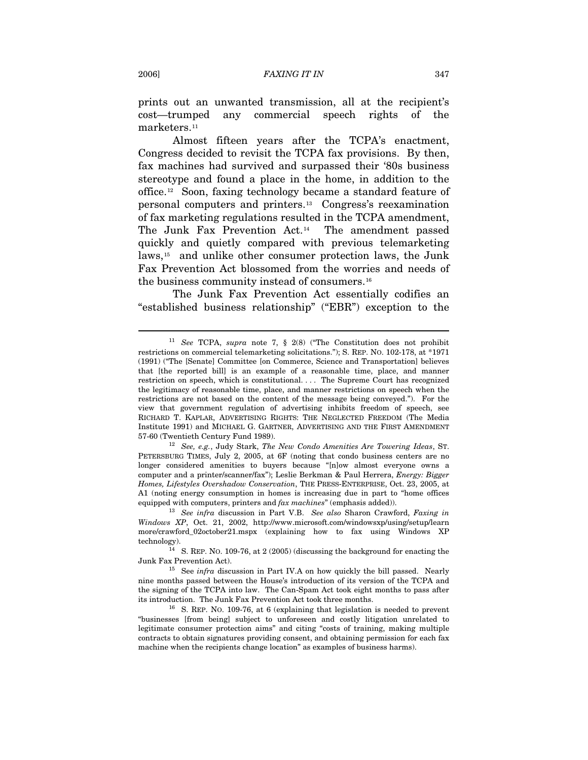prints out an unwanted transmission, all at the recipient's cost—trumped any commercial speech rights of the marketers.[11]

Almost fifteen years after the TCPA's enactment, Congress decided to revisit the TCPA fax provisions. By then, fax machines had survived and surpassed their '80s business stereotype and found a place in the home, in addition to the office.[12] Soon, faxing technology became a standard feature of personal computers and printers.[13] Congress's reexamination of fax marketing regulations resulted in the TCPA amendment, The Junk Fax Prevention Act.[14] The amendment passed quickly and quietly compared with previous telemarketing laws,[15] and unlike other consumer protection laws, the Junk Fax Prevention Act blossomed from the worries and needs of the business community instead of consumers.[16]

The Junk Fax Prevention Act essentially codifies an "established business relationship" ("EBR") exception to the

---

[11] *See* TCPA, *supra* note 7, § 2(8) ("The Constitution does not prohibit restrictions on commercial telemarketing solicitations."); S. REP. NO. 102-178, at *1971 (1991) ("The [Senate] Committee [on Commerce, Science and Transportation] believes that [the reported bill] is an example of a reasonable time, place, and manner restriction on speech, which is constitutional. . . . The Supreme Court has recognized the legitimacy of reasonable time, place, and manner restrictions on speech when the restrictions are not based on the content of the message being conveyed."). For the view that government regulation of advertising inhibits freedom of speech, see RICHARD T. KAPLAR, ADVERTISING RIGHTS: THE NEGLECTED FREEDOM (The Media Institute 1991) and MICHAEL G. GARTNER, ADVERTISING AND THE FIRST AMENDMENT 57-60 (Twentieth Century Fund 1989).

[12] *See, e.g.*, Judy Stark, *The New Condo Amenities Are Towering Ideas*, ST. PETERSBURG TIMES, July 2, 2005, at 6F (noting that condo business centers are no longer considered amenities to buyers because "[n]ow almost everyone owns a computer and a printer/scanner/fax"); Leslie Berkman & Paul Herrera, *Energy: Bigger Homes, Lifestyles Overshadow Conservation*, THE PRESS-ENTERPRISE, Oct. 23, 2005, at A1 (noting energy consumption in homes is increasing due in part to "home offices equipped with computers, printers and *fax machines*" (emphasis added)).

[13] *See infra* discussion in Part V.B. *See also* Sharon Crawford, *Faxing in Windows XP*, Oct. 21, 2002, http://www.microsoft.com/windowsxp/using/setup/learnmore/crawford_02october21.mspx (explaining how to fax using Windows XP technology).

[14] S. REP. NO. 109-76, at 2 (2005) (discussing the background for enacting the Junk Fax Prevention Act).

[15] See *infra* discussion in Part IV.A on how quickly the bill passed. Nearly nine months passed between the House's introduction of its version of the TCPA and the signing of the TCPA into law. The Can-Spam Act took eight months to pass after its introduction. The Junk Fax Prevention Act took three months.

[16] S. REP. NO. 109-76, at 6 (explaining that legislation is needed to prevent "businesses [from being] subject to unforeseen and costly litigation unrelated to legitimate consumer protection aims" and citing "costs of training, making multiple contracts to obtain signatures providing consent, and obtaining permission for each fax machine when the recipients change location" as examples of business harms).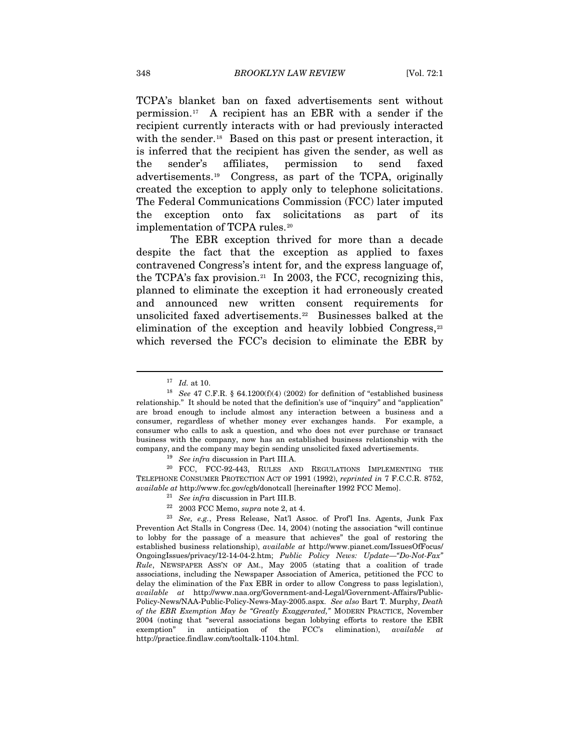TCPA's blanket ban on faxed advertisements sent without permission.[17] A recipient has an EBR with a sender if the recipient currently interacts with or had previously interacted with the sender.[18] Based on this past or present interaction, it is inferred that the recipient has given the sender, as well as the sender's affiliates, permission to send faxed advertisements.[19] Congress, as part of the TCPA, originally created the exception to apply only to telephone solicitations. The Federal Communications Commission (FCC) later imputed the exception onto fax solicitations as part of its implementation of TCPA rules.[20]

The EBR exception thrived for more than a decade despite the fact that the exception as applied to faxes contravened Congress's intent for, and the express language of, the TCPA's fax provision.[21] In 2003, the FCC, recognizing this, planned to eliminate the exception it had erroneously created and announced new written consent requirements for unsolicited faxed advertisements.[22] Businesses balked at the elimination of the exception and heavily lobbied Congress,[23] which reversed the FCC's decision to eliminate the EBR by

---

[17] *Id.* at 10.

[18] *See* 47 C.F.R. § 64.1200(f)(4) (2002) for definition of "established business relationship." It should be noted that the definition's use of "inquiry" and "application" are broad enough to include almost any interaction between a business and a consumer, regardless of whether money ever exchanges hands. For example, a consumer who calls to ask a question, and who does not ever purchase or transact business with the company, now has an established business relationship with the company, and the company may begin sending unsolicited faxed advertisements.

[19] *See infra* discussion in Part III.A.

[20] FCC, FCC-92-443, RULES AND REGULATIONS IMPLEMENTING THE TELEPHONE CONSUMER PROTECTION ACT OF 1991 (1992), *reprinted in* 7 F.C.C.R. 8752, *available at* http://www.fcc.gov/cgb/donotcall [hereinafter 1992 FCC Memo].

[21] *See infra* discussion in Part III.B.

[22] 2003 FCC Memo, *supra* note 2, at 4.

[23] *See, e.g.*, Press Release, Nat'l Assoc. of Prof'l Ins. Agents, Junk Fax Prevention Act Stalls in Congress (Dec. 14, 2004) (noting the association "will continue to lobby for the passage of a measure that achieves" the goal of restoring the established business relationship), *available at* http://www.pianet.com/IssuesOfFocus/OngoingIssues/privacy/12-14-04-2.htm; *Public Policy News: Update—"Do-Not-Fax" Rule*, NEWSPAPER ASS'N OF AM., May 2005 (stating that a coalition of trade associations, including the Newspaper Association of America, petitioned the FCC to delay the elimination of the Fax EBR in order to allow Congress to pass legislation), *available at* http://www.naa.org/Government-and-Legal/Government-Affairs/Public-Policy-News/NAA-Public-Policy-News-May-2005.aspx. *See also* Bart T. Murphy, *Death of the EBR Exemption May be "Greatly Exaggerated,"* MODERN PRACTICE, November 2004 (noting that "several associations began lobbying efforts to restore the EBR exemption" in anticipation of the FCC's elimination), *available at* http://practice.findlaw.com/tooltalk-1104.html.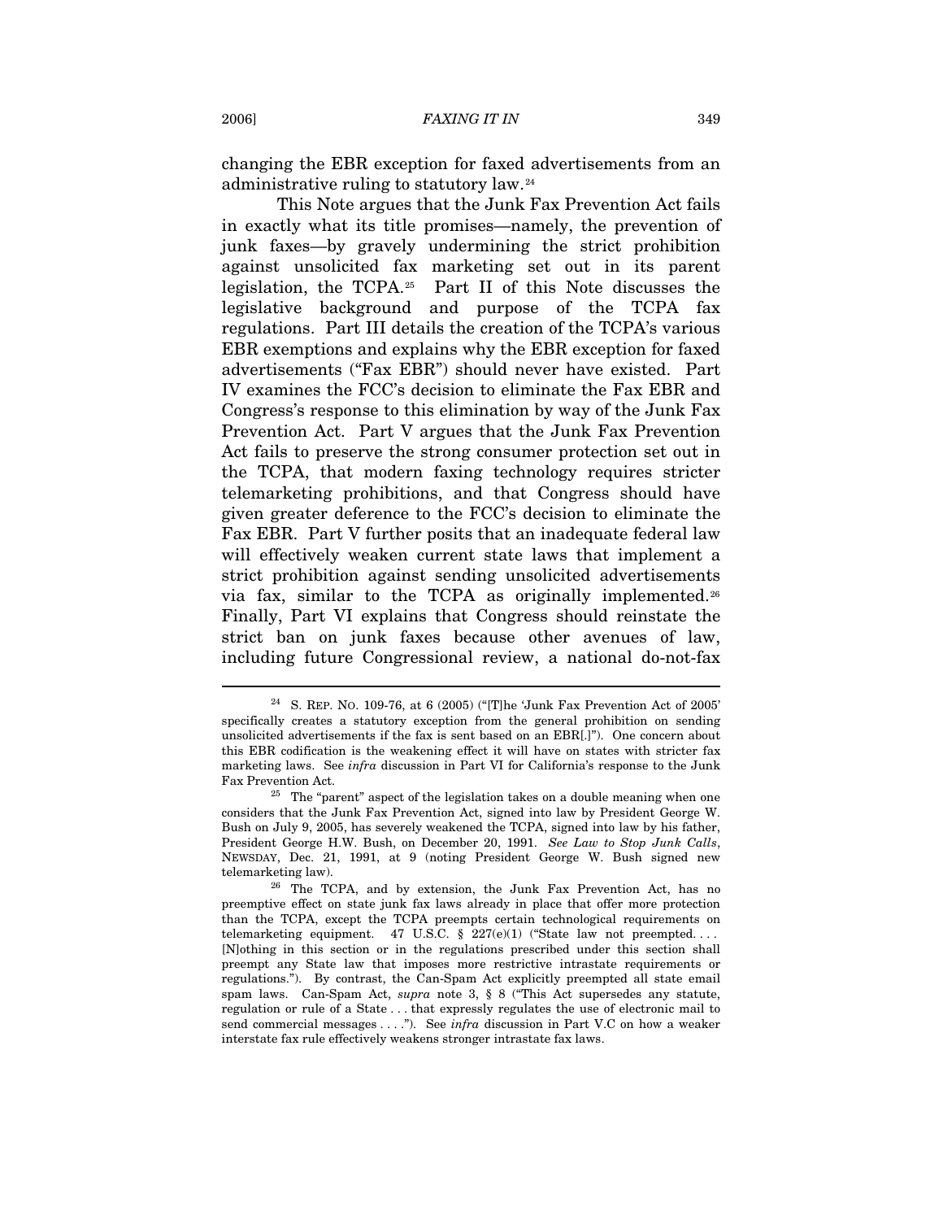changing the EBR exception for faxed advertisements from an administrative ruling to statutory law.[24]

This Note argues that the Junk Fax Prevention Act fails in exactly what its title promises—namely, the prevention of junk faxes—by gravely undermining the strict prohibition against unsolicited fax marketing set out in its parent legislation, the TCPA.[25] Part II of this Note discusses the legislative background and purpose of the TCPA fax regulations. Part III details the creation of the TCPA's various EBR exemptions and explains why the EBR exception for faxed advertisements ("Fax EBR") should never have existed. Part IV examines the FCC's decision to eliminate the Fax EBR and Congress's response to this elimination by way of the Junk Fax Prevention Act. Part V argues that the Junk Fax Prevention Act fails to preserve the strong consumer protection set out in the TCPA, that modern faxing technology requires stricter telemarketing prohibitions, and that Congress should have given greater deference to the FCC's decision to eliminate the Fax EBR. Part V further posits that an inadequate federal law will effectively weaken current state laws that implement a strict prohibition against sending unsolicited advertisements via fax, similar to the TCPA as originally implemented.[26] Finally, Part VI explains that Congress should reinstate the strict ban on junk faxes because other avenues of law, including future Congressional review, a national do-not-fax

---

[24] S. REP. NO. 109-76, at 6 (2005) ("[T]he 'Junk Fax Prevention Act of 2005' specifically creates a statutory exception from the general prohibition on sending unsolicited advertisements if the fax is sent based on an EBR[.]"). One concern about this EBR codification is the weakening effect it will have on states with stricter fax marketing laws. See *infra* discussion in Part VI for California's response to the Junk Fax Prevention Act.

[25] The "parent" aspect of the legislation takes on a double meaning when one considers that the Junk Fax Prevention Act, signed into law by President George W. Bush on July 9, 2005, has severely weakened the TCPA, signed into law by his father, President George H.W. Bush, on December 20, 1991. *See Law to Stop Junk Calls*, NEWSDAY, Dec. 21, 1991, at 9 (noting President George W. Bush signed new telemarketing law).

[26] The TCPA, and by extension, the Junk Fax Prevention Act, has no preemptive effect on state junk fax laws already in place that offer more protection than the TCPA, except the TCPA preempts certain technological requirements on telemarketing equipment. 47 U.S.C. § 227(e)(1) ("State law not preempted. . . . [N]othing in this section or in the regulations prescribed under this section shall preempt any State law that imposes more restrictive intrastate requirements or regulations."). By contrast, the Can-Spam Act explicitly preempted all state email spam laws. Can-Spam Act, *supra* note 3, § 8 ("This Act supersedes any statute, regulation or rule of a State . . . that expressly regulates the use of electronic mail to send commercial messages . . . ."). See *infra* discussion in Part V.C on how a weaker interstate fax rule effectively weakens stronger intrastate fax laws.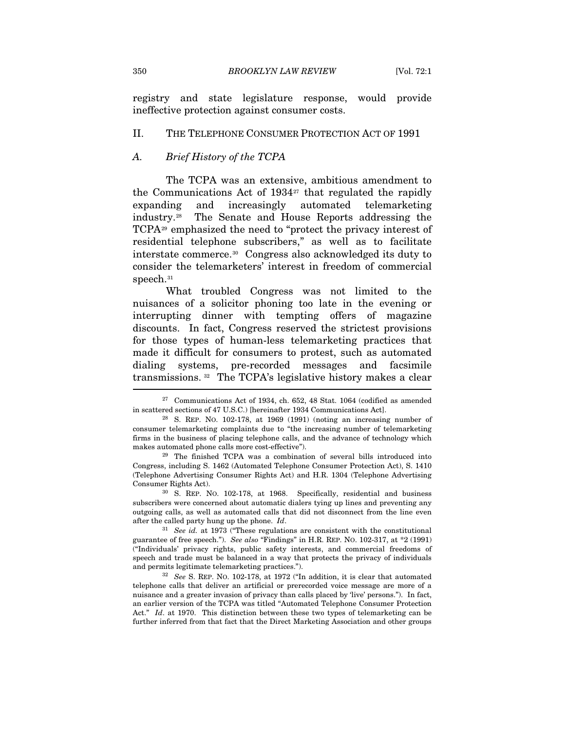registry and state legislature response, would provide ineffective protection against consumer costs.

## II. THE TELEPHONE CONSUMER PROTECTION ACT OF 1991

### *A. Brief History of the TCPA*

The TCPA was an extensive, ambitious amendment to the Communications Act of 1934[27] that regulated the rapidly expanding and increasingly automated telemarketing industry.[28] The Senate and House Reports addressing the TCPA[29] emphasized the need to "protect the privacy interest of residential telephone subscribers," as well as to facilitate interstate commerce.[30] Congress also acknowledged its duty to consider the telemarketers' interest in freedom of commercial speech.[31]

What troubled Congress was not limited to the nuisances of a solicitor phoning too late in the evening or interrupting dinner with tempting offers of magazine discounts. In fact, Congress reserved the strictest provisions for those types of human-less telemarketing practices that made it difficult for consumers to protest, such as automated dialing systems, pre-recorded messages and facsimile transmissions.[32] The TCPA's legislative history makes a clear

---

[27] Communications Act of 1934, ch. 652, 48 Stat. 1064 (codified as amended in scattered sections of 47 U.S.C.) [hereinafter 1934 Communications Act].

[28] S. REP. NO. 102-178, at 1969 (1991) (noting an increasing number of consumer telemarketing complaints due to "the increasing number of telemarketing firms in the business of placing telephone calls, and the advance of technology which makes automated phone calls more cost-effective").

[29] The finished TCPA was a combination of several bills introduced into Congress, including S. 1462 (Automated Telephone Consumer Protection Act), S. 1410 (Telephone Advertising Consumer Rights Act) and H.R. 1304 (Telephone Advertising Consumer Rights Act).

[30] S. REP. NO. 102-178, at 1968. Specifically, residential and business subscribers were concerned about automatic dialers tying up lines and preventing any outgoing calls, as well as automated calls that did not disconnect from the line even after the called party hung up the phone. *Id*.

[31] *See id.* at 1973 ("These regulations are consistent with the constitutional guarantee of free speech."). *See also* "Findings" in H.R. REP. NO. 102-317, at *2 (1991) ("Individuals' privacy rights, public safety interests, and commercial freedoms of speech and trade must be balanced in a way that protects the privacy of individuals and permits legitimate telemarketing practices.").

[32] *See* S. REP. NO. 102-178, at 1972 ("In addition, it is clear that automated telephone calls that deliver an artificial or prerecorded voice message are more of a nuisance and a greater invasion of privacy than calls placed by 'live' persons."). In fact, an earlier version of the TCPA was titled "Automated Telephone Consumer Protection Act." *Id*. at 1970. This distinction between these two types of telemarketing can be further inferred from that fact that the Direct Marketing Association and other groups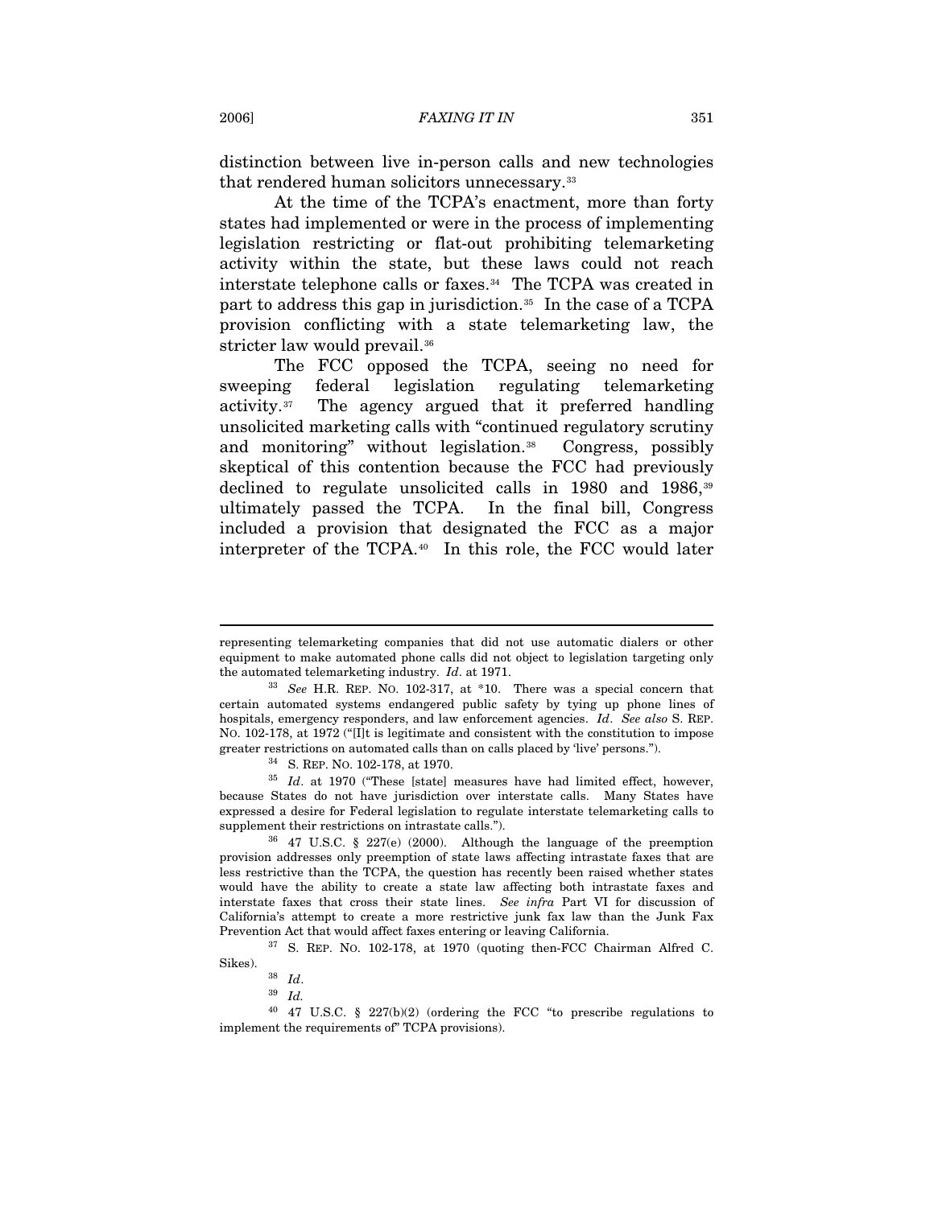distinction between live in-person calls and new technologies that rendered human solicitors unnecessary.[33]

At the time of the TCPA's enactment, more than forty states had implemented or were in the process of implementing legislation restricting or flat-out prohibiting telemarketing activity within the state, but these laws could not reach interstate telephone calls or faxes.[34] The TCPA was created in part to address this gap in jurisdiction.[35] In the case of a TCPA provision conflicting with a state telemarketing law, the stricter law would prevail.[36]

The FCC opposed the TCPA, seeing no need for sweeping federal legislation regulating telemarketing activity.[37] The agency argued that it preferred handling unsolicited marketing calls with "continued regulatory scrutiny and monitoring" without legislation.[38] Congress, possibly skeptical of this contention because the FCC had previously declined to regulate unsolicited calls in 1980 and 1986,[39] ultimately passed the TCPA. In the final bill, Congress included a provision that designated the FCC as a major interpreter of the TCPA.[40] In this role, the FCC would later

---

representing telemarketing companies that did not use automatic dialers or other equipment to make automated phone calls did not object to legislation targeting only the automated telemarketing industry. *Id*. at 1971.

[33] *See* H.R. REP. NO. 102-317, at *10. There was a special concern that certain automated systems endangered public safety by tying up phone lines of hospitals, emergency responders, and law enforcement agencies. *Id*. *See also* S. REP. NO. 102-178, at 1972 ("[I]t is legitimate and consistent with the constitution to impose greater restrictions on automated calls than on calls placed by 'live' persons.").

[34] S. REP. NO. 102-178, at 1970.

[35] *Id*. at 1970 ("These [state] measures have had limited effect, however, because States do not have jurisdiction over interstate calls. Many States have expressed a desire for Federal legislation to regulate interstate telemarketing calls to supplement their restrictions on intrastate calls.").

[36] 47 U.S.C. § 227(e) (2000). Although the language of the preemption provision addresses only preemption of state laws affecting intrastate faxes that are less restrictive than the TCPA, the question has recently been raised whether states would have the ability to create a state law affecting both intrastate faxes and interstate faxes that cross their state lines. *See infra* Part VI for discussion of California's attempt to create a more restrictive junk fax law than the Junk Fax Prevention Act that would affect faxes entering or leaving California.

[37] S. REP. NO. 102-178, at 1970 (quoting then-FCC Chairman Alfred C. Sikes).

[38] *Id*.

[39] *Id.*

[40] 47 U.S.C. § 227(b)(2) (ordering the FCC "to prescribe regulations to implement the requirements of" TCPA provisions).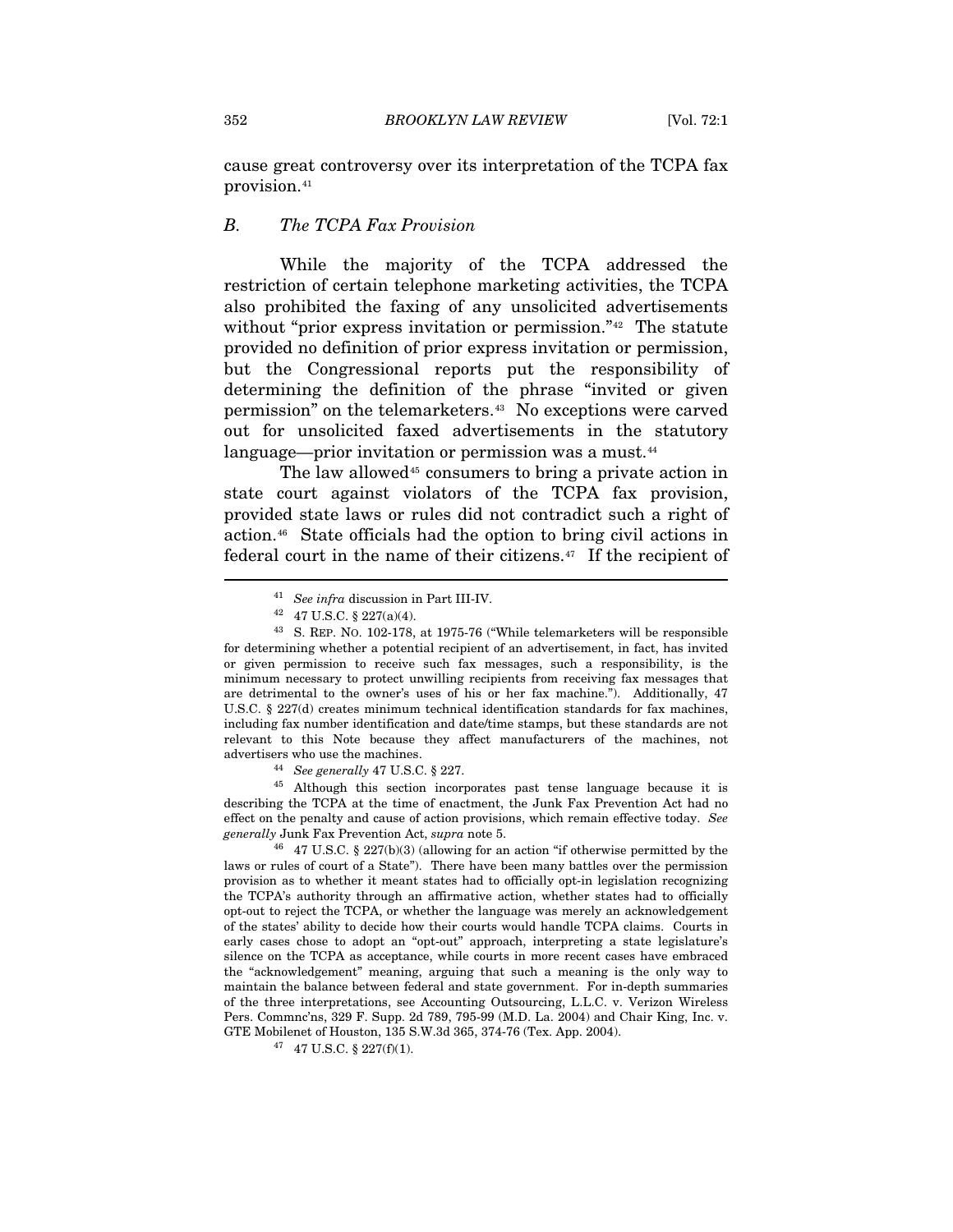cause great controversy over its interpretation of the TCPA fax provision.[41]

### B. The TCPA Fax Provision

While the majority of the TCPA addressed the restriction of certain telephone marketing activities, the TCPA also prohibited the faxing of any unsolicited advertisements without "prior express invitation or permission."[42] The statute provided no definition of prior express invitation or permission, but the Congressional reports put the responsibility of determining the definition of the phrase "invited or given permission" on the telemarketers.[43] No exceptions were carved out for unsolicited faxed advertisements in the statutory language—prior invitation or permission was a must.[44]

The law allowed[45] consumers to bring a private action in state court against violators of the TCPA fax provision, provided state laws or rules did not contradict such a right of action.[46] State officials had the option to bring civil actions in federal court in the name of their citizens.[47] If the recipient of

---

[41] *See infra* discussion in Part III-IV.

[42] 47 U.S.C. § 227(a)(4).

[43] S. REP. NO. 102-178, at 1975-76 ("While telemarketers will be responsible for determining whether a potential recipient of an advertisement, in fact, has invited or given permission to receive such fax messages, such a responsibility, is the minimum necessary to protect unwilling recipients from receiving fax messages that are detrimental to the owner's uses of his or her fax machine."). Additionally, 47 U.S.C. § 227(d) creates minimum technical identification standards for fax machines, including fax number identification and date/time stamps, but these standards are not relevant to this Note because they affect manufacturers of the machines, not advertisers who use the machines.

[44] *See generally* 47 U.S.C. § 227.

[45] Although this section incorporates past tense language because it is describing the TCPA at the time of enactment, the Junk Fax Prevention Act had no effect on the penalty and cause of action provisions, which remain effective today. *See generally* Junk Fax Prevention Act, *supra* note 5.

[46] 47 U.S.C. § 227(b)(3) (allowing for an action "if otherwise permitted by the laws or rules of court of a State"). There have been many battles over the permission provision as to whether it meant states had to officially opt-in legislation recognizing the TCPA's authority through an affirmative action, whether states had to officially opt-out to reject the TCPA, or whether the language was merely an acknowledgement of the states' ability to decide how their courts would handle TCPA claims. Courts in early cases chose to adopt an "opt-out" approach, interpreting a state legislature's silence on the TCPA as acceptance, while courts in more recent cases have embraced the "acknowledgement" meaning, arguing that such a meaning is the only way to maintain the balance between federal and state government. For in-depth summaries of the three interpretations, see Accounting Outsourcing, L.L.C. v. Verizon Wireless Pers. Commnc'ns, 329 F. Supp. 2d 789, 795-99 (M.D. La. 2004) and Chair King, Inc. v. GTE Mobilenet of Houston, 135 S.W.3d 365, 374-76 (Tex. App. 2004).

[47] 47 U.S.C. § 227(f)(1).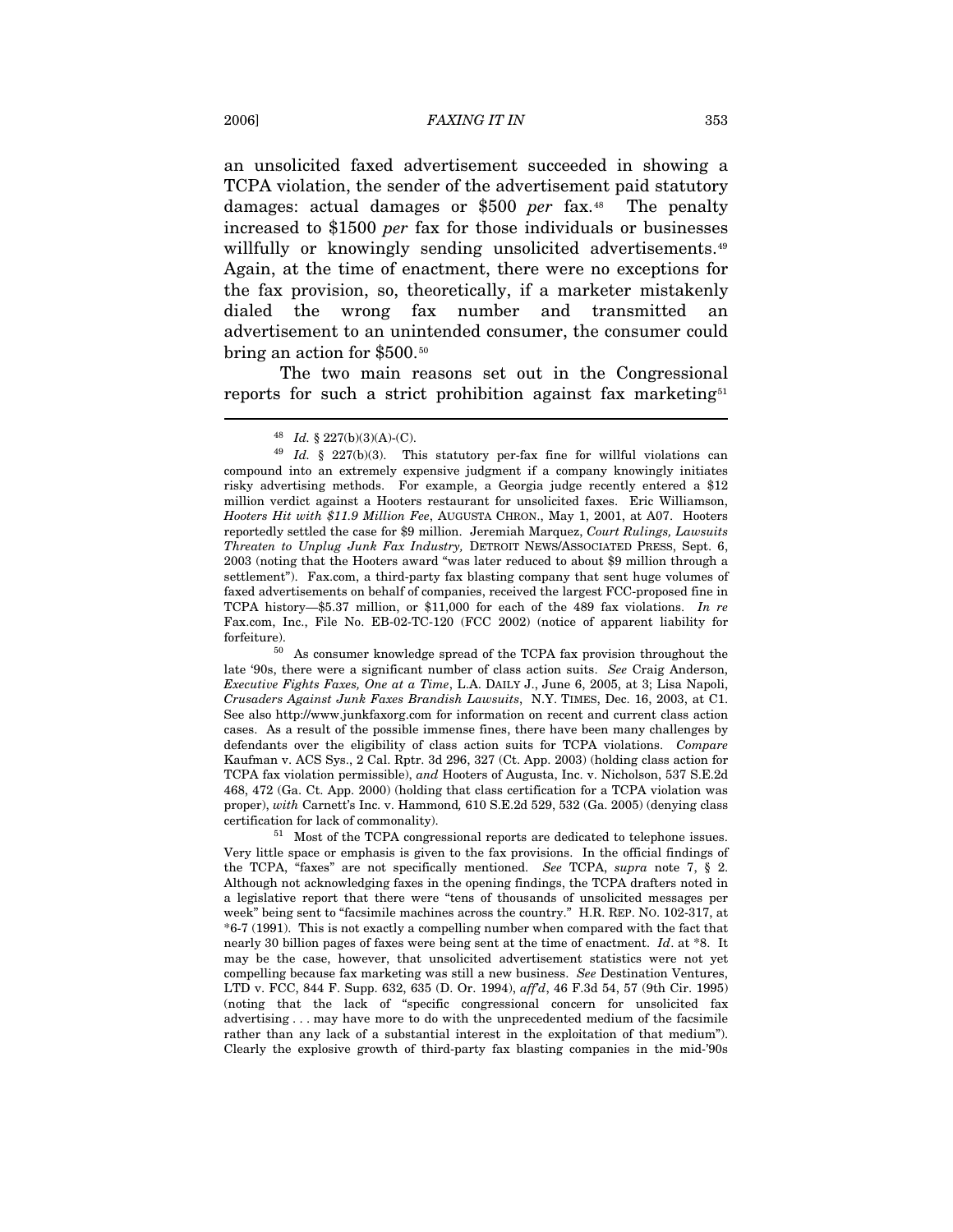an unsolicited faxed advertisement succeeded in showing a TCPA violation, the sender of the advertisement paid statutory damages: actual damages or $500 *per* fax.[48] The penalty increased to $1500 *per* fax for those individuals or businesses willfully or knowingly sending unsolicited advertisements.[49] Again, at the time of enactment, there were no exceptions for the fax provision, so, theoretically, if a marketer mistakenly dialed the wrong fax number and transmitted an advertisement to an unintended consumer, the consumer could bring an action for $500.[50]

The two main reasons set out in the Congressional reports for such a strict prohibition against fax marketing[51]

---

[48] *Id.* § 227(b)(3)(A)-(C).

[49] *Id.* § 227(b)(3). This statutory per-fax fine for willful violations can compound into an extremely expensive judgment if a company knowingly initiates risky advertising methods. For example, a Georgia judge recently entered a $12 million verdict against a Hooters restaurant for unsolicited faxes. Eric Williamson, *Hooters Hit with $11.9 Million Fee*, AUGUSTA CHRON., May 1, 2001, at A07. Hooters reportedly settled the case for $9 million. Jeremiah Marquez, *Court Rulings, Lawsuits Threaten to Unplug Junk Fax Industry,* DETROIT NEWS/ASSOCIATED PRESS, Sept. 6, 2003 (noting that the Hooters award "was later reduced to about $9 million through a settlement"). Fax.com, a third-party fax blasting company that sent huge volumes of faxed advertisements on behalf of companies, received the largest FCC-proposed fine in TCPA history—$5.37 million, or $11,000 for each of the 489 fax violations. *In re* Fax.com, Inc., File No. EB-02-TC-120 (FCC 2002) (notice of apparent liability for forfeiture).

[50] As consumer knowledge spread of the TCPA fax provision throughout the late '90s, there were a significant number of class action suits. *See* Craig Anderson, *Executive Fights Faxes, One at a Time*, L.A. DAILY J., June 6, 2005, at 3; Lisa Napoli, *Crusaders Against Junk Faxes Brandish Lawsuits*, N.Y. TIMES, Dec. 16, 2003, at C1. See also http://www.junkfaxorg.com for information on recent and current class action cases. As a result of the possible immense fines, there have been many challenges by defendants over the eligibility of class action suits for TCPA violations. *Compare* Kaufman v. ACS Sys., 2 Cal. Rptr. 3d 296, 327 (Ct. App. 2003) (holding class action for TCPA fax violation permissible), *and* Hooters of Augusta, Inc. v. Nicholson, 537 S.E.2d 468, 472 (Ga. Ct. App. 2000) (holding that class certification for a TCPA violation was proper), *with* Carnett's Inc. v. Hammond*,* 610 S.E.2d 529, 532 (Ga. 2005) (denying class certification for lack of commonality).

[51] Most of the TCPA congressional reports are dedicated to telephone issues. Very little space or emphasis is given to the fax provisions. In the official findings of the TCPA, "faxes" are not specifically mentioned. *See* TCPA, *supra* note 7, § 2. Although not acknowledging faxes in the opening findings, the TCPA drafters noted in a legislative report that there were "tens of thousands of unsolicited messages per week" being sent to "facsimile machines across the country." H.R. REP. NO. 102-317, at \*6-7 (1991). This is not exactly a compelling number when compared with the fact that nearly 30 billion pages of faxes were being sent at the time of enactment. *Id*. at \*8. It may be the case, however, that unsolicited advertisement statistics were not yet compelling because fax marketing was still a new business. *See* Destination Ventures, LTD v. FCC, 844 F. Supp. 632, 635 (D. Or. 1994), *aff'd*, 46 F.3d 54, 57 (9th Cir. 1995) (noting that the lack of "specific congressional concern for unsolicited fax advertising . . . may have more to do with the unprecedented medium of the facsimile rather than any lack of a substantial interest in the exploitation of that medium"). Clearly the explosive growth of third-party fax blasting companies in the mid-'90s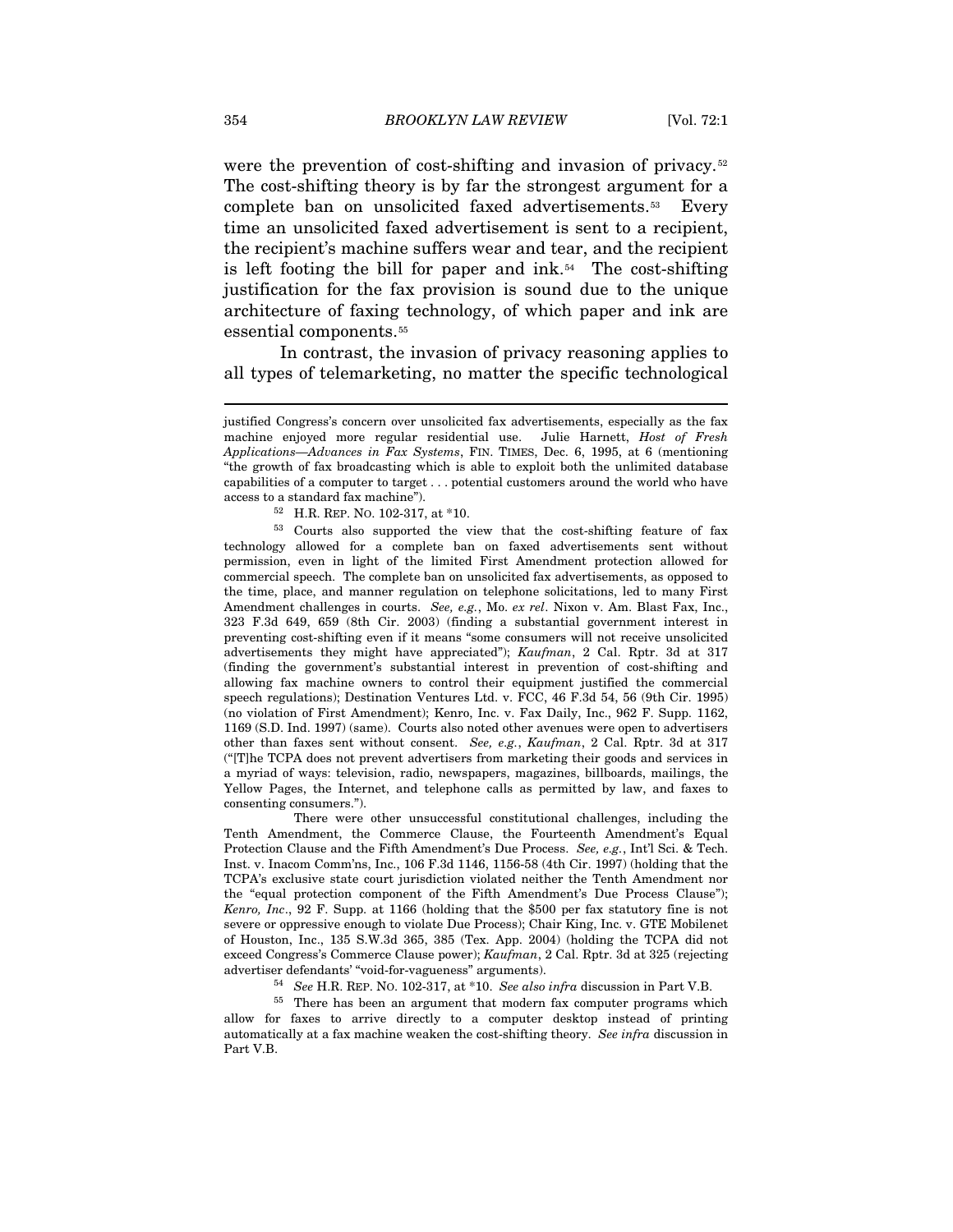were the prevention of cost-shifting and invasion of privacy.[52] The cost-shifting theory is by far the strongest argument for a complete ban on unsolicited faxed advertisements.[53] Every time an unsolicited faxed advertisement is sent to a recipient, the recipient's machine suffers wear and tear, and the recipient is left footing the bill for paper and ink.[54] The cost-shifting justification for the fax provision is sound due to the unique architecture of faxing technology, of which paper and ink are essential components.[55]

In contrast, the invasion of privacy reasoning applies to all types of telemarketing, no matter the specific technological

---

justified Congress's concern over unsolicited fax advertisements, especially as the fax machine enjoyed more regular residential use. Julie Harnett, *Host of Fresh Applications—Advances in Fax Systems*, FIN. TIMES, Dec. 6, 1995, at 6 (mentioning "the growth of fax broadcasting which is able to exploit both the unlimited database capabilities of a computer to target . . . potential customers around the world who have access to a standard fax machine").

[52] H.R. REP. NO. 102-317, at *10.

[53] Courts also supported the view that the cost-shifting feature of fax technology allowed for a complete ban on faxed advertisements sent without permission, even in light of the limited First Amendment protection allowed for commercial speech. The complete ban on unsolicited fax advertisements, as opposed to the time, place, and manner regulation on telephone solicitations, led to many First Amendment challenges in courts. *See, e.g.*, Mo. *ex rel*. Nixon v. Am. Blast Fax, Inc., 323 F.3d 649, 659 (8th Cir. 2003) (finding a substantial government interest in preventing cost-shifting even if it means "some consumers will not receive unsolicited advertisements they might have appreciated"); *Kaufman*, 2 Cal. Rptr. 3d at 317 (finding the government's substantial interest in prevention of cost-shifting and allowing fax machine owners to control their equipment justified the commercial speech regulations); Destination Ventures Ltd. v. FCC, 46 F.3d 54, 56 (9th Cir. 1995) (no violation of First Amendment); Kenro, Inc. v. Fax Daily, Inc., 962 F. Supp. 1162, 1169 (S.D. Ind. 1997) (same). Courts also noted other avenues were open to advertisers other than faxes sent without consent. *See, e.g.*, *Kaufman*, 2 Cal. Rptr. 3d at 317 ("[T]he TCPA does not prevent advertisers from marketing their goods and services in a myriad of ways: television, radio, newspapers, magazines, billboards, mailings, the Yellow Pages, the Internet, and telephone calls as permitted by law, and faxes to consenting consumers.").

There were other unsuccessful constitutional challenges, including the Tenth Amendment, the Commerce Clause, the Fourteenth Amendment's Equal Protection Clause and the Fifth Amendment's Due Process. *See, e.g.*, Int'l Sci. & Tech. Inst. v. Inacom Comm'ns, Inc., 106 F.3d 1146, 1156-58 (4th Cir. 1997) (holding that the TCPA's exclusive state court jurisdiction violated neither the Tenth Amendment nor the "equal protection component of the Fifth Amendment's Due Process Clause"); *Kenro, Inc*., 92 F. Supp. at 1166 (holding that the $500 per fax statutory fine is not severe or oppressive enough to violate Due Process); Chair King, Inc. v. GTE Mobilenet of Houston, Inc., 135 S.W.3d 365, 385 (Tex. App. 2004) (holding the TCPA did not exceed Congress's Commerce Clause power); *Kaufman*, 2 Cal. Rptr. 3d at 325 (rejecting advertiser defendants' "void-for-vagueness" arguments).

[54] *See* H.R. REP. NO. 102-317, at *10. *See also infra* discussion in Part V.B.

[55] There has been an argument that modern fax computer programs which allow for faxes to arrive directly to a computer desktop instead of printing automatically at a fax machine weaken the cost-shifting theory. *See infra* discussion in Part V.B.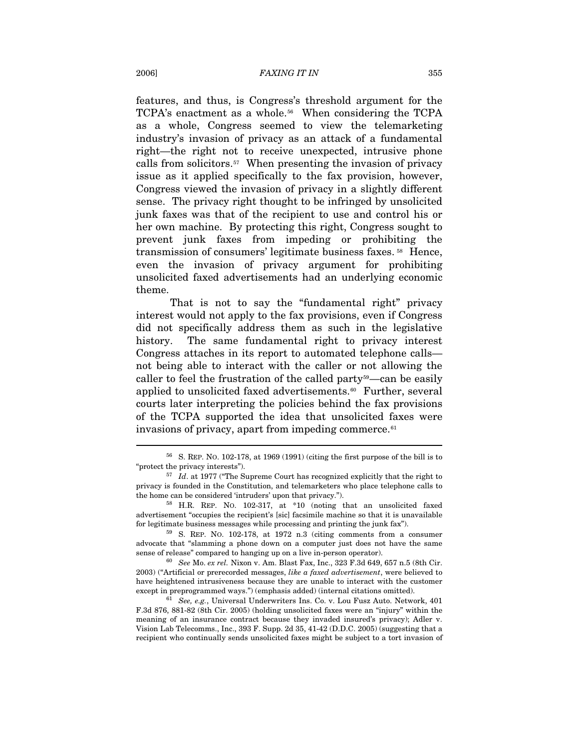features, and thus, is Congress's threshold argument for the TCPA's enactment as a whole.[56] When considering the TCPA as a whole, Congress seemed to view the telemarketing industry's invasion of privacy as an attack of a fundamental right—the right not to receive unexpected, intrusive phone calls from solicitors.[57] When presenting the invasion of privacy issue as it applied specifically to the fax provision, however, Congress viewed the invasion of privacy in a slightly different sense. The privacy right thought to be infringed by unsolicited junk faxes was that of the recipient to use and control his or her own machine. By protecting this right, Congress sought to prevent junk faxes from impeding or prohibiting the transmission of consumers' legitimate business faxes.[58] Hence, even the invasion of privacy argument for prohibiting unsolicited faxed advertisements had an underlying economic theme.

That is not to say the "fundamental right" privacy interest would not apply to the fax provisions, even if Congress did not specifically address them as such in the legislative history. The same fundamental right to privacy interest Congress attaches in its report to automated telephone calls—not being able to interact with the caller or not allowing the caller to feel the frustration of the called party[59]—can be easily applied to unsolicited faxed advertisements.[60] Further, several courts later interpreting the policies behind the fax provisions of the TCPA supported the idea that unsolicited faxes were invasions of privacy, apart from impeding commerce.[61]

---

[56] S. REP. NO. 102-178, at 1969 (1991) (citing the first purpose of the bill is to "protect the privacy interests").

[57] *Id*. at 1977 ("The Supreme Court has recognized explicitly that the right to privacy is founded in the Constitution, and telemarketers who place telephone calls to the home can be considered 'intruders' upon that privacy.").

[58] H.R. REP. NO. 102-317, at *10 (noting that an unsolicited faxed advertisement "occupies the recipient's [sic] facsimile machine so that it is unavailable for legitimate business messages while processing and printing the junk fax").

[59] S. REP. NO. 102-178, at 1972 n.3 (citing comments from a consumer advocate that "slamming a phone down on a computer just does not have the same sense of release" compared to hanging up on a live in-person operator).

[60] *See* Mo. *ex rel.* Nixon v. Am. Blast Fax, Inc., 323 F.3d 649, 657 n.5 (8th Cir. 2003) ("Artificial or prerecorded messages, *like a faxed advertisement*, were believed to have heightened intrusiveness because they are unable to interact with the customer except in preprogrammed ways.") (emphasis added) (internal citations omitted).

[61] *See, e.g.*, Universal Underwriters Ins. Co. v. Lou Fusz Auto. Network, 401 F.3d 876, 881-82 (8th Cir. 2005) (holding unsolicited faxes were an "injury" within the meaning of an insurance contract because they invaded insured's privacy); Adler v. Vision Lab Telecomms., Inc., 393 F. Supp. 2d 35, 41-42 (D.D.C. 2005) (suggesting that a recipient who continually sends unsolicited faxes might be subject to a tort invasion of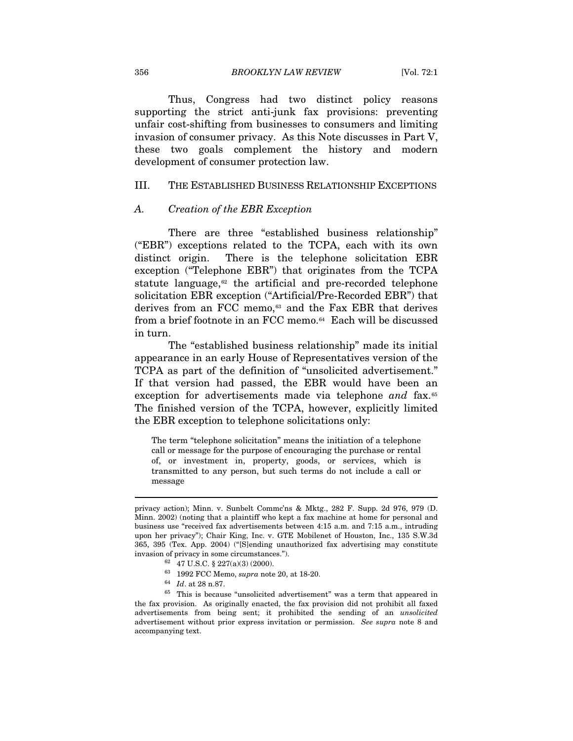Thus, Congress had two distinct policy reasons supporting the strict anti-junk fax provisions: preventing unfair cost-shifting from businesses to consumers and limiting invasion of consumer privacy. As this Note discusses in Part V, these two goals complement the history and modern development of consumer protection law.

## III. THE ESTABLISHED BUSINESS RELATIONSHIP EXCEPTIONS

### *A. Creation of the EBR Exception*

There are three "established business relationship" ("EBR") exceptions related to the TCPA, each with its own distinct origin. There is the telephone solicitation EBR exception ("Telephone EBR") that originates from the TCPA statute language,[62] the artificial and pre-recorded telephone solicitation EBR exception ("Artificial/Pre-Recorded EBR") that derives from an FCC memo,[63] and the Fax EBR that derives from a brief footnote in an FCC memo.[64] Each will be discussed in turn.

The "established business relationship" made its initial appearance in an early House of Representatives version of the TCPA as part of the definition of "unsolicited advertisement." If that version had passed, the EBR would have been an exception for advertisements made via telephone *and* fax.[65] The finished version of the TCPA, however, explicitly limited the EBR exception to telephone solicitations only:

> The term "telephone solicitation" means the initiation of a telephone call or message for the purpose of encouraging the purchase or rental of, or investment in, property, goods, or services, which is transmitted to any person, but such terms do not include a call or message

---

privacy action); Minn. v. Sunbelt Commc'ns & Mktg., 282 F. Supp. 2d 976, 979 (D. Minn. 2002) (noting that a plaintiff who kept a fax machine at home for personal and business use "received fax advertisements between 4:15 a.m. and 7:15 a.m., intruding upon her privacy"); Chair King, Inc. v. GTE Mobilenet of Houston, Inc., 135 S.W.3d 365, 395 (Tex. App. 2004) ("[S]ending unauthorized fax advertising may constitute invasion of privacy in some circumstances.").

[62] 47 U.S.C. § 227(a)(3) (2000).

[63] 1992 FCC Memo, *supra* note 20, at 18-20.

[64] *Id*. at 28 n.87.

[65] This is because "unsolicited advertisement" was a term that appeared in the fax provision. As originally enacted, the fax provision did not prohibit all faxed advertisements from being sent; it prohibited the sending of an *unsolicited* advertisement without prior express invitation or permission. *See supra* note 8 and accompanying text.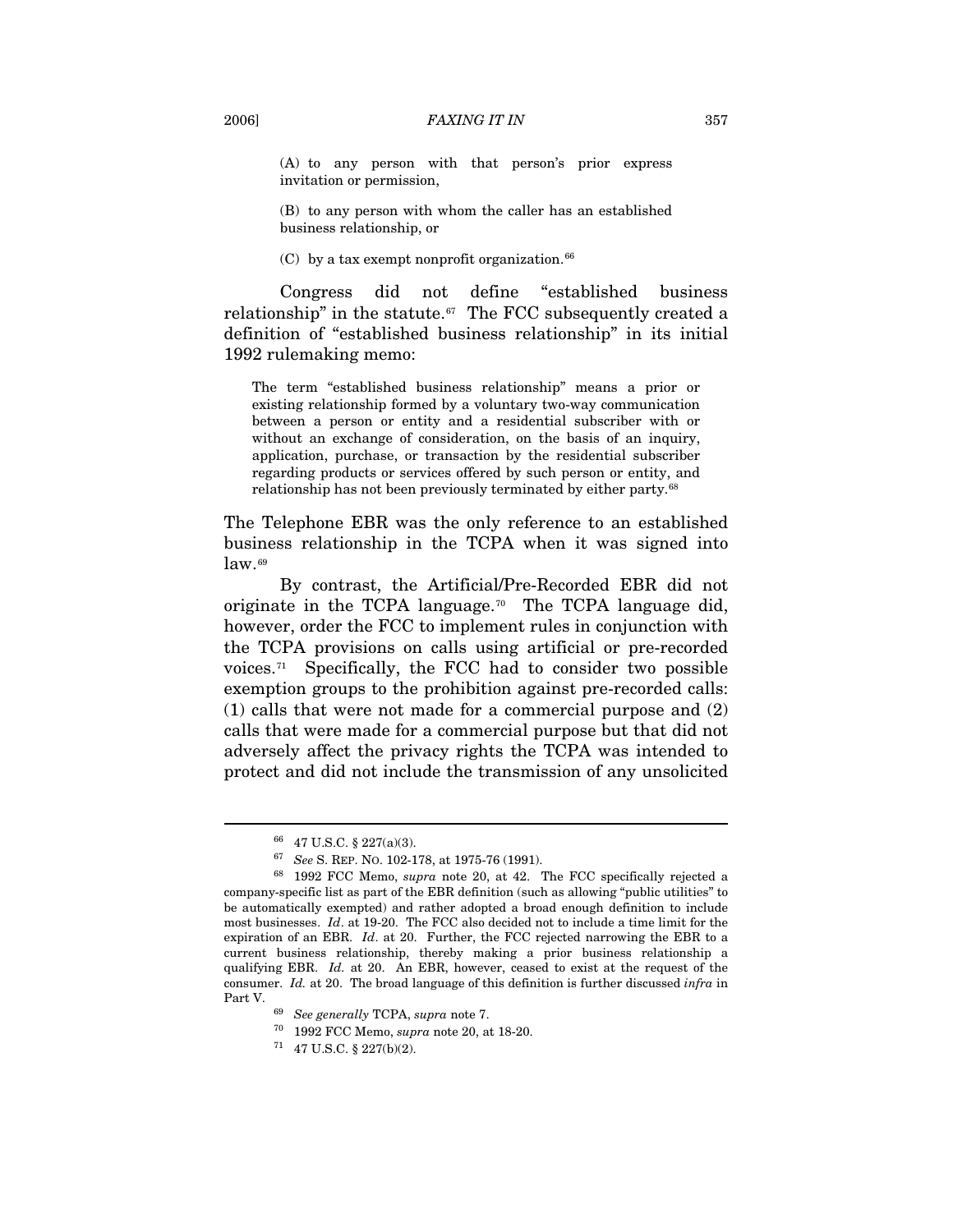(A) to any person with that person's prior express invitation or permission,

(B) to any person with whom the caller has an established business relationship, or

(C) by a tax exempt nonprofit organization.[66]

Congress did not define "established business relationship" in the statute.[67] The FCC subsequently created a definition of "established business relationship" in its initial 1992 rulemaking memo:

> The term "established business relationship" means a prior or existing relationship formed by a voluntary two-way communication between a person or entity and a residential subscriber with or without an exchange of consideration, on the basis of an inquiry, application, purchase, or transaction by the residential subscriber regarding products or services offered by such person or entity, and relationship has not been previously terminated by either party.[68]

The Telephone EBR was the only reference to an established business relationship in the TCPA when it was signed into law.[69]

By contrast, the Artificial/Pre-Recorded EBR did not originate in the TCPA language.[70] The TCPA language did, however, order the FCC to implement rules in conjunction with the TCPA provisions on calls using artificial or pre-recorded voices.[71] Specifically, the FCC had to consider two possible exemption groups to the prohibition against pre-recorded calls: (1) calls that were not made for a commercial purpose and (2) calls that were made for a commercial purpose but that did not adversely affect the privacy rights the TCPA was intended to protect and did not include the transmission of any unsolicited

---

[66] 47 U.S.C. § 227(a)(3).

[67] *See* S. REP. NO. 102-178, at 1975-76 (1991).

[68] 1992 FCC Memo, *supra* note 20, at 42. The FCC specifically rejected a company-specific list as part of the EBR definition (such as allowing "public utilities" to be automatically exempted) and rather adopted a broad enough definition to include most businesses. *Id*. at 19-20. The FCC also decided not to include a time limit for the expiration of an EBR. *Id*. at 20. Further, the FCC rejected narrowing the EBR to a current business relationship, thereby making a prior business relationship a qualifying EBR. *Id.* at 20. An EBR, however, ceased to exist at the request of the consumer. *Id.* at 20. The broad language of this definition is further discussed *infra* in Part V.

[69] *See generally* TCPA, *supra* note 7.

[70] 1992 FCC Memo, *supra* note 20, at 18-20.

[71] 47 U.S.C. § 227(b)(2).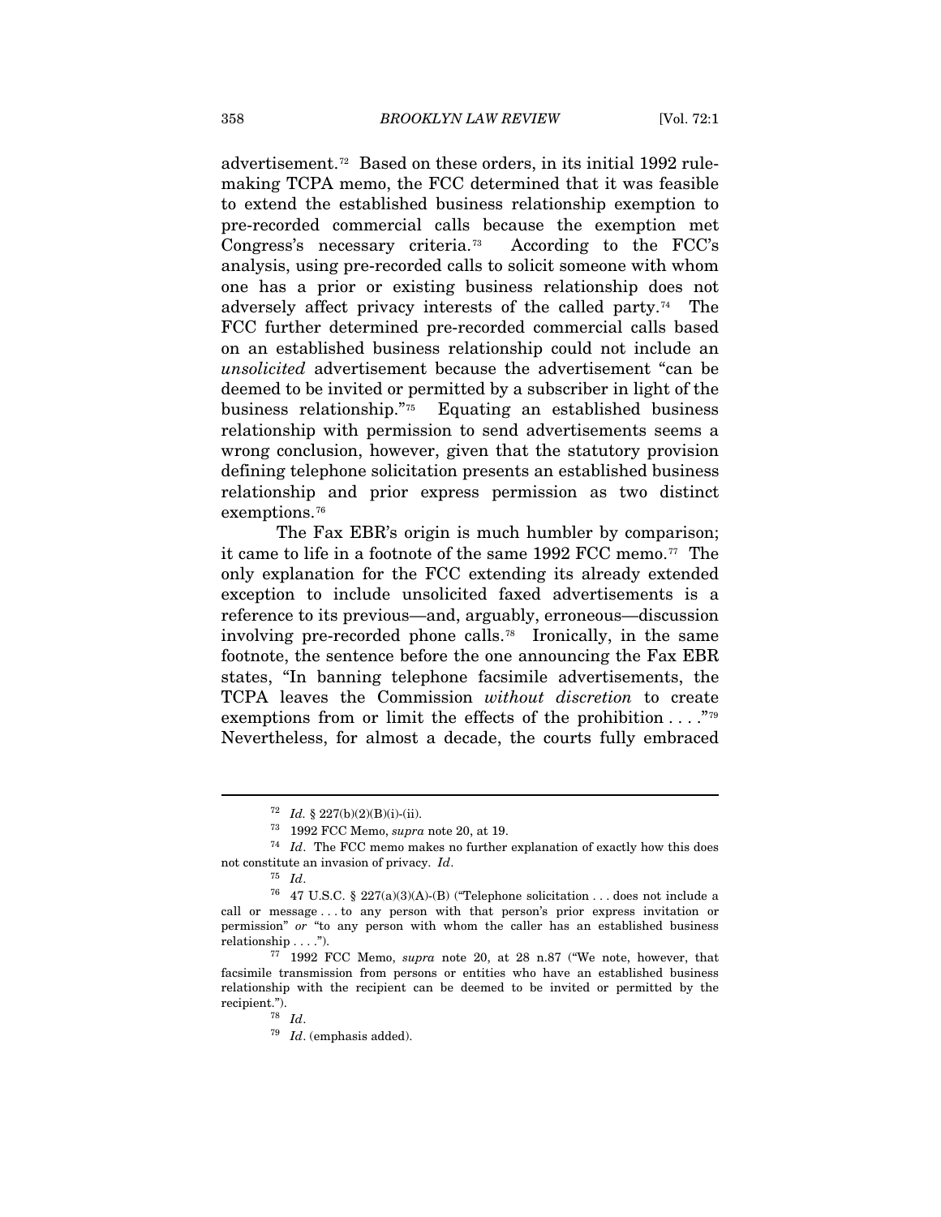advertisement.[72] Based on these orders, in its initial 1992 rule-making TCPA memo, the FCC determined that it was feasible to extend the established business relationship exemption to pre-recorded commercial calls because the exemption met Congress's necessary criteria.[73] According to the FCC's analysis, using pre-recorded calls to solicit someone with whom one has a prior or existing business relationship does not adversely affect privacy interests of the called party.[74] The FCC further determined pre-recorded commercial calls based on an established business relationship could not include an *unsolicited* advertisement because the advertisement "can be deemed to be invited or permitted by a subscriber in light of the business relationship."[75] Equating an established business relationship with permission to send advertisements seems a wrong conclusion, however, given that the statutory provision defining telephone solicitation presents an established business relationship and prior express permission as two distinct exemptions.[76]

The Fax EBR's origin is much humbler by comparison; it came to life in a footnote of the same 1992 FCC memo.[77] The only explanation for the FCC extending its already extended exception to include unsolicited faxed advertisements is a reference to its previous—and, arguably, erroneous—discussion involving pre-recorded phone calls.[78] Ironically, in the same footnote, the sentence before the one announcing the Fax EBR states, "In banning telephone facsimile advertisements, the TCPA leaves the Commission *without discretion* to create exemptions from or limit the effects of the prohibition . . . ."[79] Nevertheless, for almost a decade, the courts fully embraced

---

[72] *Id.* § 227(b)(2)(B)(i)-(ii).

[73] 1992 FCC Memo, *supra* note 20, at 19.

[74] *Id*. The FCC memo makes no further explanation of exactly how this does not constitute an invasion of privacy. *Id*.

[75] *Id*.

[76] 47 U.S.C. § 227(a)(3)(A)-(B) ("Telephone solicitation . . . does not include a call or message . . . to any person with that person's prior express invitation or permission" *or* "to any person with whom the caller has an established business relationship . . . .").

[77] 1992 FCC Memo, *supra* note 20, at 28 n.87 ("We note, however, that facsimile transmission from persons or entities who have an established business relationship with the recipient can be deemed to be invited or permitted by the recipient.").

[78] *Id*.

[79] *Id*. (emphasis added).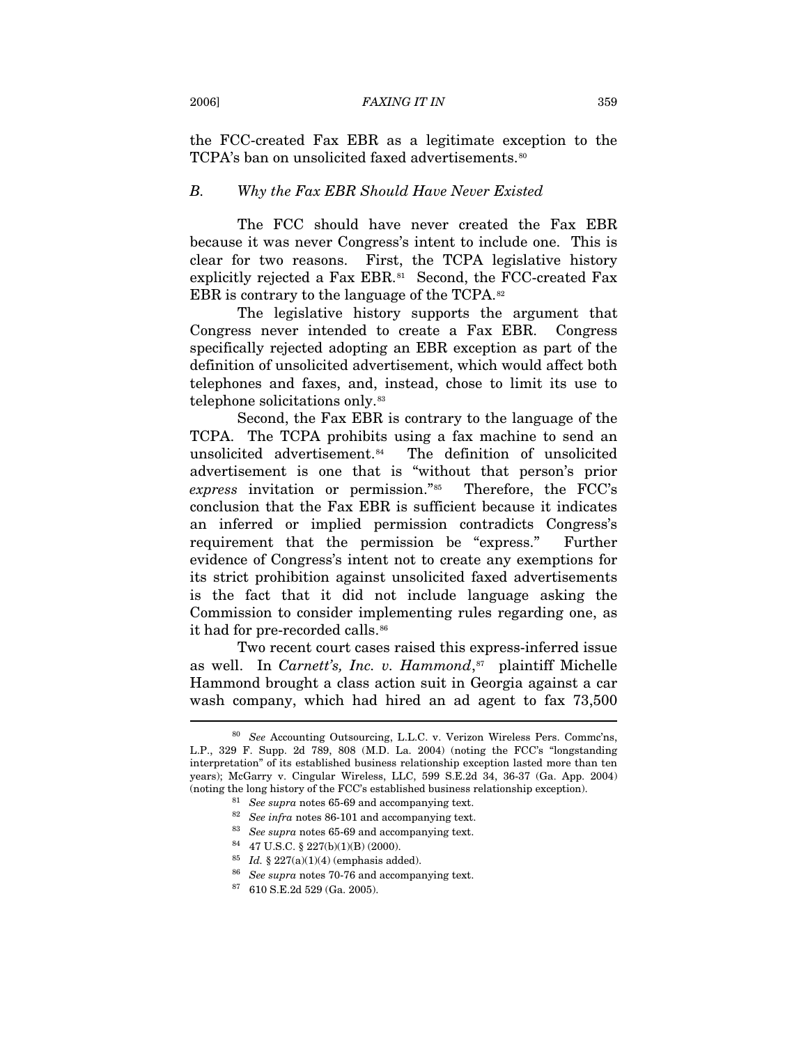the FCC-created Fax EBR as a legitimate exception to the TCPA's ban on unsolicited faxed advertisements.[80]

### *B. Why the Fax EBR Should Have Never Existed*

The FCC should have never created the Fax EBR because it was never Congress's intent to include one. This is clear for two reasons. First, the TCPA legislative history explicitly rejected a Fax EBR.[81] Second, the FCC-created Fax EBR is contrary to the language of the TCPA.[82]

The legislative history supports the argument that Congress never intended to create a Fax EBR. Congress specifically rejected adopting an EBR exception as part of the definition of unsolicited advertisement, which would affect both telephones and faxes, and, instead, chose to limit its use to telephone solicitations only.[83]

Second, the Fax EBR is contrary to the language of the TCPA. The TCPA prohibits using a fax machine to send an unsolicited advertisement.[84] The definition of unsolicited advertisement is one that is "without that person's prior *express* invitation or permission."[85] Therefore, the FCC's conclusion that the Fax EBR is sufficient because it indicates an inferred or implied permission contradicts Congress's requirement that the permission be "express." Further evidence of Congress's intent not to create any exemptions for its strict prohibition against unsolicited faxed advertisements is the fact that it did not include language asking the Commission to consider implementing rules regarding one, as it had for pre-recorded calls.[86]

Two recent court cases raised this express-inferred issue as well. In *Carnett's, Inc. v. Hammond*,[87] plaintiff Michelle Hammond brought a class action suit in Georgia against a car wash company, which had hired an ad agent to fax 73,500

---

[80] *See* Accounting Outsourcing, L.L.C. v. Verizon Wireless Pers. Commc'ns, L.P., 329 F. Supp. 2d 789, 808 (M.D. La. 2004) (noting the FCC's "longstanding interpretation" of its established business relationship exception lasted more than ten years); McGarry v. Cingular Wireless, LLC, 599 S.E.2d 34, 36-37 (Ga. App. 2004) (noting the long history of the FCC's established business relationship exception).

[81] *See supra* notes 65-69 and accompanying text.

[82] *See infra* notes 86-101 and accompanying text.

[83] *See supra* notes 65-69 and accompanying text.

[84] 47 U.S.C. § 227(b)(1)(B) (2000).

[85] *Id.* § 227(a)(1)(4) (emphasis added).

[86] *See supra* notes 70-76 and accompanying text.

[87] 610 S.E.2d 529 (Ga. 2005).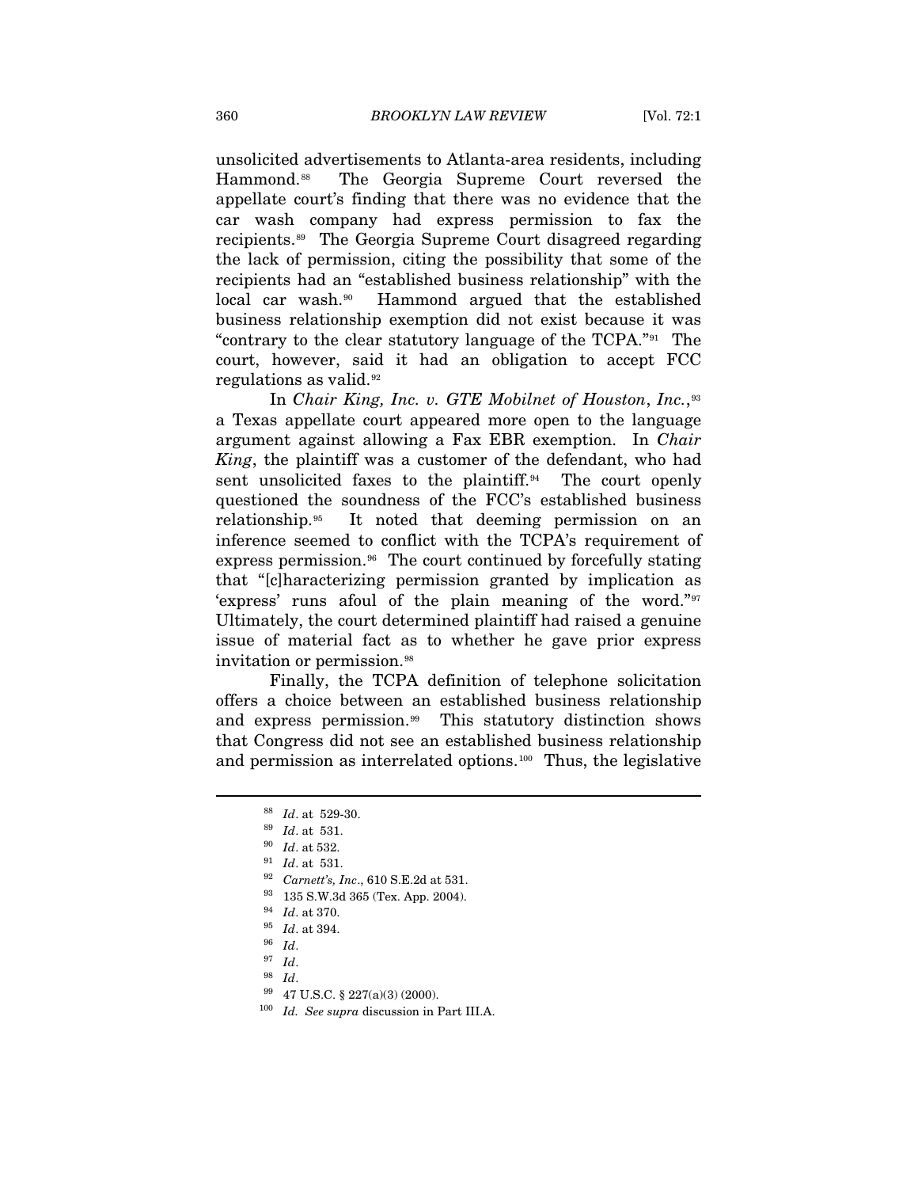unsolicited advertisements to Atlanta-area residents, including Hammond.[88] The Georgia Supreme Court reversed the appellate court's finding that there was no evidence that the car wash company had express permission to fax the recipients.[89] The Georgia Supreme Court disagreed regarding the lack of permission, citing the possibility that some of the recipients had an "established business relationship" with the local car wash.[90] Hammond argued that the established business relationship exemption did not exist because it was "contrary to the clear statutory language of the TCPA."[91] The court, however, said it had an obligation to accept FCC regulations as valid.[92]

In *Chair King, Inc. v. GTE Mobilnet of Houston, Inc.*,[93] a Texas appellate court appeared more open to the language argument against allowing a Fax EBR exemption. In *Chair King*, the plaintiff was a customer of the defendant, who had sent unsolicited faxes to the plaintiff.[94] The court openly questioned the soundness of the FCC's established business relationship.[95] It noted that deeming permission on an inference seemed to conflict with the TCPA's requirement of express permission.[96] The court continued by forcefully stating that "[c]haracterizing permission granted by implication as 'express' runs afoul of the plain meaning of the word."[97] Ultimately, the court determined plaintiff had raised a genuine issue of material fact as to whether he gave prior express invitation or permission.[98]

Finally, the TCPA definition of telephone solicitation offers a choice between an established business relationship and express permission.[99] This statutory distinction shows that Congress did not see an established business relationship and permission as interrelated options.[100] Thus, the legislative

---

[88] *Id*. at 529-30.

[89] *Id*. at 531.

[90] *Id*. at 532.

[91] *Id*. at 531.

[92] *Carnett's, Inc*., 610 S.E.2d at 531.

[93] 135 S.W.3d 365 (Tex. App. 2004).

[94] *Id*. at 370.

[95] *Id*. at 394.

[96] *Id*.

[97] *Id*.

[98] *Id*.

[99] 47 U.S.C. § 227(a)(3) (2000).

[100] *Id*. *See supra* discussion in Part III.A.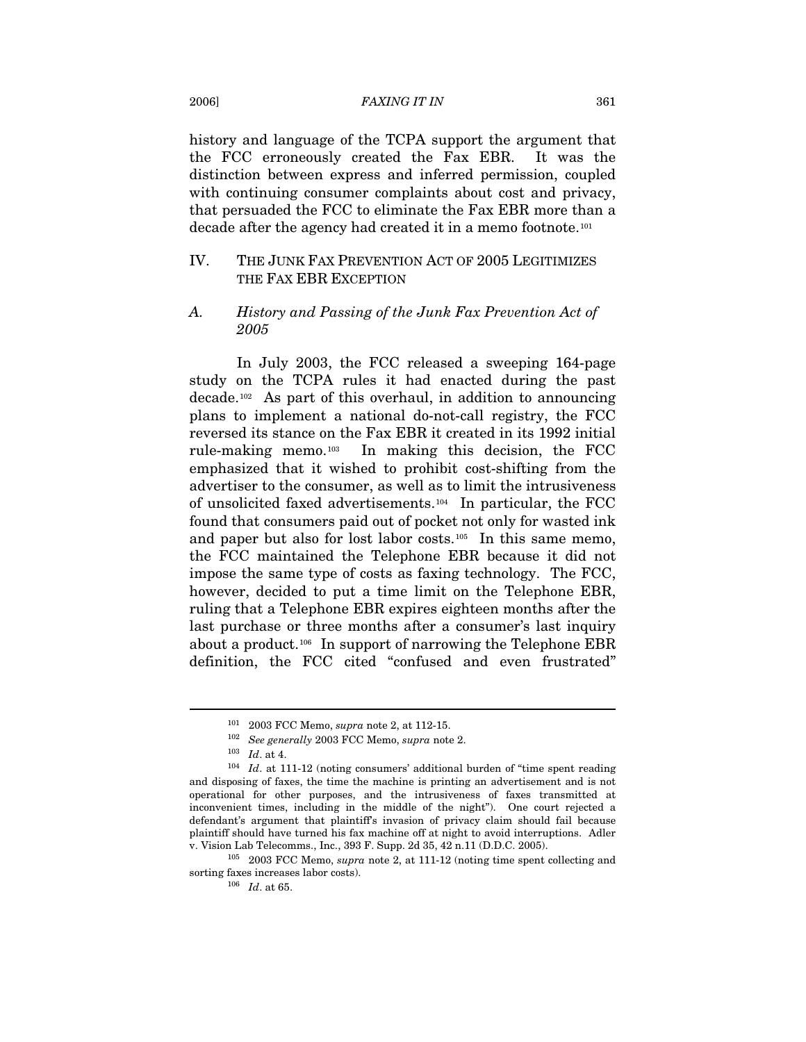history and language of the TCPA support the argument that the FCC erroneously created the Fax EBR. It was the distinction between express and inferred permission, coupled with continuing consumer complaints about cost and privacy, that persuaded the FCC to eliminate the Fax EBR more than a decade after the agency had created it in a memo footnote.[101]

## IV. THE JUNK FAX PREVENTION ACT OF 2005 LEGITIMIZES THE FAX EBR EXCEPTION

### *A. History and Passing of the Junk Fax Prevention Act of 2005*

In July 2003, the FCC released a sweeping 164-page study on the TCPA rules it had enacted during the past decade.[102] As part of this overhaul, in addition to announcing plans to implement a national do-not-call registry, the FCC reversed its stance on the Fax EBR it created in its 1992 initial rule-making memo.[103] In making this decision, the FCC emphasized that it wished to prohibit cost-shifting from the advertiser to the consumer, as well as to limit the intrusiveness of unsolicited faxed advertisements.[104] In particular, the FCC found that consumers paid out of pocket not only for wasted ink and paper but also for lost labor costs.[105] In this same memo, the FCC maintained the Telephone EBR because it did not impose the same type of costs as faxing technology. The FCC, however, decided to put a time limit on the Telephone EBR, ruling that a Telephone EBR expires eighteen months after the last purchase or three months after a consumer's last inquiry about a product.[106] In support of narrowing the Telephone EBR definition, the FCC cited "confused and even frustrated"

---

[101] 2003 FCC Memo, *supra* note 2, at 112-15.

[102] *See generally* 2003 FCC Memo, *supra* note 2.

[103] *Id*. at 4.

[104] *Id*. at 111-12 (noting consumers' additional burden of "time spent reading and disposing of faxes, the time the machine is printing an advertisement and is not operational for other purposes, and the intrusiveness of faxes transmitted at inconvenient times, including in the middle of the night"). One court rejected a defendant's argument that plaintiff's invasion of privacy claim should fail because plaintiff should have turned his fax machine off at night to avoid interruptions. Adler v. Vision Lab Telecomms., Inc., 393 F. Supp. 2d 35, 42 n.11 (D.D.C. 2005).

[105] 2003 FCC Memo, *supra* note 2, at 111-12 (noting time spent collecting and sorting faxes increases labor costs).

[106] *Id*. at 65.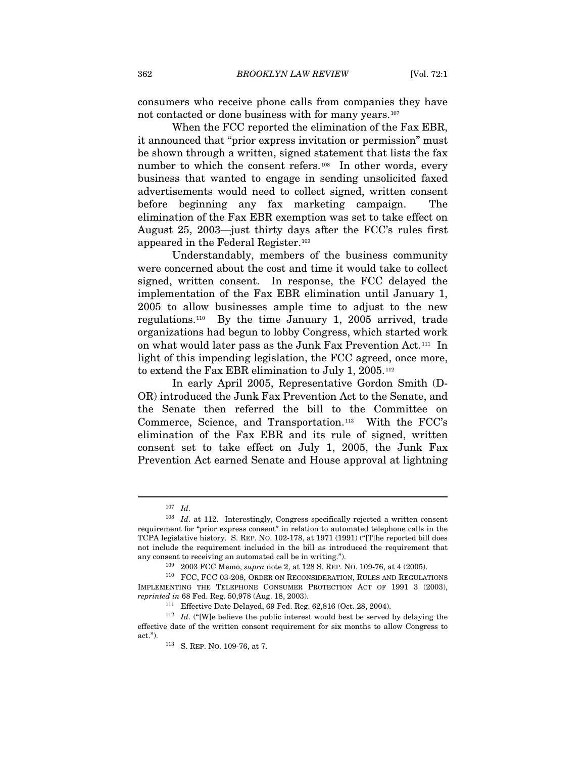consumers who receive phone calls from companies they have not contacted or done business with for many years.[107]

When the FCC reported the elimination of the Fax EBR, it announced that "prior express invitation or permission" must be shown through a written, signed statement that lists the fax number to which the consent refers.[108] In other words, every business that wanted to engage in sending unsolicited faxed advertisements would need to collect signed, written consent before beginning any fax marketing campaign. The elimination of the Fax EBR exemption was set to take effect on August 25, 2003—just thirty days after the FCC's rules first appeared in the Federal Register.[109]

Understandably, members of the business community were concerned about the cost and time it would take to collect signed, written consent. In response, the FCC delayed the implementation of the Fax EBR elimination until January 1, 2005 to allow businesses ample time to adjust to the new regulations.[110] By the time January 1, 2005 arrived, trade organizations had begun to lobby Congress, which started work on what would later pass as the Junk Fax Prevention Act.[111] In light of this impending legislation, the FCC agreed, once more, to extend the Fax EBR elimination to July 1, 2005.[112]

In early April 2005, Representative Gordon Smith (D-OR) introduced the Junk Fax Prevention Act to the Senate, and the Senate then referred the bill to the Committee on Commerce, Science, and Transportation.[113] With the FCC's elimination of the Fax EBR and its rule of signed, written consent set to take effect on July 1, 2005, the Junk Fax Prevention Act earned Senate and House approval at lightning

---

[107] *Id*.

[108] *Id*. at 112. Interestingly, Congress specifically rejected a written consent requirement for "prior express consent" in relation to automated telephone calls in the TCPA legislative history. S. REP. NO. 102-178, at 1971 (1991) ("[T]he reported bill does not include the requirement included in the bill as introduced the requirement that any consent to receiving an automated call be in writing.").

[109] 2003 FCC Memo, *supra* note 2, at 128 S. REP. NO. 109-76, at 4 (2005).

[110] FCC, FCC 03-208, ORDER ON RECONSIDERATION, RULES AND REGULATIONS IMPLEMENTING THE TELEPHONE CONSUMER PROTECTION ACT OF 1991 3 (2003), *reprinted in* 68 Fed. Reg. 50,978 (Aug. 18, 2003).

[111] Effective Date Delayed, 69 Fed. Reg. 62,816 (Oct. 28, 2004).

[112] *Id*. ("[W]e believe the public interest would best be served by delaying the effective date of the written consent requirement for six months to allow Congress to act.").

[113] S. REP. NO. 109-76, at 7.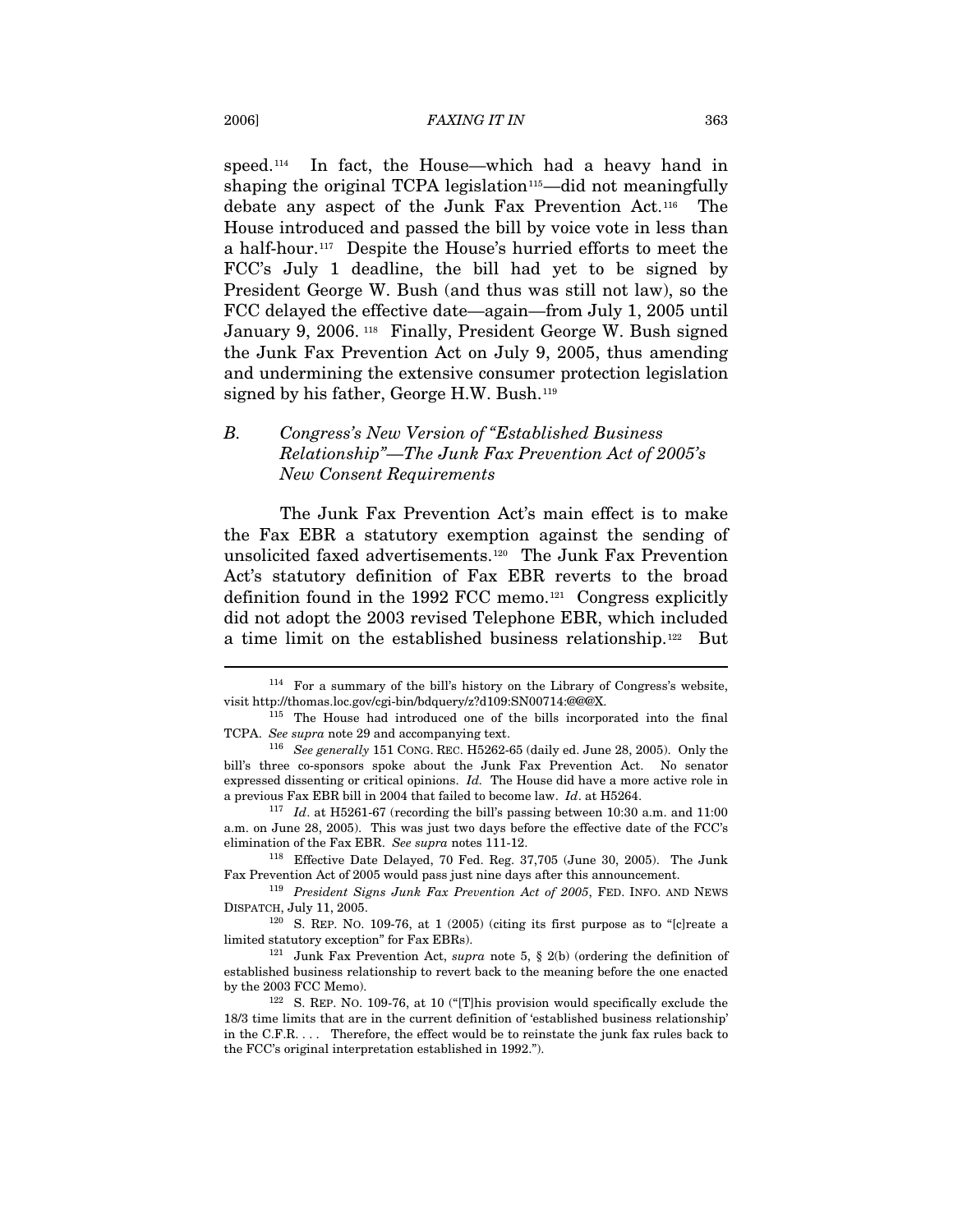speed.[114] In fact, the House—which had a heavy hand in shaping the original TCPA legislation[115]—did not meaningfully debate any aspect of the Junk Fax Prevention Act.[116] The House introduced and passed the bill by voice vote in less than a half-hour.[117] Despite the House's hurried efforts to meet the FCC's July 1 deadline, the bill had yet to be signed by President George W. Bush (and thus was still not law), so the FCC delayed the effective date—again—from July 1, 2005 until January 9, 2006.[118] Finally, President George W. Bush signed the Junk Fax Prevention Act on July 9, 2005, thus amending and undermining the extensive consumer protection legislation signed by his father, George H.W. Bush.[119]

### *B. Congress's New Version of "Established Business Relationship"—The Junk Fax Prevention Act of 2005's New Consent Requirements*

The Junk Fax Prevention Act's main effect is to make the Fax EBR a statutory exemption against the sending of unsolicited faxed advertisements.[120] The Junk Fax Prevention Act's statutory definition of Fax EBR reverts to the broad definition found in the 1992 FCC memo.[121] Congress explicitly did not adopt the 2003 revised Telephone EBR, which included a time limit on the established business relationship.[122] But

---

[114] For a summary of the bill's history on the Library of Congress's website, visit http://thomas.loc.gov/cgi-bin/bdquery/z?d109:SN00714:@@@X.

[115] The House had introduced one of the bills incorporated into the final TCPA. *See supra* note 29 and accompanying text.

[116] *See generally* 151 CONG. REC. H5262-65 (daily ed. June 28, 2005). Only the bill's three co-sponsors spoke about the Junk Fax Prevention Act. No senator expressed dissenting or critical opinions. *Id.* The House did have a more active role in a previous Fax EBR bill in 2004 that failed to become law. *Id*. at H5264.

[117] *Id*. at H5261-67 (recording the bill's passing between 10:30 a.m. and 11:00 a.m. on June 28, 2005). This was just two days before the effective date of the FCC's elimination of the Fax EBR. *See supra* notes 111-12.

[118] Effective Date Delayed, 70 Fed. Reg. 37,705 (June 30, 2005). The Junk Fax Prevention Act of 2005 would pass just nine days after this announcement.

[119] *President Signs Junk Fax Prevention Act of 2005*, FED. INFO. AND NEWS DISPATCH, July 11, 2005.

[120] S. REP. NO. 109-76, at 1 (2005) (citing its first purpose as to "[c]reate a limited statutory exception" for Fax EBRs).

[121] Junk Fax Prevention Act, *supra* note 5, § 2(b) (ordering the definition of established business relationship to revert back to the meaning before the one enacted by the 2003 FCC Memo).

[122] S. REP. NO. 109-76, at 10 ("[T]his provision would specifically exclude the 18/3 time limits that are in the current definition of 'established business relationship' in the C.F.R. . . . Therefore, the effect would be to reinstate the junk fax rules back to the FCC's original interpretation established in 1992.").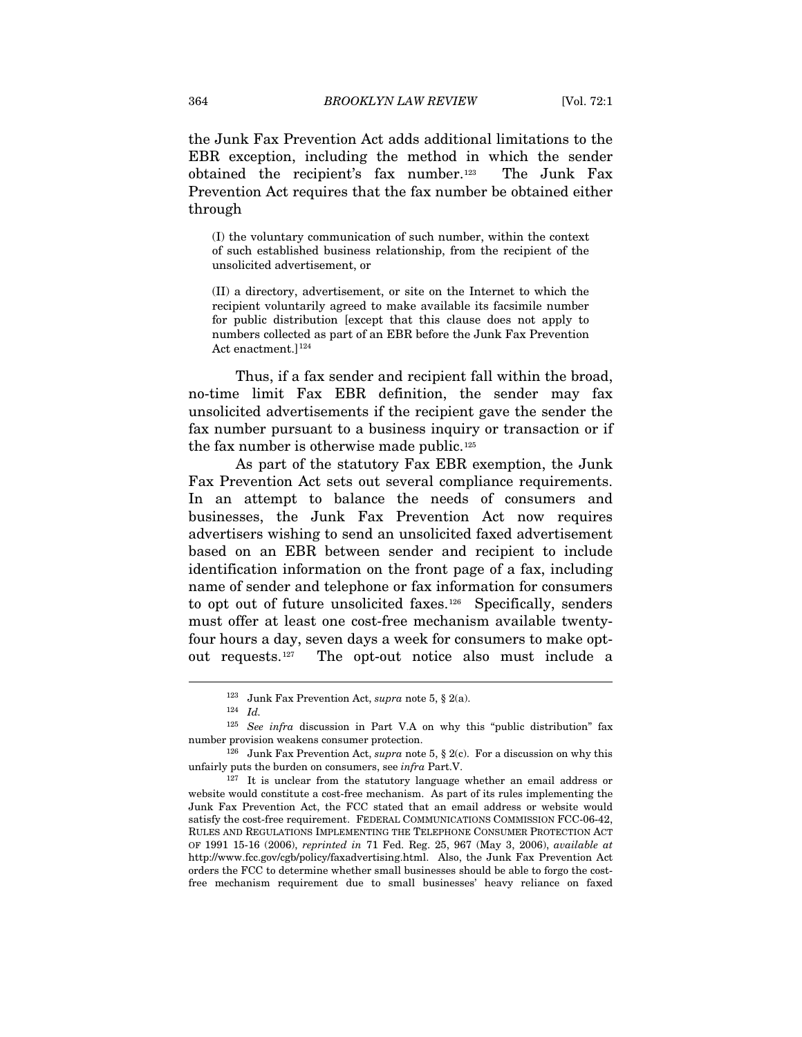the Junk Fax Prevention Act adds additional limitations to the EBR exception, including the method in which the sender obtained the recipient's fax number.[123] The Junk Fax Prevention Act requires that the fax number be obtained either through

> (I) the voluntary communication of such number, within the context of such established business relationship, from the recipient of the unsolicited advertisement, or
>
> (II) a directory, advertisement, or site on the Internet to which the recipient voluntarily agreed to make available its facsimile number for public distribution [except that this clause does not apply to numbers collected as part of an EBR before the Junk Fax Prevention Act enactment.][124]

Thus, if a fax sender and recipient fall within the broad, no-time limit Fax EBR definition, the sender may fax unsolicited advertisements if the recipient gave the sender the fax number pursuant to a business inquiry or transaction or if the fax number is otherwise made public.[125]

As part of the statutory Fax EBR exemption, the Junk Fax Prevention Act sets out several compliance requirements. In an attempt to balance the needs of consumers and businesses, the Junk Fax Prevention Act now requires advertisers wishing to send an unsolicited faxed advertisement based on an EBR between sender and recipient to include identification information on the front page of a fax, including name of sender and telephone or fax information for consumers to opt out of future unsolicited faxes.[126] Specifically, senders must offer at least one cost-free mechanism available twenty-four hours a day, seven days a week for consumers to make opt-out requests.[127] The opt-out notice also must include a

---

[123] Junk Fax Prevention Act, *supra* note 5, § 2(a).

[124] *Id.*

[125] *See infra* discussion in Part V.A on why this "public distribution" fax number provision weakens consumer protection.

[126] Junk Fax Prevention Act, *supra* note 5, § 2(c). For a discussion on why this unfairly puts the burden on consumers, see *infra* Part.V.

[127] It is unclear from the statutory language whether an email address or website would constitute a cost-free mechanism. As part of its rules implementing the Junk Fax Prevention Act, the FCC stated that an email address or website would satisfy the cost-free requirement. FEDERAL COMMUNICATIONS COMMISSION FCC-06-42, RULES AND REGULATIONS IMPLEMENTING THE TELEPHONE CONSUMER PROTECTION ACT OF 1991 15-16 (2006), *reprinted in* 71 Fed. Reg. 25, 967 (May 3, 2006), *available at* http://www.fcc.gov/cgb/policy/faxadvertising.html. Also, the Junk Fax Prevention Act orders the FCC to determine whether small businesses should be able to forgo the cost-free mechanism requirement due to small businesses' heavy reliance on faxed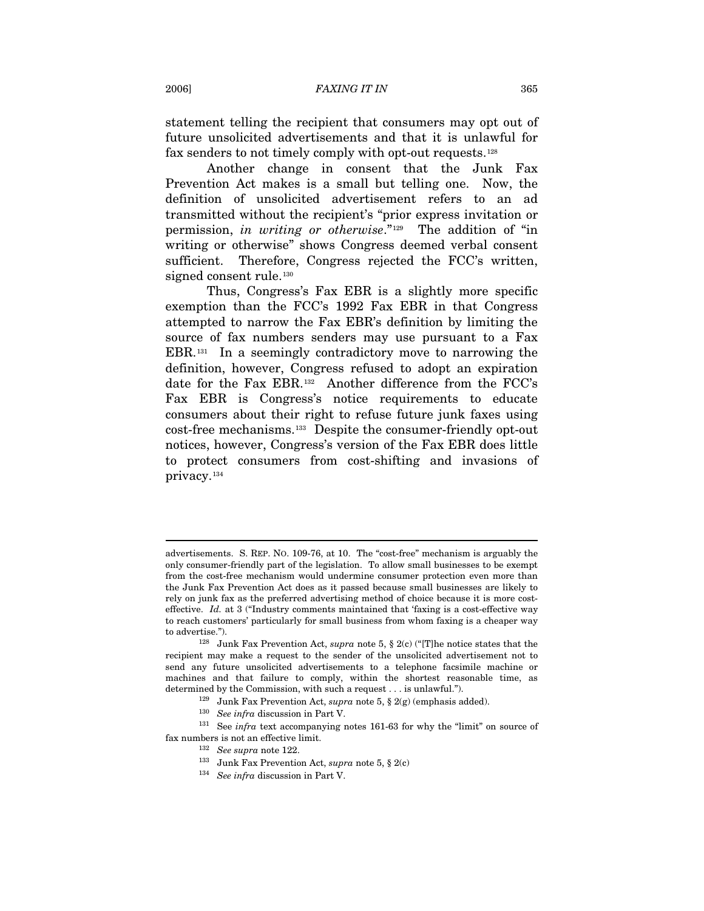statement telling the recipient that consumers may opt out of future unsolicited advertisements and that it is unlawful for fax senders to not timely comply with opt-out requests.[128]

Another change in consent that the Junk Fax Prevention Act makes is a small but telling one. Now, the definition of unsolicited advertisement refers to an ad transmitted without the recipient's "prior express invitation or permission, *in writing or otherwise*."[129] The addition of "in writing or otherwise" shows Congress deemed verbal consent sufficient. Therefore, Congress rejected the FCC's written, signed consent rule.[130]

Thus, Congress's Fax EBR is a slightly more specific exemption than the FCC's 1992 Fax EBR in that Congress attempted to narrow the Fax EBR's definition by limiting the source of fax numbers senders may use pursuant to a Fax EBR.[131] In a seemingly contradictory move to narrowing the definition, however, Congress refused to adopt an expiration date for the Fax EBR.[132] Another difference from the FCC's Fax EBR is Congress's notice requirements to educate consumers about their right to refuse future junk faxes using cost-free mechanisms.[133] Despite the consumer-friendly opt-out notices, however, Congress's version of the Fax EBR does little to protect consumers from cost-shifting and invasions of privacy.[134]

---

advertisements. S. REP. NO. 109-76, at 10. The "cost-free" mechanism is arguably the only consumer-friendly part of the legislation. To allow small businesses to be exempt from the cost-free mechanism would undermine consumer protection even more than the Junk Fax Prevention Act does as it passed because small businesses are likely to rely on junk fax as the preferred advertising method of choice because it is more cost-effective. *Id.* at 3 ("Industry comments maintained that 'faxing is a cost-effective way to reach customers' particularly for small business from whom faxing is a cheaper way to advertise.").

[128] Junk Fax Prevention Act, *supra* note 5, § 2(c) ("[T]he notice states that the recipient may make a request to the sender of the unsolicited advertisement not to send any future unsolicited advertisements to a telephone facsimile machine or machines and that failure to comply, within the shortest reasonable time, as determined by the Commission, with such a request . . . is unlawful.").

[129] Junk Fax Prevention Act, *supra* note 5, § 2(g) (emphasis added).

[130] *See infra* discussion in Part V.

[131] See *infra* text accompanying notes 161-63 for why the "limit" on source of fax numbers is not an effective limit.

[132] *See supra* note 122.

[133] Junk Fax Prevention Act, *supra* note 5, § 2(c)

[134] *See infra* discussion in Part V.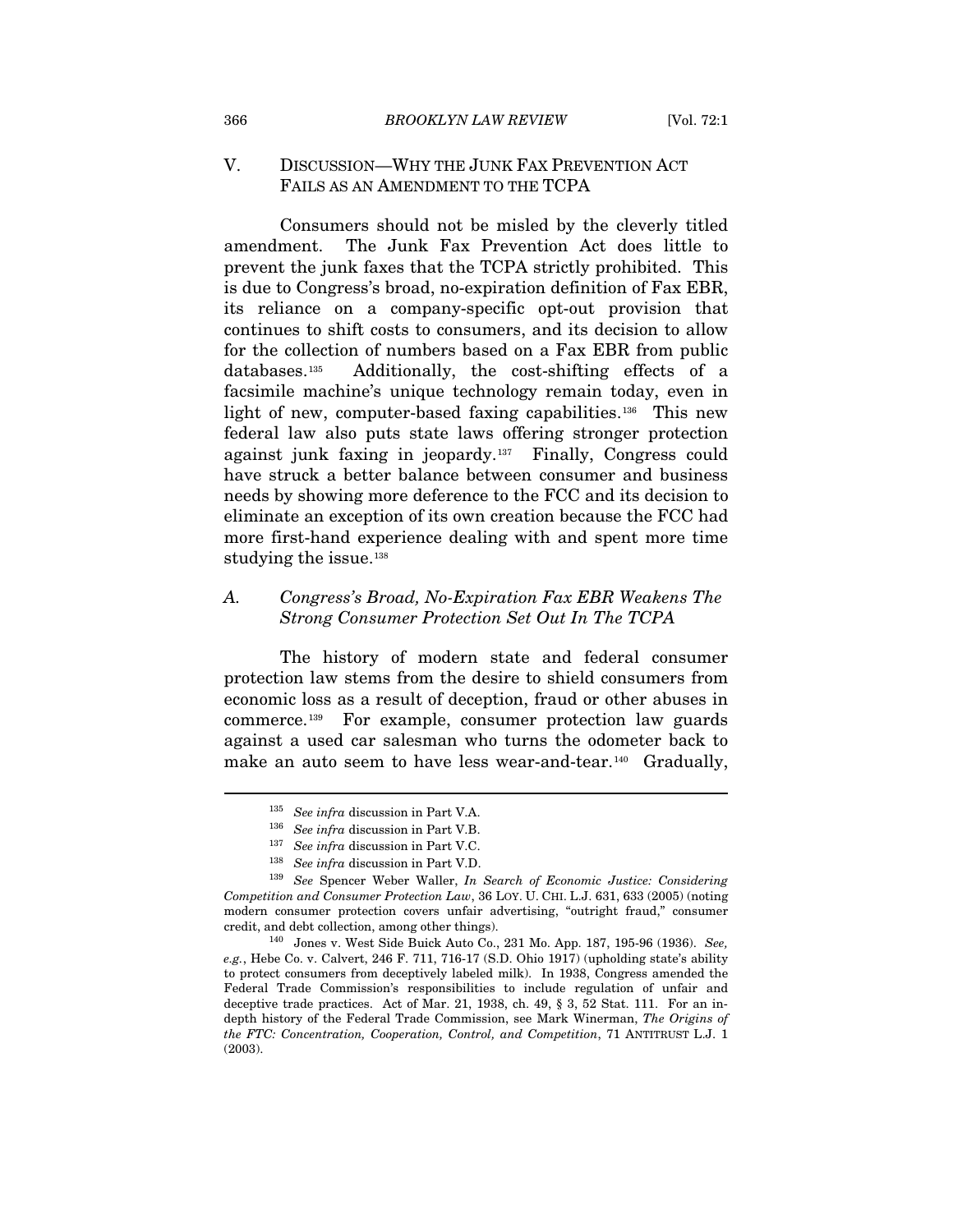## V. DISCUSSION—WHY THE JUNK FAX PREVENTION ACT FAILS AS AN AMENDMENT TO THE TCPA

Consumers should not be misled by the cleverly titled amendment. The Junk Fax Prevention Act does little to prevent the junk faxes that the TCPA strictly prohibited. This is due to Congress's broad, no-expiration definition of Fax EBR, its reliance on a company-specific opt-out provision that continues to shift costs to consumers, and its decision to allow for the collection of numbers based on a Fax EBR from public databases.[135] Additionally, the cost-shifting effects of a facsimile machine's unique technology remain today, even in light of new, computer-based faxing capabilities.[136] This new federal law also puts state laws offering stronger protection against junk faxing in jeopardy.[137] Finally, Congress could have struck a better balance between consumer and business needs by showing more deference to the FCC and its decision to eliminate an exception of its own creation because the FCC had more first-hand experience dealing with and spent more time studying the issue.[138]

### A. *Congress's Broad, No-Expiration Fax EBR Weakens The Strong Consumer Protection Set Out In The TCPA*

The history of modern state and federal consumer protection law stems from the desire to shield consumers from economic loss as a result of deception, fraud or other abuses in commerce.[139] For example, consumer protection law guards against a used car salesman who turns the odometer back to make an auto seem to have less wear-and-tear.[140] Gradually,

---

[135] *See infra* discussion in Part V.A.

[136] *See infra* discussion in Part V.B.

[137] *See infra* discussion in Part V.C.

[138] *See infra* discussion in Part V.D.

[139] *See* Spencer Weber Waller, *In Search of Economic Justice: Considering Competition and Consumer Protection Law*, 36 LOY. U. CHI. L.J. 631, 633 (2005) (noting modern consumer protection covers unfair advertising, "outright fraud," consumer credit, and debt collection, among other things).

[140] Jones v. West Side Buick Auto Co., 231 Mo. App. 187, 195-96 (1936). *See, e.g.*, Hebe Co. v. Calvert, 246 F. 711, 716-17 (S.D. Ohio 1917) (upholding state's ability to protect consumers from deceptively labeled milk). In 1938, Congress amended the Federal Trade Commission's responsibilities to include regulation of unfair and deceptive trade practices. Act of Mar. 21, 1938, ch. 49, § 3, 52 Stat. 111. For an in-depth history of the Federal Trade Commission, see Mark Winerman, *The Origins of the FTC: Concentration, Cooperation, Control, and Competition*, 71 ANTITRUST L.J. 1 (2003).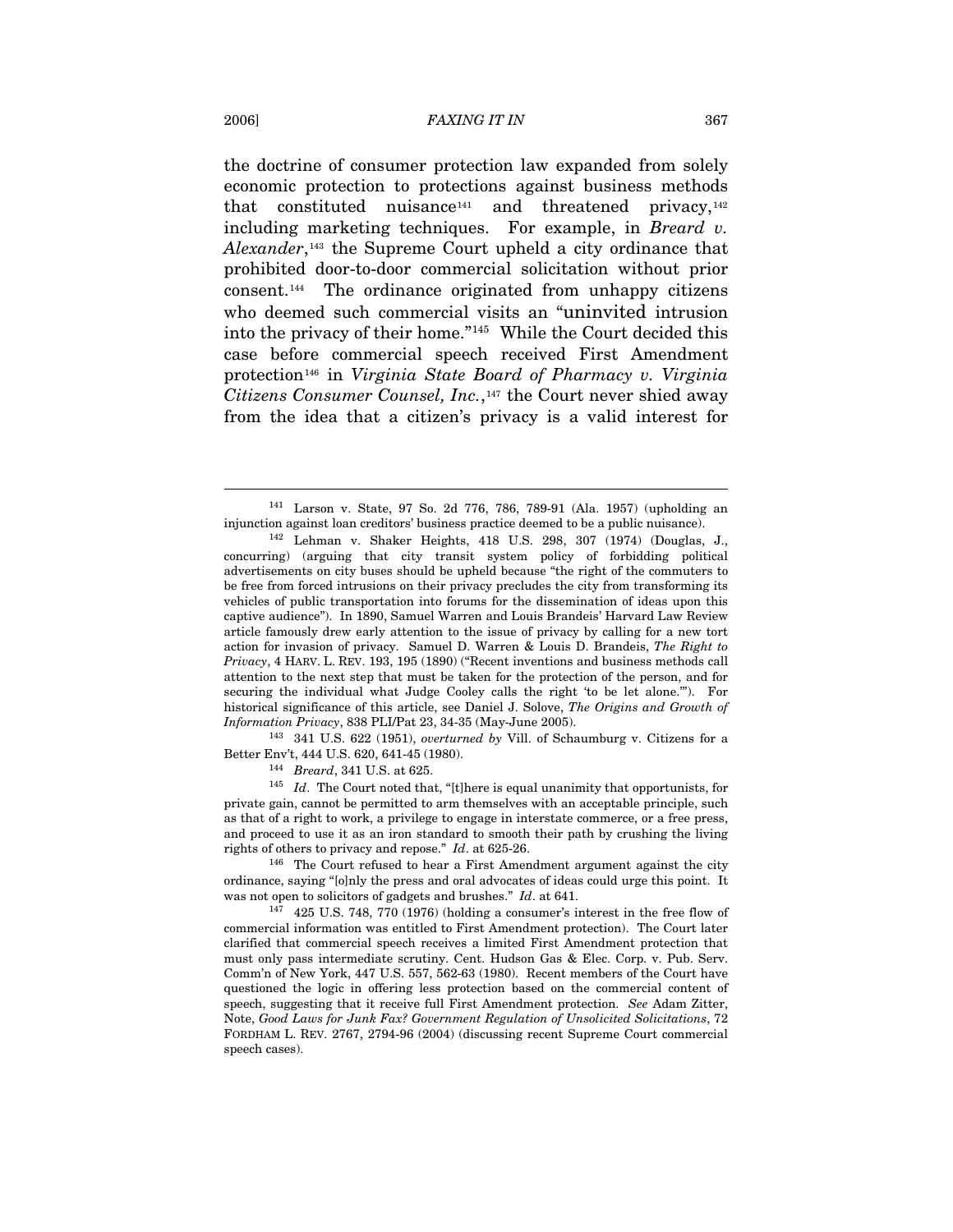the doctrine of consumer protection law expanded from solely economic protection to protections against business methods that constituted nuisance[141] and threatened privacy,[142] including marketing techniques. For example, in *Breard v. Alexander*,[143] the Supreme Court upheld a city ordinance that prohibited door-to-door commercial solicitation without prior consent.[144] The ordinance originated from unhappy citizens who deemed such commercial visits an "uninvited intrusion into the privacy of their home."[145] While the Court decided this case before commercial speech received First Amendment protection[146] in *Virginia State Board of Pharmacy v. Virginia Citizens Consumer Counsel, Inc.*,[147] the Court never shied away from the idea that a citizen's privacy is a valid interest for

---

[141] Larson v. State, 97 So. 2d 776, 786, 789-91 (Ala. 1957) (upholding an injunction against loan creditors' business practice deemed to be a public nuisance).

[142] Lehman v. Shaker Heights, 418 U.S. 298, 307 (1974) (Douglas, J., concurring) (arguing that city transit system policy of forbidding political advertisements on city buses should be upheld because "the right of the commuters to be free from forced intrusions on their privacy precludes the city from transforming its vehicles of public transportation into forums for the dissemination of ideas upon this captive audience"). In 1890, Samuel Warren and Louis Brandeis' Harvard Law Review article famously drew early attention to the issue of privacy by calling for a new tort action for invasion of privacy. Samuel D. Warren & Louis D. Brandeis, *The Right to Privacy*, 4 HARV. L. REV. 193, 195 (1890) ("Recent inventions and business methods call attention to the next step that must be taken for the protection of the person, and for securing the individual what Judge Cooley calls the right 'to be let alone.'"). For historical significance of this article, see Daniel J. Solove, *The Origins and Growth of Information Privacy*, 838 PLI/Pat 23, 34-35 (May-June 2005).

[143] 341 U.S. 622 (1951), *overturned by* Vill. of Schaumburg v. Citizens for a Better Env't, 444 U.S. 620, 641-45 (1980).

[144] *Breard*, 341 U.S. at 625.

[145] *Id*. The Court noted that, "[t]here is equal unanimity that opportunists, for private gain, cannot be permitted to arm themselves with an acceptable principle, such as that of a right to work, a privilege to engage in interstate commerce, or a free press, and proceed to use it as an iron standard to smooth their path by crushing the living rights of others to privacy and repose." *Id*. at 625-26.

[146] The Court refused to hear a First Amendment argument against the city ordinance, saying "[o]nly the press and oral advocates of ideas could urge this point. It was not open to solicitors of gadgets and brushes." *Id*. at 641.

[147] 425 U.S. 748, 770 (1976) (holding a consumer's interest in the free flow of commercial information was entitled to First Amendment protection). The Court later clarified that commercial speech receives a limited First Amendment protection that must only pass intermediate scrutiny. Cent. Hudson Gas & Elec. Corp. v. Pub. Serv. Comm'n of New York, 447 U.S. 557, 562-63 (1980). Recent members of the Court have questioned the logic in offering less protection based on the commercial content of speech, suggesting that it receive full First Amendment protection. *See* Adam Zitter, Note, *Good Laws for Junk Fax? Government Regulation of Unsolicited Solicitations*, 72 FORDHAM L. REV. 2767, 2794-96 (2004) (discussing recent Supreme Court commercial speech cases).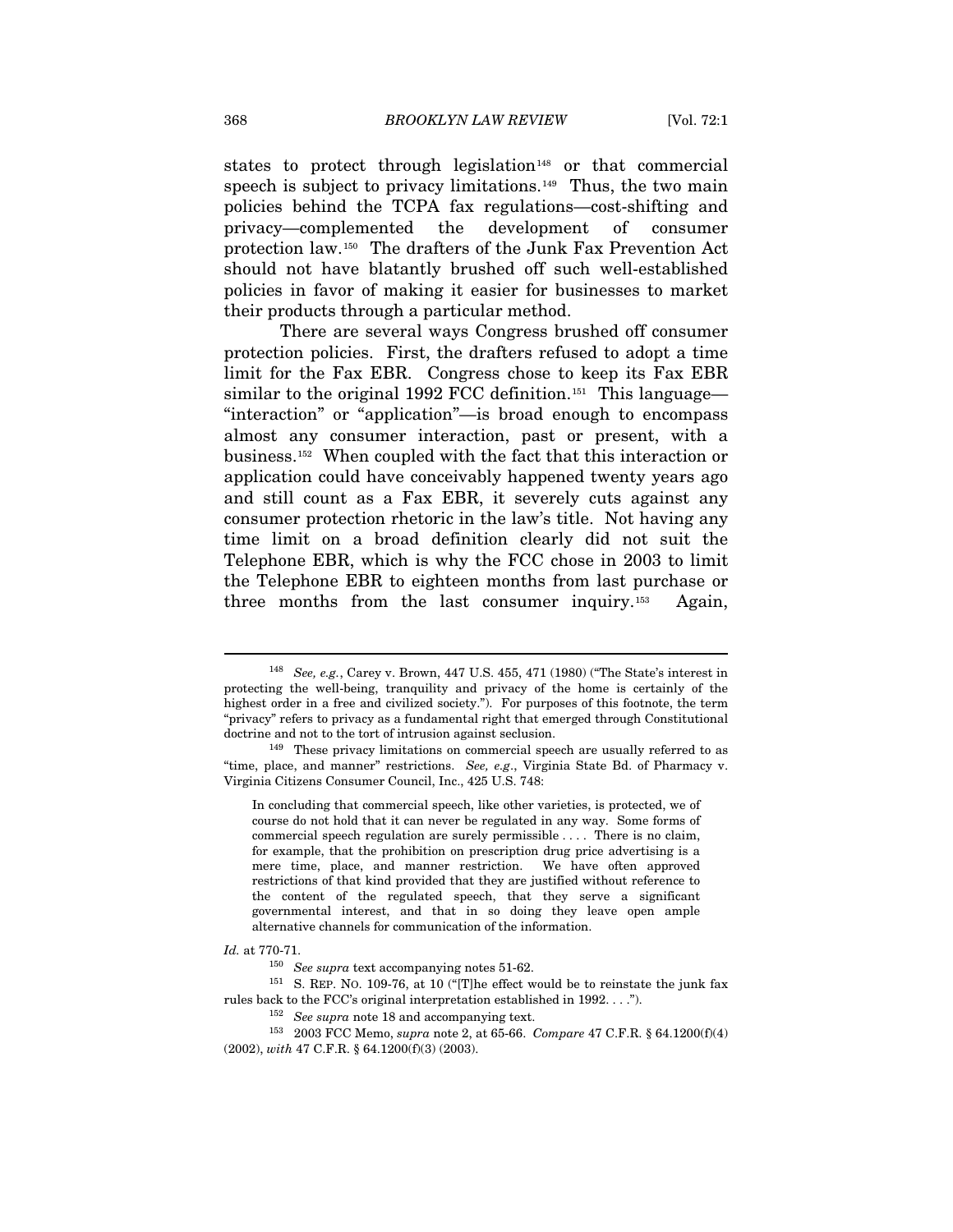states to protect through legislation[148] or that commercial speech is subject to privacy limitations.[149] Thus, the two main policies behind the TCPA fax regulations—cost-shifting and privacy—complemented the development of consumer protection law.[150] The drafters of the Junk Fax Prevention Act should not have blatantly brushed off such well-established policies in favor of making it easier for businesses to market their products through a particular method.

There are several ways Congress brushed off consumer protection policies. First, the drafters refused to adopt a time limit for the Fax EBR. Congress chose to keep its Fax EBR similar to the original 1992 FCC definition.[151] This language—"interaction" or "application"—is broad enough to encompass almost any consumer interaction, past or present, with a business.[152] When coupled with the fact that this interaction or application could have conceivably happened twenty years ago and still count as a Fax EBR, it severely cuts against any consumer protection rhetoric in the law's title. Not having any time limit on a broad definition clearly did not suit the Telephone EBR, which is why the FCC chose in 2003 to limit the Telephone EBR to eighteen months from last purchase or three months from the last consumer inquiry.[153] Again,

---

[148] *See, e.g.*, Carey v. Brown, 447 U.S. 455, 471 (1980) ("The State's interest in protecting the well-being, tranquility and privacy of the home is certainly of the highest order in a free and civilized society."). For purposes of this footnote, the term "privacy" refers to privacy as a fundamental right that emerged through Constitutional doctrine and not to the tort of intrusion against seclusion.

[149] These privacy limitations on commercial speech are usually referred to as "time, place, and manner" restrictions. *See, e.g*., Virginia State Bd. of Pharmacy v. Virginia Citizens Consumer Council, Inc., 425 U.S. 748:

> In concluding that commercial speech, like other varieties, is protected, we of course do not hold that it can never be regulated in any way. Some forms of commercial speech regulation are surely permissible . . . . There is no claim, for example, that the prohibition on prescription drug price advertising is a mere time, place, and manner restriction. We have often approved restrictions of that kind provided that they are justified without reference to the content of the regulated speech, that they serve a significant governmental interest, and that in so doing they leave open ample alternative channels for communication of the information.

*Id.* at 770-71.

[150] *See supra* text accompanying notes 51-62.

[151] S. REP. NO. 109-76, at 10 ("[T]he effect would be to reinstate the junk fax rules back to the FCC's original interpretation established in 1992. . . .").

[152] *See supra* note 18 and accompanying text.

[153] 2003 FCC Memo, *supra* note 2, at 65-66. *Compare* 47 C.F.R. § 64.1200(f)(4) (2002), *with* 47 C.F.R. § 64.1200(f)(3) (2003).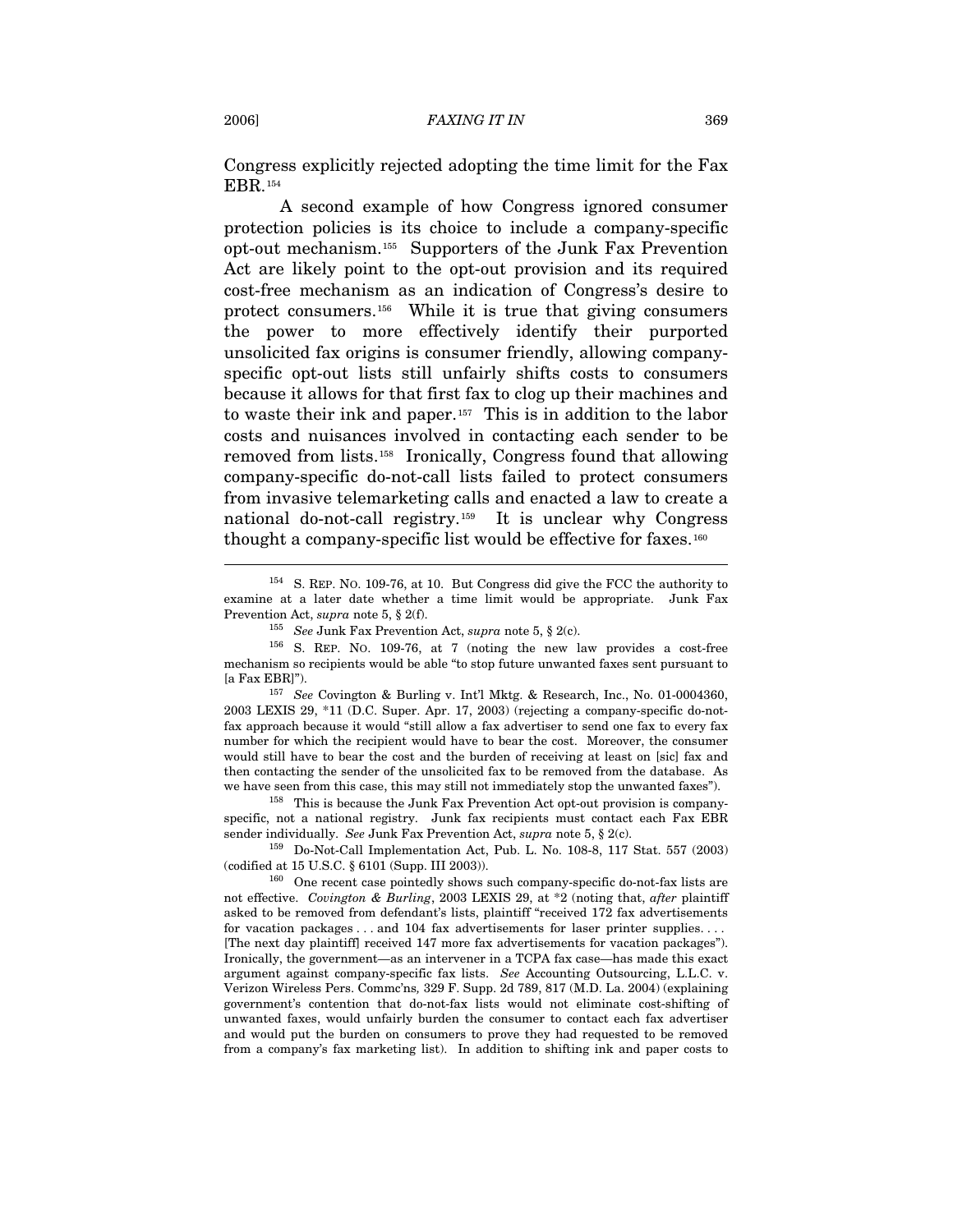Congress explicitly rejected adopting the time limit for the Fax EBR.[154]

A second example of how Congress ignored consumer protection policies is its choice to include a company-specific opt-out mechanism.[155] Supporters of the Junk Fax Prevention Act are likely point to the opt-out provision and its required cost-free mechanism as an indication of Congress's desire to protect consumers.[156] While it is true that giving consumers the power to more effectively identify their purported unsolicited fax origins is consumer friendly, allowing company-specific opt-out lists still unfairly shifts costs to consumers because it allows for that first fax to clog up their machines and to waste their ink and paper.[157] This is in addition to the labor costs and nuisances involved in contacting each sender to be removed from lists.[158] Ironically, Congress found that allowing company-specific do-not-call lists failed to protect consumers from invasive telemarketing calls and enacted a law to create a national do-not-call registry.[159] It is unclear why Congress thought a company-specific list would be effective for faxes.[160]

---

[154] S. REP. NO. 109-76, at 10. But Congress did give the FCC the authority to examine at a later date whether a time limit would be appropriate. Junk Fax Prevention Act, *supra* note 5, § 2(f).

[155] *See* Junk Fax Prevention Act, *supra* note 5, § 2(c).

[156] S. REP. NO. 109-76, at 7 (noting the new law provides a cost-free mechanism so recipients would be able "to stop future unwanted faxes sent pursuant to [a Fax EBR]").

[157] *See* Covington & Burling v. Int'l Mktg. & Research, Inc., No. 01-0004360, 2003 LEXIS 29, *11 (D.C. Super. Apr. 17, 2003) (rejecting a company-specific do-not-fax approach because it would "still allow a fax advertiser to send one fax to every fax number for which the recipient would have to bear the cost. Moreover, the consumer would still have to bear the cost and the burden of receiving at least on [sic] fax and then contacting the sender of the unsolicited fax to be removed from the database. As we have seen from this case, this may still not immediately stop the unwanted faxes").

[158] This is because the Junk Fax Prevention Act opt-out provision is company-specific, not a national registry. Junk fax recipients must contact each Fax EBR sender individually. *See* Junk Fax Prevention Act, *supra* note 5, § 2(c).

[159] Do-Not-Call Implementation Act, Pub. L. No. 108-8, 117 Stat. 557 (2003) (codified at 15 U.S.C. § 6101 (Supp. III 2003)).

[160] One recent case pointedly shows such company-specific do-not-fax lists are not effective. *Covington & Burling*, 2003 LEXIS 29, at *2 (noting that, *after* plaintiff asked to be removed from defendant's lists, plaintiff "received 172 fax advertisements for vacation packages . . . and 104 fax advertisements for laser printer supplies. . . . [The next day plaintiff] received 147 more fax advertisements for vacation packages"). Ironically, the government—as an intervener in a TCPA fax case—has made this exact argument against company-specific fax lists. *See* Accounting Outsourcing, L.L.C. v. Verizon Wireless Pers. Commc'ns*,* 329 F. Supp. 2d 789, 817 (M.D. La. 2004) (explaining government's contention that do-not-fax lists would not eliminate cost-shifting of unwanted faxes, would unfairly burden the consumer to contact each fax advertiser and would put the burden on consumers to prove they had requested to be removed from a company's fax marketing list). In addition to shifting ink and paper costs to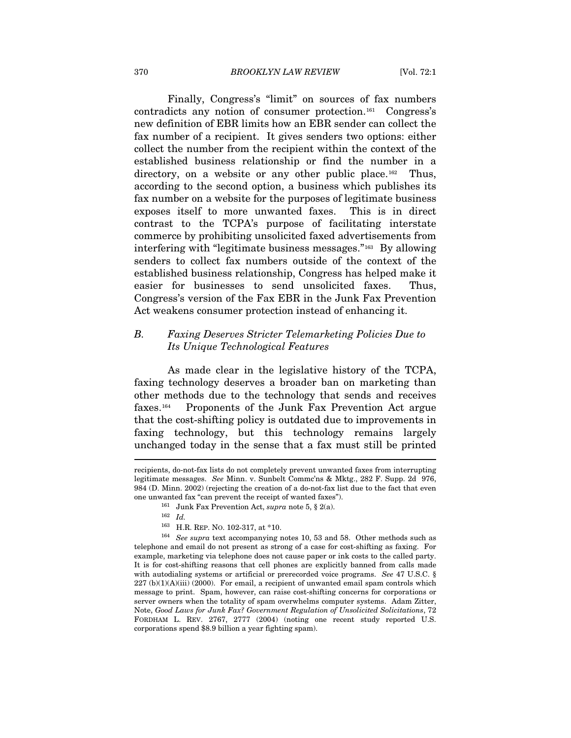Finally, Congress's "limit" on sources of fax numbers contradicts any notion of consumer protection.[161] Congress's new definition of EBR limits how an EBR sender can collect the fax number of a recipient. It gives senders two options: either collect the number from the recipient within the context of the established business relationship or find the number in a directory, on a website or any other public place.[162] Thus, according to the second option, a business which publishes its fax number on a website for the purposes of legitimate business exposes itself to more unwanted faxes. This is in direct contrast to the TCPA's purpose of facilitating interstate commerce by prohibiting unsolicited faxed advertisements from interfering with "legitimate business messages."[163] By allowing senders to collect fax numbers outside of the context of the established business relationship, Congress has helped make it easier for businesses to send unsolicited faxes. Thus, Congress's version of the Fax EBR in the Junk Fax Prevention Act weakens consumer protection instead of enhancing it.

### *B. Faxing Deserves Stricter Telemarketing Policies Due to Its Unique Technological Features*

As made clear in the legislative history of the TCPA, faxing technology deserves a broader ban on marketing than other methods due to the technology that sends and receives faxes.[164] Proponents of the Junk Fax Prevention Act argue that the cost-shifting policy is outdated due to improvements in faxing technology, but this technology remains largely unchanged today in the sense that a fax must still be printed

---

recipients, do-not-fax lists do not completely prevent unwanted faxes from interrupting legitimate messages. *See* Minn. v. Sunbelt Commc'ns & Mktg., 282 F. Supp. 2d 976, 984 (D. Minn. 2002) (rejecting the creation of a do-not-fax list due to the fact that even one unwanted fax "can prevent the receipt of wanted faxes").

[161] Junk Fax Prevention Act, *supra* note 5, § 2(a).

[162] *Id.*

[163] H.R. REP. NO. 102-317, at *10.

[164] *See supra* text accompanying notes 10, 53 and 58. Other methods such as telephone and email do not present as strong of a case for cost-shifting as faxing. For example, marketing via telephone does not cause paper or ink costs to the called party. It is for cost-shifting reasons that cell phones are explicitly banned from calls made with autodialing systems or artificial or prerecorded voice programs. *See* 47 U.S.C. § 227 (b)(1)(A)(iii) (2000). For email, a recipient of unwanted email spam controls which message to print. Spam, however, can raise cost-shifting concerns for corporations or server owners when the totality of spam overwhelms computer systems. Adam Zitter, Note, *Good Laws for Junk Fax? Government Regulation of Unsolicited Solicitations*, 72 FORDHAM L. REV. 2767, 2777 (2004) (noting one recent study reported U.S. corporations spend $8.9 billion a year fighting spam).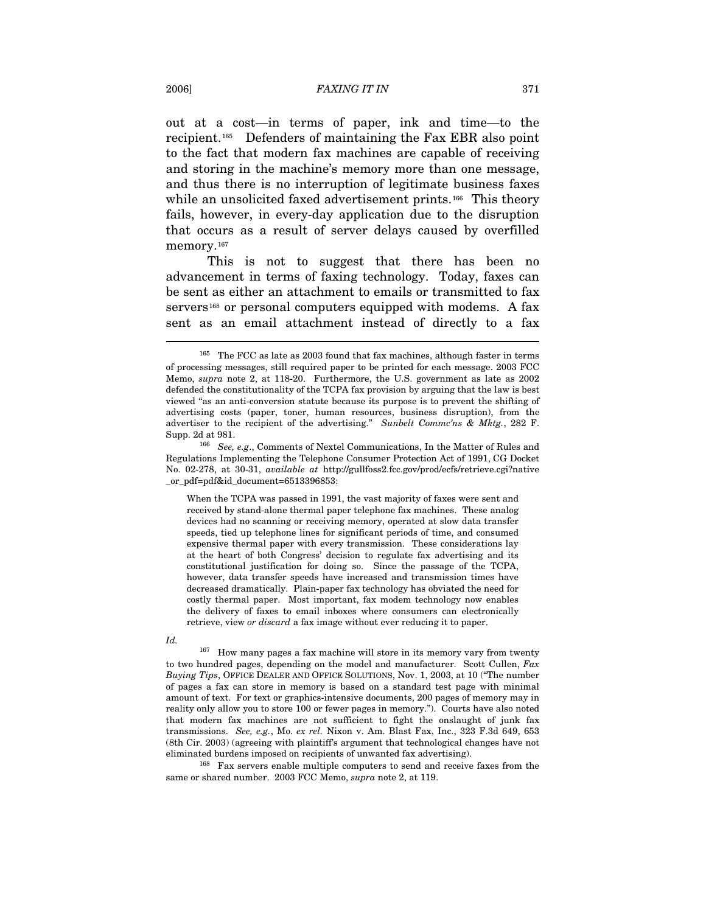out at a cost—in terms of paper, ink and time—to the recipient.[165] Defenders of maintaining the Fax EBR also point to the fact that modern fax machines are capable of receiving and storing in the machine's memory more than one message, and thus there is no interruption of legitimate business faxes while an unsolicited faxed advertisement prints.[166] This theory fails, however, in every-day application due to the disruption that occurs as a result of server delays caused by overfilled memory.[167]

This is not to suggest that there has been no advancement in terms of faxing technology. Today, faxes can be sent as either an attachment to emails or transmitted to fax servers[168] or personal computers equipped with modems. A fax sent as an email attachment instead of directly to a fax

---

[165] The FCC as late as 2003 found that fax machines, although faster in terms of processing messages, still required paper to be printed for each message. 2003 FCC Memo, *supra* note 2, at 118-20. Furthermore, the U.S. government as late as 2002 defended the constitutionality of the TCPA fax provision by arguing that the law is best viewed "as an anti-conversion statute because its purpose is to prevent the shifting of advertising costs (paper, toner, human resources, business disruption), from the advertiser to the recipient of the advertising." *Sunbelt Commc'ns & Mktg.*, 282 F. Supp. 2d at 981.

[166] *See, e.g.*, Comments of Nextel Communications, In the Matter of Rules and Regulations Implementing the Telephone Consumer Protection Act of 1991, CG Docket No. 02-278, at 30-31, *available at* http://gullfoss2.fcc.gov/prod/ecfs/retrieve.cgi?native_or_pdf=pdf&id_document=6513396853:

> When the TCPA was passed in 1991, the vast majority of faxes were sent and received by stand-alone thermal paper telephone fax machines. These analog devices had no scanning or receiving memory, operated at slow data transfer speeds, tied up telephone lines for significant periods of time, and consumed expensive thermal paper with every transmission. These considerations lay at the heart of both Congress' decision to regulate fax advertising and its constitutional justification for doing so. Since the passage of the TCPA, however, data transfer speeds have increased and transmission times have decreased dramatically. Plain-paper fax technology has obviated the need for costly thermal paper. Most important, fax modem technology now enables the delivery of faxes to email inboxes where consumers can electronically retrieve, view *or discard* a fax image without ever reducing it to paper.

*Id.*

[167] How many pages a fax machine will store in its memory vary from twenty to two hundred pages, depending on the model and manufacturer. Scott Cullen, *Fax Buying Tips*, OFFICE DEALER AND OFFICE SOLUTIONS, Nov. 1, 2003, at 10 ("The number of pages a fax can store in memory is based on a standard test page with minimal amount of text. For text or graphics-intensive documents, 200 pages of memory may in reality only allow you to store 100 or fewer pages in memory."). Courts have also noted that modern fax machines are not sufficient to fight the onslaught of junk fax transmissions. *See, e.g.*, Mo. *ex rel.* Nixon v. Am. Blast Fax, Inc., 323 F.3d 649, 653 (8th Cir. 2003) (agreeing with plaintiff's argument that technological changes have not eliminated burdens imposed on recipients of unwanted fax advertising).

[168] Fax servers enable multiple computers to send and receive faxes from the same or shared number. 2003 FCC Memo, *supra* note 2, at 119.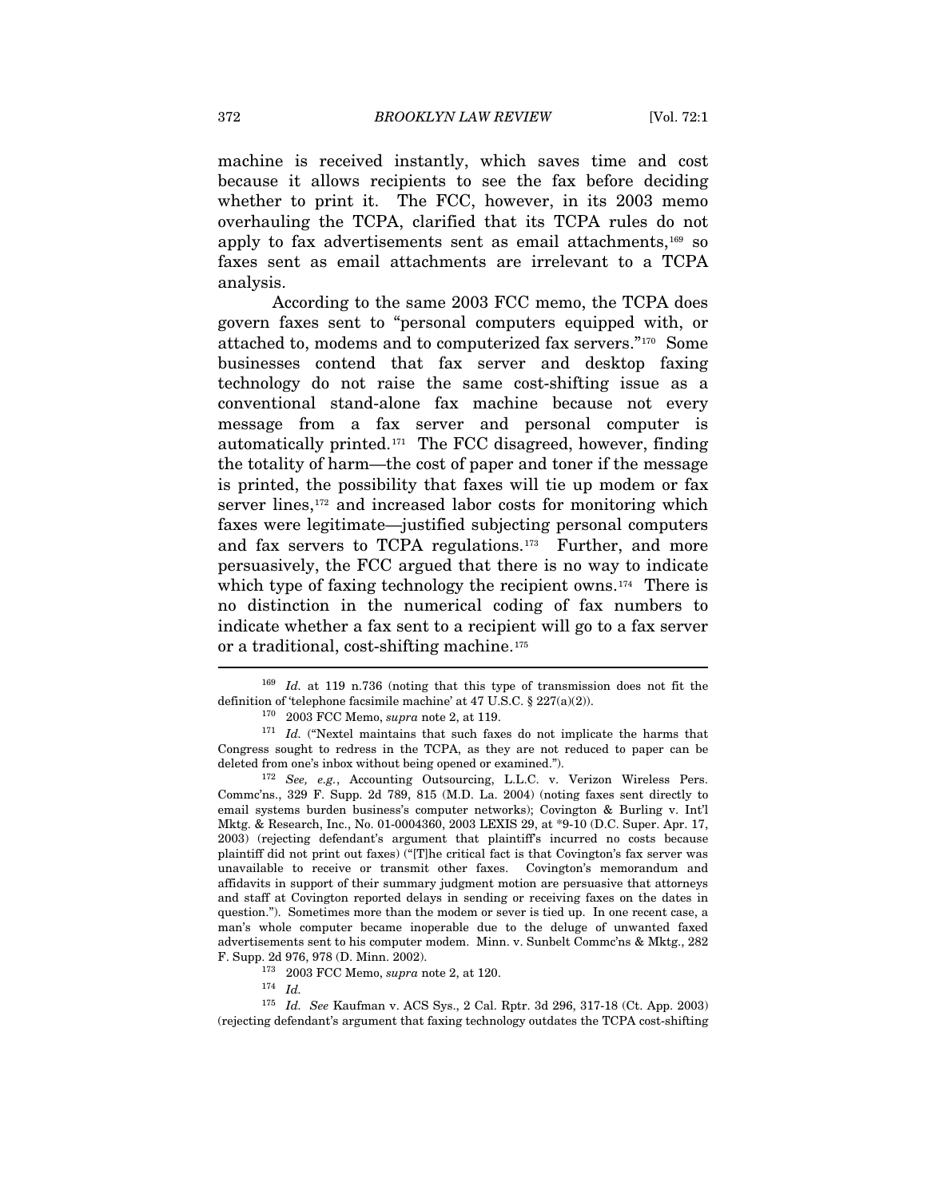machine is received instantly, which saves time and cost because it allows recipients to see the fax before deciding whether to print it. The FCC, however, in its 2003 memo overhauling the TCPA, clarified that its TCPA rules do not apply to fax advertisements sent as email attachments,[169] so faxes sent as email attachments are irrelevant to a TCPA analysis.

According to the same 2003 FCC memo, the TCPA does govern faxes sent to "personal computers equipped with, or attached to, modems and to computerized fax servers."[170] Some businesses contend that fax server and desktop faxing technology do not raise the same cost-shifting issue as a conventional stand-alone fax machine because not every message from a fax server and personal computer is automatically printed.[171] The FCC disagreed, however, finding the totality of harm—the cost of paper and toner if the message is printed, the possibility that faxes will tie up modem or fax server lines,[172] and increased labor costs for monitoring which faxes were legitimate—justified subjecting personal computers and fax servers to TCPA regulations.[173] Further, and more persuasively, the FCC argued that there is no way to indicate which type of faxing technology the recipient owns.[174] There is no distinction in the numerical coding of fax numbers to indicate whether a fax sent to a recipient will go to a fax server or a traditional, cost-shifting machine.[175]

---

[169] *Id.* at 119 n.736 (noting that this type of transmission does not fit the definition of 'telephone facsimile machine' at 47 U.S.C. § 227(a)(2)).

[170] 2003 FCC Memo, *supra* note 2, at 119.

[171] *Id.* ("Nextel maintains that such faxes do not implicate the harms that Congress sought to redress in the TCPA, as they are not reduced to paper can be deleted from one's inbox without being opened or examined.").

[172] *See, e.g.*, Accounting Outsourcing, L.L.C. v. Verizon Wireless Pers. Commc'ns., 329 F. Supp. 2d 789, 815 (M.D. La. 2004) (noting faxes sent directly to email systems burden business's computer networks); Covington & Burling v. Int'l Mktg. & Research, Inc., No. 01-0004360, 2003 LEXIS 29, at *9-10 (D.C. Super. Apr. 17, 2003) (rejecting defendant's argument that plaintiff's incurred no costs because plaintiff did not print out faxes) ("[T]he critical fact is that Covington's fax server was unavailable to receive or transmit other faxes. Covington's memorandum and affidavits in support of their summary judgment motion are persuasive that attorneys and staff at Covington reported delays in sending or receiving faxes on the dates in question."). Sometimes more than the modem or sever is tied up. In one recent case, a man's whole computer became inoperable due to the deluge of unwanted faxed advertisements sent to his computer modem. Minn. v. Sunbelt Commc'ns & Mktg., 282 F. Supp. 2d 976, 978 (D. Minn. 2002).

[173] 2003 FCC Memo, *supra* note 2, at 120.

[174] *Id.*

[175] *Id. See* Kaufman v. ACS Sys., 2 Cal. Rptr. 3d 296, 317-18 (Ct. App. 2003) (rejecting defendant's argument that faxing technology outdates the TCPA cost-shifting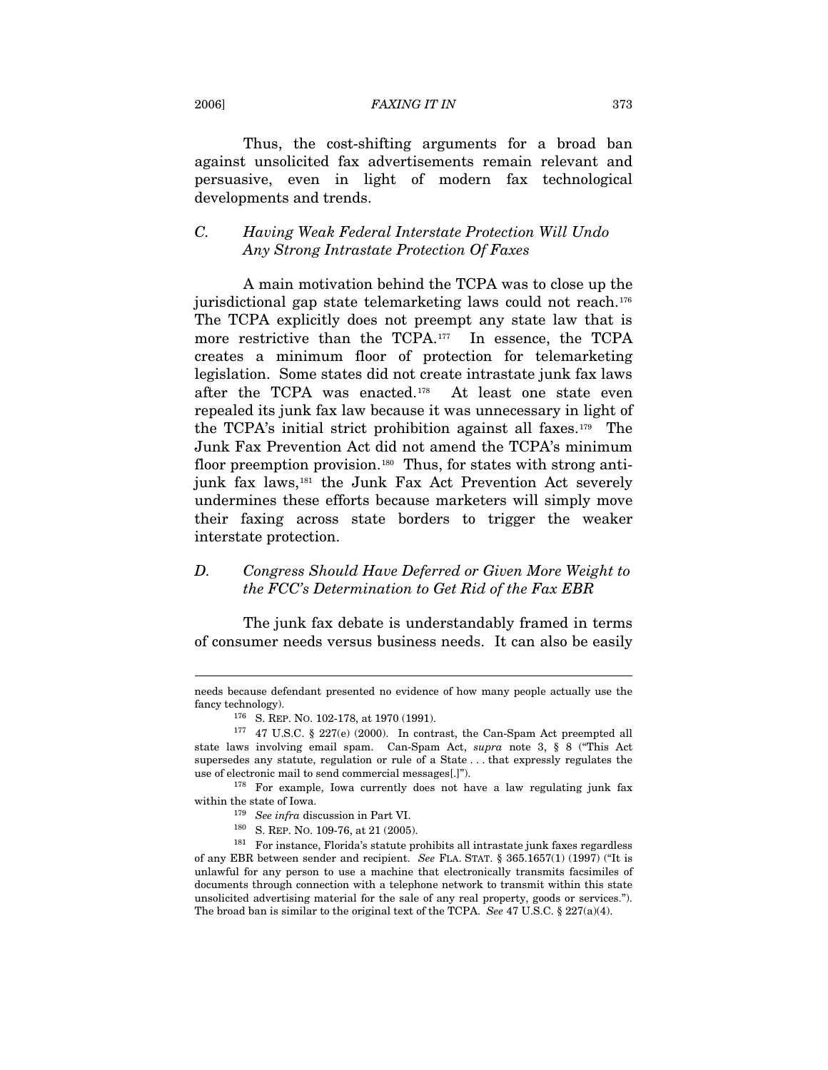Thus, the cost-shifting arguments for a broad ban against unsolicited fax advertisements remain relevant and persuasive, even in light of modern fax technological developments and trends.

### *C. Having Weak Federal Interstate Protection Will Undo Any Strong Intrastate Protection Of Faxes*

A main motivation behind the TCPA was to close up the jurisdictional gap state telemarketing laws could not reach.[176] The TCPA explicitly does not preempt any state law that is more restrictive than the TCPA.[177] In essence, the TCPA creates a minimum floor of protection for telemarketing legislation. Some states did not create intrastate junk fax laws after the TCPA was enacted.[178] At least one state even repealed its junk fax law because it was unnecessary in light of the TCPA's initial strict prohibition against all faxes.[179] The Junk Fax Prevention Act did not amend the TCPA's minimum floor preemption provision.[180] Thus, for states with strong anti-junk fax laws,[181] the Junk Fax Act Prevention Act severely undermines these efforts because marketers will simply move their faxing across state borders to trigger the weaker interstate protection.

### *D. Congress Should Have Deferred or Given More Weight to the FCC's Determination to Get Rid of the Fax EBR*

The junk fax debate is understandably framed in terms of consumer needs versus business needs. It can also be easily

---

needs because defendant presented no evidence of how many people actually use the fancy technology).

[176] S. REP. NO. 102-178, at 1970 (1991).

[177] 47 U.S.C. § 227(e) (2000). In contrast, the Can-Spam Act preempted all state laws involving email spam. Can-Spam Act, *supra* note 3, § 8 ("This Act supersedes any statute, regulation or rule of a State . . . that expressly regulates the use of electronic mail to send commercial messages[.]").

[178] For example, Iowa currently does not have a law regulating junk fax within the state of Iowa.

[179] *See infra* discussion in Part VI.

[180] S. REP. NO. 109-76, at 21 (2005).

[181] For instance, Florida's statute prohibits all intrastate junk faxes regardless of any EBR between sender and recipient. *See* FLA. STAT. § 365.1657(1) (1997) ("It is unlawful for any person to use a machine that electronically transmits facsimiles of documents through connection with a telephone network to transmit within this state unsolicited advertising material for the sale of any real property, goods or services."). The broad ban is similar to the original text of the TCPA. *See* 47 U.S.C. § 227(a)(4).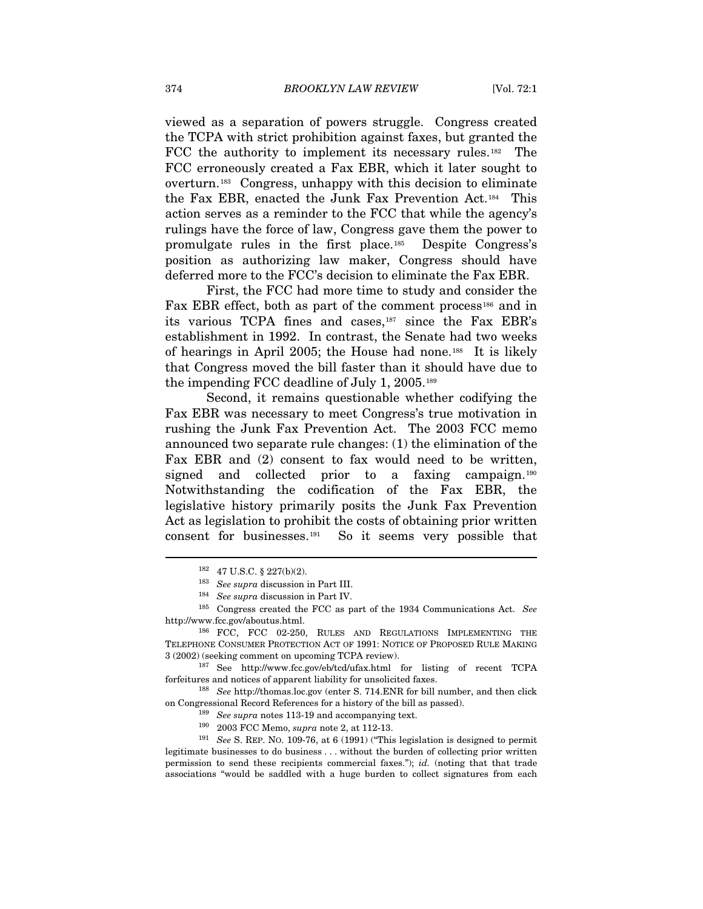viewed as a separation of powers struggle. Congress created the TCPA with strict prohibition against faxes, but granted the FCC the authority to implement its necessary rules.[182] The FCC erroneously created a Fax EBR, which it later sought to overturn.[183] Congress, unhappy with this decision to eliminate the Fax EBR, enacted the Junk Fax Prevention Act.[184] This action serves as a reminder to the FCC that while the agency's rulings have the force of law, Congress gave them the power to promulgate rules in the first place.[185] Despite Congress's position as authorizing law maker, Congress should have deferred more to the FCC's decision to eliminate the Fax EBR.

First, the FCC had more time to study and consider the Fax EBR effect, both as part of the comment process[186] and in its various TCPA fines and cases,[187] since the Fax EBR's establishment in 1992. In contrast, the Senate had two weeks of hearings in April 2005; the House had none.[188] It is likely that Congress moved the bill faster than it should have due to the impending FCC deadline of July 1, 2005.[189]

Second, it remains questionable whether codifying the Fax EBR was necessary to meet Congress's true motivation in rushing the Junk Fax Prevention Act. The 2003 FCC memo announced two separate rule changes: (1) the elimination of the Fax EBR and (2) consent to fax would need to be written, signed and collected prior to a faxing campaign.[190] Notwithstanding the codification of the Fax EBR, the legislative history primarily posits the Junk Fax Prevention Act as legislation to prohibit the costs of obtaining prior written consent for businesses.[191] So it seems very possible that

---

[182] 47 U.S.C. § 227(b)(2).

[183] *See supra* discussion in Part III.

[184] *See supra* discussion in Part IV.

[185] Congress created the FCC as part of the 1934 Communications Act. *See* http://www.fcc.gov/aboutus.html.

[186] FCC, FCC 02-250, RULES AND REGULATIONS IMPLEMENTING THE TELEPHONE CONSUMER PROTECTION ACT OF 1991: NOTICE OF PROPOSED RULE MAKING 3 (2002) (seeking comment on upcoming TCPA review).

[187] See http://www.fcc.gov/eb/tcd/ufax.html for listing of recent TCPA forfeitures and notices of apparent liability for unsolicited faxes.

[188] *See* http://thomas.loc.gov (enter S. 714.ENR for bill number, and then click on Congressional Record References for a history of the bill as passed).

[189] *See supra* notes 113-19 and accompanying text.

[190] 2003 FCC Memo, *supra* note 2, at 112-13.

[191] *See* S. REP. NO. 109-76, at 6 (1991) ("This legislation is designed to permit legitimate businesses to do business . . . without the burden of collecting prior written permission to send these recipients commercial faxes."); *id.* (noting that that trade associations "would be saddled with a huge burden to collect signatures from each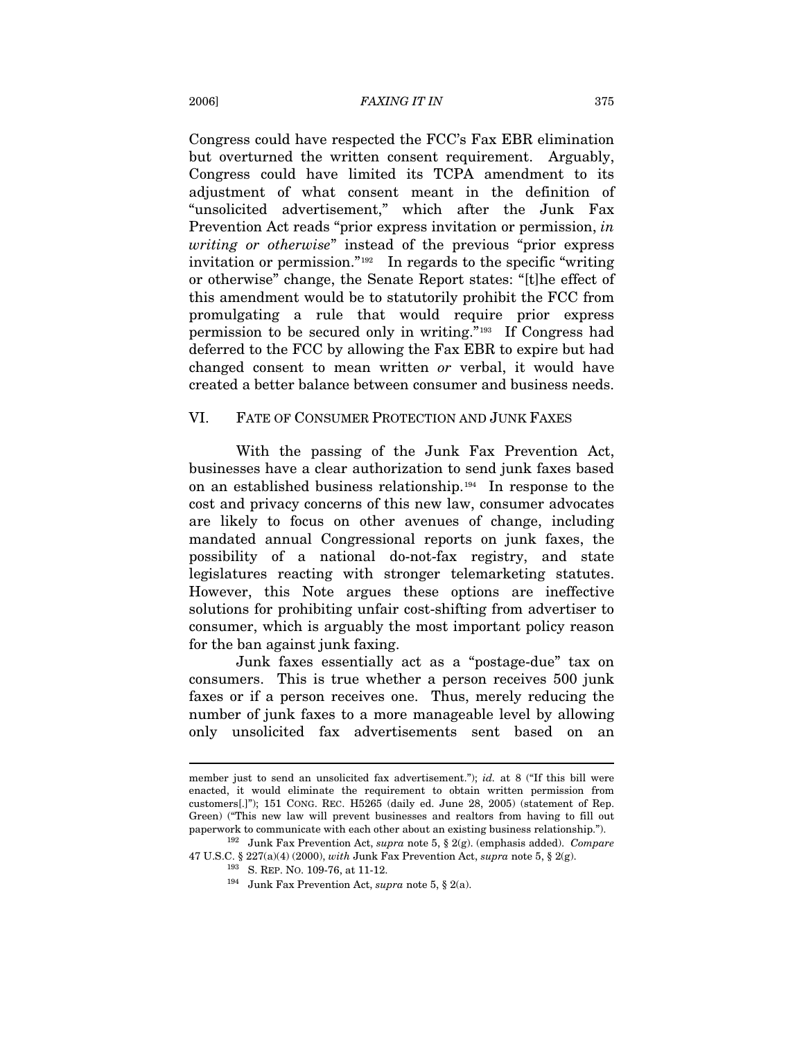Congress could have respected the FCC's Fax EBR elimination but overturned the written consent requirement. Arguably, Congress could have limited its TCPA amendment to its adjustment of what consent meant in the definition of "unsolicited advertisement," which after the Junk Fax Prevention Act reads "prior express invitation or permission, *in writing or otherwise*" instead of the previous "prior express invitation or permission."[192] In regards to the specific "writing or otherwise" change, the Senate Report states: "[t]he effect of this amendment would be to statutorily prohibit the FCC from promulgating a rule that would require prior express permission to be secured only in writing."[193] If Congress had deferred to the FCC by allowing the Fax EBR to expire but had changed consent to mean written *or* verbal, it would have created a better balance between consumer and business needs.

## VI. FATE OF CONSUMER PROTECTION AND JUNK FAXES

With the passing of the Junk Fax Prevention Act, businesses have a clear authorization to send junk faxes based on an established business relationship.[194] In response to the cost and privacy concerns of this new law, consumer advocates are likely to focus on other avenues of change, including mandated annual Congressional reports on junk faxes, the possibility of a national do-not-fax registry, and state legislatures reacting with stronger telemarketing statutes. However, this Note argues these options are ineffective solutions for prohibiting unfair cost-shifting from advertiser to consumer, which is arguably the most important policy reason for the ban against junk faxing.

Junk faxes essentially act as a "postage-due" tax on consumers. This is true whether a person receives 500 junk faxes or if a person receives one. Thus, merely reducing the number of junk faxes to a more manageable level by allowing only unsolicited fax advertisements sent based on an

---

member just to send an unsolicited fax advertisement."); *id.* at 8 ("If this bill were enacted, it would eliminate the requirement to obtain written permission from customers[.]"); 151 CONG. REC. H5265 (daily ed. June 28, 2005) (statement of Rep. Green) ("This new law will prevent businesses and realtors from having to fill out paperwork to communicate with each other about an existing business relationship.").

[192] Junk Fax Prevention Act, *supra* note 5, § 2(g). (emphasis added). *Compare* 47 U.S.C. § 227(a)(4) (2000), *with* Junk Fax Prevention Act, *supra* note 5, § 2(g).

[193] S. REP. NO. 109-76, at 11-12.

[194] Junk Fax Prevention Act, *supra* note 5, § 2(a).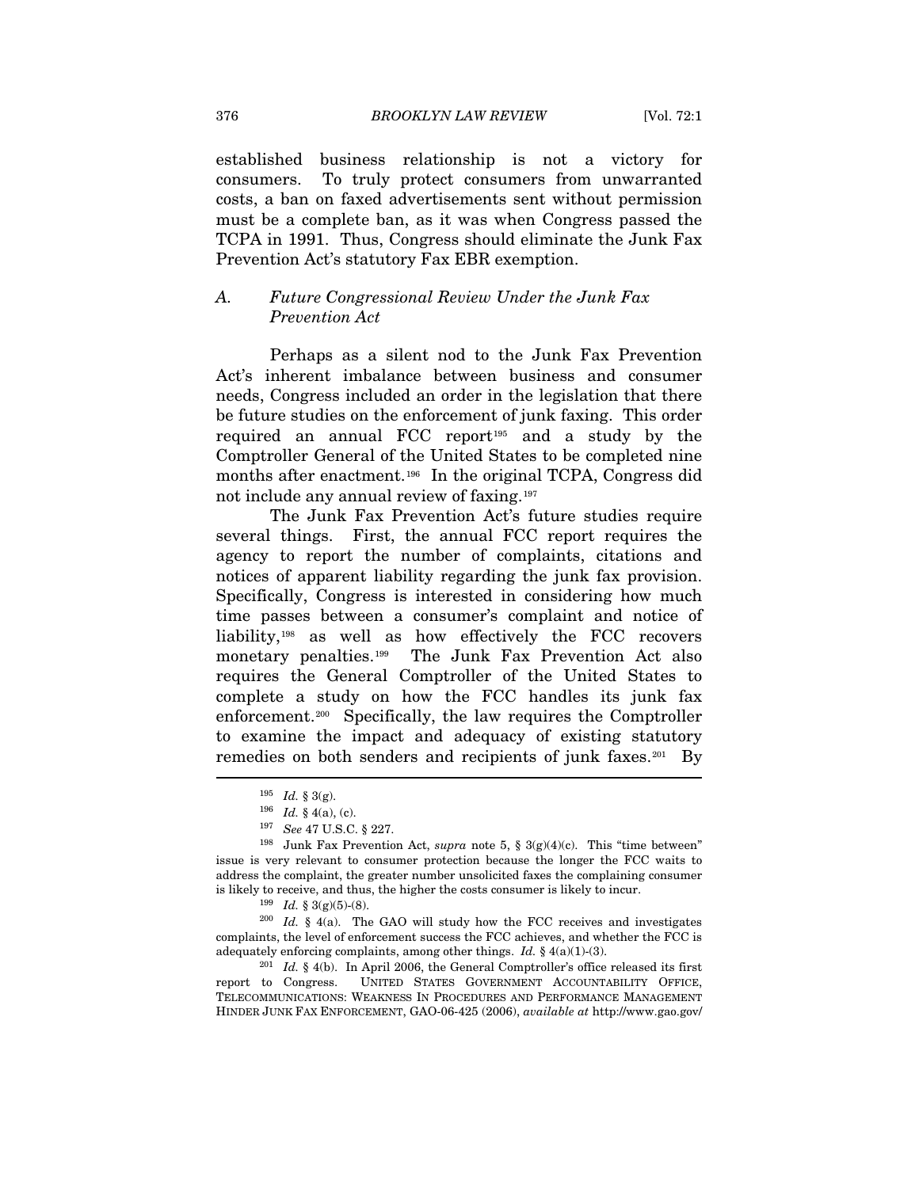established business relationship is not a victory for consumers. To truly protect consumers from unwarranted costs, a ban on faxed advertisements sent without permission must be a complete ban, as it was when Congress passed the TCPA in 1991. Thus, Congress should eliminate the Junk Fax Prevention Act's statutory Fax EBR exemption.

### A. *Future Congressional Review Under the Junk Fax Prevention Act*

Perhaps as a silent nod to the Junk Fax Prevention Act's inherent imbalance between business and consumer needs, Congress included an order in the legislation that there be future studies on the enforcement of junk faxing. This order required an annual FCC report[195] and a study by the Comptroller General of the United States to be completed nine months after enactment.[196] In the original TCPA, Congress did not include any annual review of faxing.[197]

The Junk Fax Prevention Act's future studies require several things. First, the annual FCC report requires the agency to report the number of complaints, citations and notices of apparent liability regarding the junk fax provision. Specifically, Congress is interested in considering how much time passes between a consumer's complaint and notice of liability,[198] as well as how effectively the FCC recovers monetary penalties.[199] The Junk Fax Prevention Act also requires the General Comptroller of the United States to complete a study on how the FCC handles its junk fax enforcement.[200] Specifically, the law requires the Comptroller to examine the impact and adequacy of existing statutory remedies on both senders and recipients of junk faxes.[201] By

---

[195] *Id.* § 3(g).

[196] *Id.* § 4(a), (c).

[197] *See* 47 U.S.C. § 227.

[198] Junk Fax Prevention Act, *supra* note 5, § 3(g)(4)(c). This "time between" issue is very relevant to consumer protection because the longer the FCC waits to address the complaint, the greater number unsolicited faxes the complaining consumer is likely to receive, and thus, the higher the costs consumer is likely to incur.

[199] *Id.* § 3(g)(5)-(8).

[200] *Id.* § 4(a). The GAO will study how the FCC receives and investigates complaints, the level of enforcement success the FCC achieves, and whether the FCC is adequately enforcing complaints, among other things. *Id.* § 4(a)(1)-(3).

[201] *Id.* § 4(b). In April 2006, the General Comptroller's office released its first report to Congress. UNITED STATES GOVERNMENT ACCOUNTABILITY OFFICE, TELECOMMUNICATIONS: WEAKNESS IN PROCEDURES AND PERFORMANCE MANAGEMENT HINDER JUNK FAX ENFORCEMENT, GAO-06-425 (2006), *available at* http://www.gao.gov/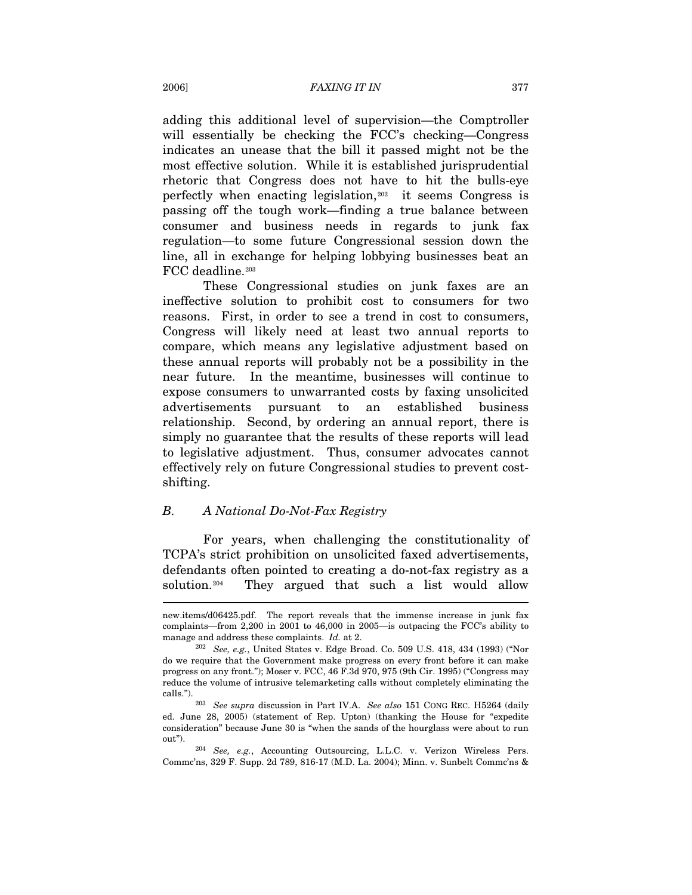adding this additional level of supervision—the Comptroller will essentially be checking the FCC's checking—Congress indicates an unease that the bill it passed might not be the most effective solution. While it is established jurisprudential rhetoric that Congress does not have to hit the bulls-eye perfectly when enacting legislation,[202] it seems Congress is passing off the tough work—finding a true balance between consumer and business needs in regards to junk fax regulation—to some future Congressional session down the line, all in exchange for helping lobbying businesses beat an FCC deadline.[203]

These Congressional studies on junk faxes are an ineffective solution to prohibit cost to consumers for two reasons. First, in order to see a trend in cost to consumers, Congress will likely need at least two annual reports to compare, which means any legislative adjustment based on these annual reports will probably not be a possibility in the near future. In the meantime, businesses will continue to expose consumers to unwarranted costs by faxing unsolicited advertisements pursuant to an established business relationship. Second, by ordering an annual report, there is simply no guarantee that the results of these reports will lead to legislative adjustment. Thus, consumer advocates cannot effectively rely on future Congressional studies to prevent cost-shifting.

### B. *A National Do-Not-Fax Registry*

For years, when challenging the constitutionality of TCPA's strict prohibition on unsolicited faxed advertisements, defendants often pointed to creating a do-not-fax registry as a solution.[204] They argued that such a list would allow

---

new.items/d06425.pdf. The report reveals that the immense increase in junk fax complaints—from 2,200 in 2001 to 46,000 in 2005—is outpacing the FCC's ability to manage and address these complaints. *Id.* at 2.

[202] *See, e.g.*, United States v. Edge Broad. Co. 509 U.S. 418, 434 (1993) ("Nor do we require that the Government make progress on every front before it can make progress on any front."); Moser v. FCC, 46 F.3d 970, 975 (9th Cir. 1995) ("Congress may reduce the volume of intrusive telemarketing calls without completely eliminating the calls.").

[203] *See supra* discussion in Part IV.A. *See also* 151 CONG REC. H5264 (daily ed. June 28, 2005) (statement of Rep. Upton) (thanking the House for "expedite consideration" because June 30 is "when the sands of the hourglass were about to run out").

[204] *See, e.g.*, Accounting Outsourcing, L.L.C. v. Verizon Wireless Pers. Commc'ns, 329 F. Supp. 2d 789, 816-17 (M.D. La. 2004); Minn. v. Sunbelt Commc'ns &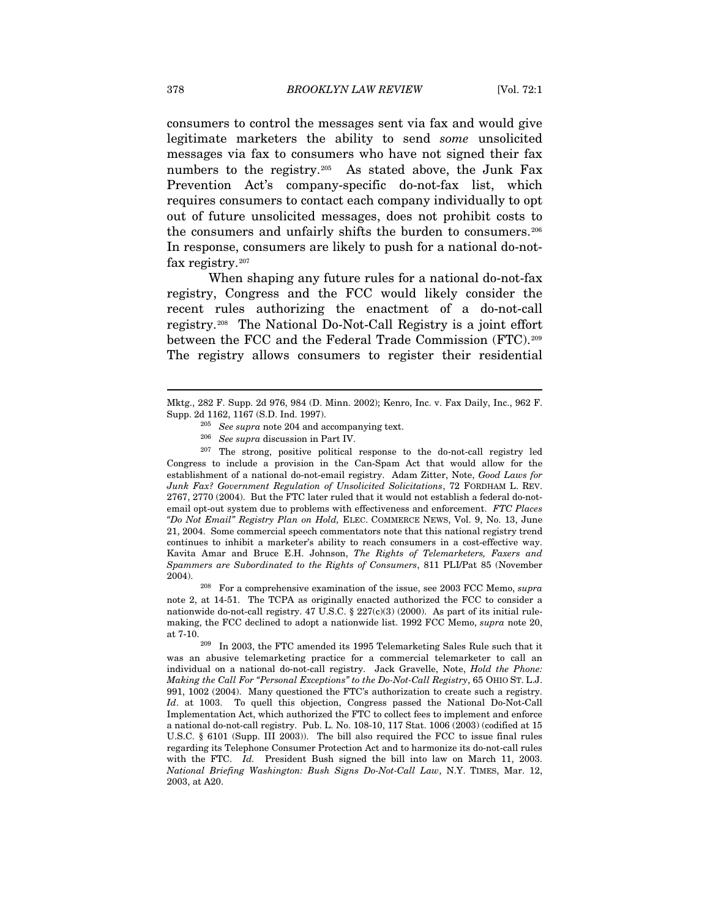consumers to control the messages sent via fax and would give legitimate marketers the ability to send *some* unsolicited messages via fax to consumers who have not signed their fax numbers to the registry.[205] As stated above, the Junk Fax Prevention Act's company-specific do-not-fax list, which requires consumers to contact each company individually to opt out of future unsolicited messages, does not prohibit costs to the consumers and unfairly shifts the burden to consumers.[206] In response, consumers are likely to push for a national do-not-fax registry.[207]

When shaping any future rules for a national do-not-fax registry, Congress and the FCC would likely consider the recent rules authorizing the enactment of a do-not-call registry.[208] The National Do-Not-Call Registry is a joint effort between the FCC and the Federal Trade Commission (FTC).[209] The registry allows consumers to register their residential

---

Mktg., 282 F. Supp. 2d 976, 984 (D. Minn. 2002); Kenro, Inc. v. Fax Daily, Inc., 962 F. Supp. 2d 1162, 1167 (S.D. Ind. 1997).

[205] *See supra* note 204 and accompanying text.

[206] *See supra* discussion in Part IV.

[207] The strong, positive political response to the do-not-call registry led Congress to include a provision in the Can-Spam Act that would allow for the establishment of a national do-not-email registry. Adam Zitter, Note, *Good Laws for Junk Fax? Government Regulation of Unsolicited Solicitations*, 72 FORDHAM L. REV. 2767, 2770 (2004). But the FTC later ruled that it would not establish a federal do-not-email opt-out system due to problems with effectiveness and enforcement. *FTC Places "Do Not Email" Registry Plan on Hold,* ELEC. COMMERCE NEWS, Vol. 9, No. 13, June 21, 2004. Some commercial speech commentators note that this national registry trend continues to inhibit a marketer's ability to reach consumers in a cost-effective way. Kavita Amar and Bruce E.H. Johnson, *The Rights of Telemarketers, Faxers and Spammers are Subordinated to the Rights of Consumers*, 811 PLI/Pat 85 (November 2004).

[208] For a comprehensive examination of the issue, see 2003 FCC Memo, *supra* note 2, at 14-51. The TCPA as originally enacted authorized the FCC to consider a nationwide do-not-call registry. 47 U.S.C. § 227(c)(3) (2000). As part of its initial rule-making, the FCC declined to adopt a nationwide list. 1992 FCC Memo, *supra* note 20, at 7-10.

[209] In 2003, the FTC amended its 1995 Telemarketing Sales Rule such that it was an abusive telemarketing practice for a commercial telemarketer to call an individual on a national do-not-call registry. Jack Gravelle, Note, *Hold the Phone: Making the Call For "Personal Exceptions" to the Do-Not-Call Registry*, 65 OHIO ST. L.J. 991, 1002 (2004). Many questioned the FTC's authorization to create such a registry. *Id*. at 1003. To quell this objection, Congress passed the National Do-Not-Call Implementation Act, which authorized the FTC to collect fees to implement and enforce a national do-not-call registry. Pub. L. No. 108-10, 117 Stat. 1006 (2003) (codified at 15 U.S.C. § 6101 (Supp. III 2003)). The bill also required the FCC to issue final rules regarding its Telephone Consumer Protection Act and to harmonize its do-not-call rules with the FTC. *Id.* President Bush signed the bill into law on March 11, 2003. *National Briefing Washington: Bush Signs Do-Not-Call Law*, N.Y. TIMES, Mar. 12, 2003, at A20.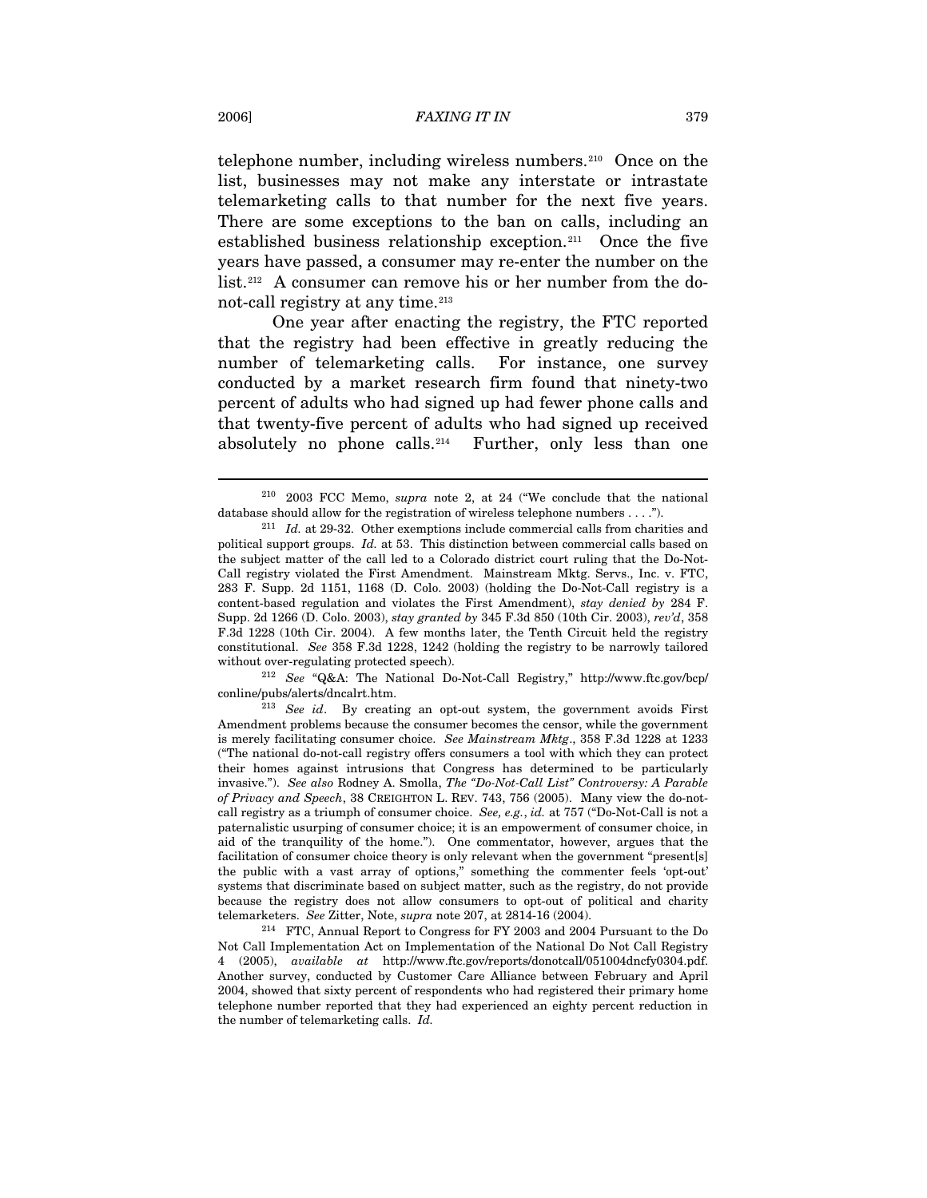telephone number, including wireless numbers.[210] Once on the list, businesses may not make any interstate or intrastate telemarketing calls to that number for the next five years. There are some exceptions to the ban on calls, including an established business relationship exception.[211] Once the five years have passed, a consumer may re-enter the number on the list.[212] A consumer can remove his or her number from the do-not-call registry at any time.[213]

One year after enacting the registry, the FTC reported that the registry had been effective in greatly reducing the number of telemarketing calls. For instance, one survey conducted by a market research firm found that ninety-two percent of adults who had signed up had fewer phone calls and that twenty-five percent of adults who had signed up received absolutely no phone calls.[214] Further, only less than one

---

[210] 2003 FCC Memo, *supra* note 2, at 24 ("We conclude that the national database should allow for the registration of wireless telephone numbers . . . .").

[211] *Id.* at 29-32. Other exemptions include commercial calls from charities and political support groups. *Id.* at 53. This distinction between commercial calls based on the subject matter of the call led to a Colorado district court ruling that the Do-Not-Call registry violated the First Amendment. Mainstream Mktg. Servs., Inc. v. FTC, 283 F. Supp. 2d 1151, 1168 (D. Colo. 2003) (holding the Do-Not-Call registry is a content-based regulation and violates the First Amendment), *stay denied by* 284 F. Supp. 2d 1266 (D. Colo. 2003), *stay granted by* 345 F.3d 850 (10th Cir. 2003), *rev'd*, 358 F.3d 1228 (10th Cir. 2004). A few months later, the Tenth Circuit held the registry constitutional. *See* 358 F.3d 1228, 1242 (holding the registry to be narrowly tailored without over-regulating protected speech).

[212] *See* "Q&A: The National Do-Not-Call Registry," http://www.ftc.gov/bcp/conline/pubs/alerts/dncalrt.htm.

[213] *See id*. By creating an opt-out system, the government avoids First Amendment problems because the consumer becomes the censor, while the government is merely facilitating consumer choice. *See Mainstream Mktg*., 358 F.3d 1228 at 1233 ("The national do-not-call registry offers consumers a tool with which they can protect their homes against intrusions that Congress has determined to be particularly invasive."). *See also* Rodney A. Smolla, *The "Do-Not-Call List" Controversy: A Parable of Privacy and Speech*, 38 CREIGHTON L. REV. 743, 756 (2005). Many view the do-not-call registry as a triumph of consumer choice. *See, e.g.*, *id.* at 757 ("Do-Not-Call is not a paternalistic usurping of consumer choice; it is an empowerment of consumer choice, in aid of the tranquility of the home."). One commentator, however, argues that the facilitation of consumer choice theory is only relevant when the government "present[s] the public with a vast array of options," something the commenter feels 'opt-out' systems that discriminate based on subject matter, such as the registry, do not provide because the registry does not allow consumers to opt-out of political and charity telemarketers. *See* Zitter, Note, *supra* note 207, at 2814-16 (2004).

[214] FTC, Annual Report to Congress for FY 2003 and 2004 Pursuant to the Do Not Call Implementation Act on Implementation of the National Do Not Call Registry 4 (2005), *available at* http://www.ftc.gov/reports/donotcall/051004dncfy0304.pdf. Another survey, conducted by Customer Care Alliance between February and April 2004, showed that sixty percent of respondents who had registered their primary home telephone number reported that they had experienced an eighty percent reduction in the number of telemarketing calls. *Id.*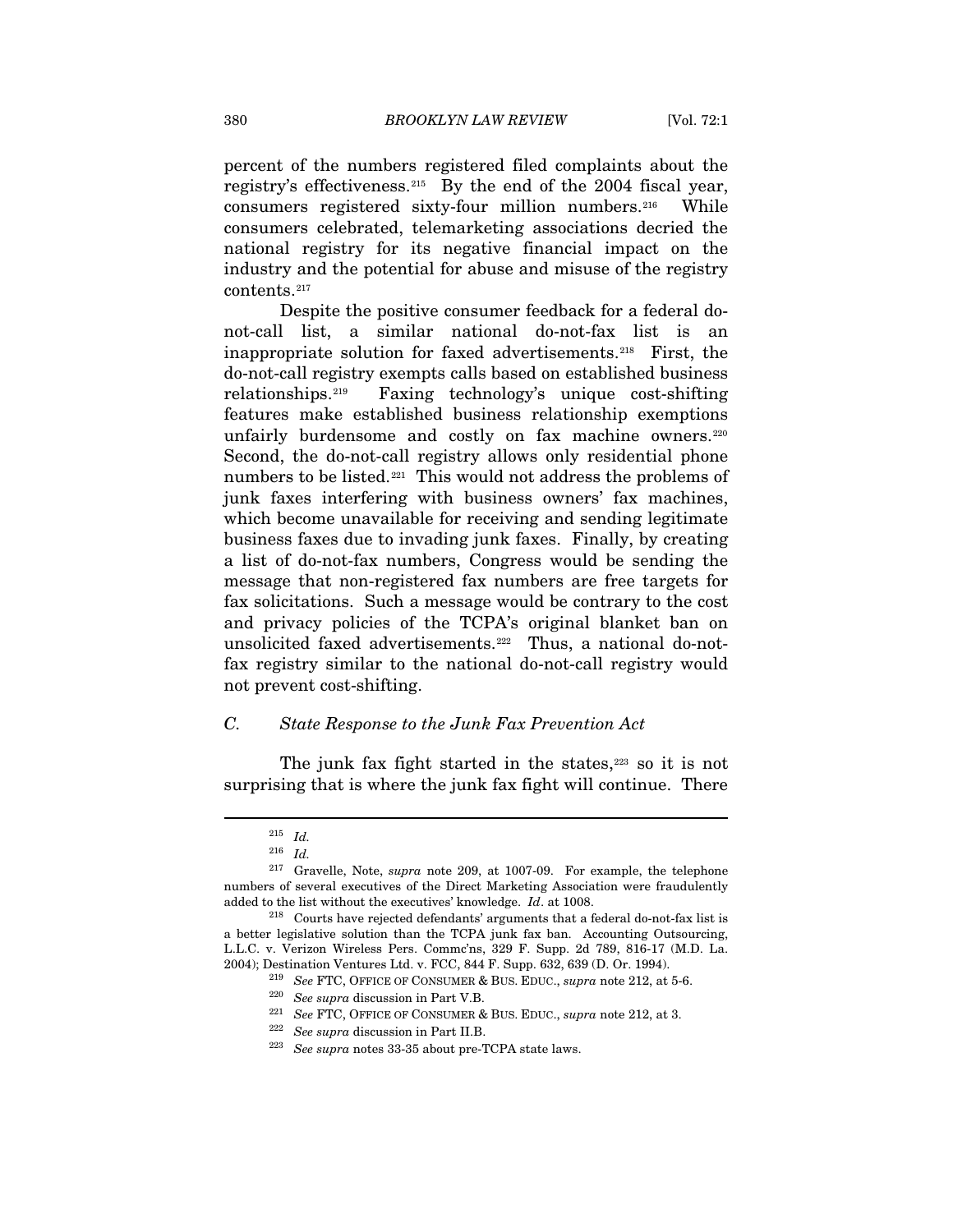percent of the numbers registered filed complaints about the registry's effectiveness.[215] By the end of the 2004 fiscal year, consumers registered sixty-four million numbers.[216] While consumers celebrated, telemarketing associations decried the national registry for its negative financial impact on the industry and the potential for abuse and misuse of the registry contents.[217]

Despite the positive consumer feedback for a federal do-not-call list, a similar national do-not-fax list is an inappropriate solution for faxed advertisements.[218] First, the do-not-call registry exempts calls based on established business relationships.[219] Faxing technology's unique cost-shifting features make established business relationship exemptions unfairly burdensome and costly on fax machine owners.[220] Second, the do-not-call registry allows only residential phone numbers to be listed.[221] This would not address the problems of junk faxes interfering with business owners' fax machines, which become unavailable for receiving and sending legitimate business faxes due to invading junk faxes. Finally, by creating a list of do-not-fax numbers, Congress would be sending the message that non-registered fax numbers are free targets for fax solicitations. Such a message would be contrary to the cost and privacy policies of the TCPA's original blanket ban on unsolicited faxed advertisements.[222] Thus, a national do-not-fax registry similar to the national do-not-call registry would not prevent cost-shifting.

### C. *State Response to the Junk Fax Prevention Act*

The junk fax fight started in the states,[223] so it is not surprising that is where the junk fax fight will continue. There

---

[215] *Id.*

[216] *Id.*

[217] Gravelle, Note, *supra* note 209, at 1007-09. For example, the telephone numbers of several executives of the Direct Marketing Association were fraudulently added to the list without the executives' knowledge. *Id*. at 1008.

[218] Courts have rejected defendants' arguments that a federal do-not-fax list is a better legislative solution than the TCPA junk fax ban. Accounting Outsourcing, L.L.C. v. Verizon Wireless Pers. Commc'ns, 329 F. Supp. 2d 789, 816-17 (M.D. La. 2004); Destination Ventures Ltd. v. FCC, 844 F. Supp. 632, 639 (D. Or. 1994).

[219] *See* FTC, OFFICE OF CONSUMER & BUS. EDUC., *supra* note 212, at 5-6.

[220] *See supra* discussion in Part V.B.

[221] *See* FTC, OFFICE OF CONSUMER & BUS. EDUC., *supra* note 212, at 3.

[222] *See supra* discussion in Part II.B.

[223] *See supra* notes 33-35 about pre-TCPA state laws.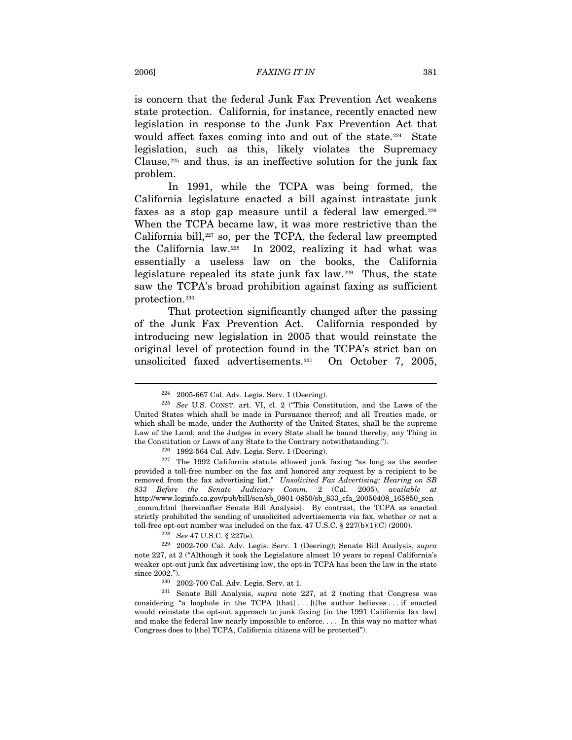is concern that the federal Junk Fax Prevention Act weakens state protection. California, for instance, recently enacted new legislation in response to the Junk Fax Prevention Act that would affect faxes coming into and out of the state.[224] State legislation, such as this, likely violates the Supremacy Clause,[225] and thus, is an ineffective solution for the junk fax problem.

In 1991, while the TCPA was being formed, the California legislature enacted a bill against intrastate junk faxes as a stop gap measure until a federal law emerged.[226] When the TCPA became law, it was more restrictive than the California bill,[227] so, per the TCPA, the federal law preempted the California law.[228] In 2002, realizing it had what was essentially a useless law on the books, the California legislature repealed its state junk fax law.[229] Thus, the state saw the TCPA's broad prohibition against faxing as sufficient protection.[230]

That protection significantly changed after the passing of the Junk Fax Prevention Act. California responded by introducing new legislation in 2005 that would reinstate the original level of protection found in the TCPA's strict ban on unsolicited faxed advertisements.[231] On October 7, 2005,

---

[224] 2005-667 Cal. Adv. Legis. Serv. 1 (Deering).

[225] *See* U.S. CONST. art. VI, cl. 2 ("This Constitution, and the Laws of the United States which shall be made in Pursuance thereof; and all Treaties made, or which shall be made, under the Authority of the United States, shall be the supreme Law of the Land; and the Judges in every State shall be bound thereby, any Thing in the Constitution or Laws of any State to the Contrary notwithstanding.").

[226] 1992-564 Cal. Adv. Legis. Serv. 1 (Deering).

[227] The 1992 California statute allowed junk faxing "as long as the sender provided a toll-free number on the fax and honored any request by a recipient to be removed from the fax advertising list." *Unsolicited Fax Advertising: Hearing on SB 833 Before the Senate Judiciary Comm.* 2 (Cal. 2005), *available at* http://www.leginfo.ca.gov/pub/bill/sen/sb_0801-0850/sb_833_cfa_20050408_165850_sen_comm.html [hereinafter Senate Bill Analysis]. By contrast, the TCPA as enacted strictly prohibited the sending of unsolicited advertisements via fax, whether or not a toll-free opt-out number was included on the fax. 47 U.S.C. § 227(b)(1)(C) (2000).

[228] *See* 47 U.S.C. § 227(e).

[229] 2002-700 Cal. Adv. Legis. Serv. 1 (Deering); Senate Bill Analysis, *supra* note 227, at 2 ("Although it took the Legislature almost 10 years to repeal California's weaker opt-out junk fax advertising law, the opt-in TCPA has been the law in the state since 2002.").

[230] 2002-700 Cal. Adv. Legis. Serv. at 1.

[231] Senate Bill Analysis, *supra* note 227, at 2 (noting that Congress was considering "a loophole in the TCPA [that] . . . [t]he author believes . . . if enacted would reinstate the opt-out approach to junk faxing [in the 1991 California fax law] and make the federal law nearly impossible to enforce. . . . In this way no matter what Congress does to [the] TCPA, California citizens will be protected").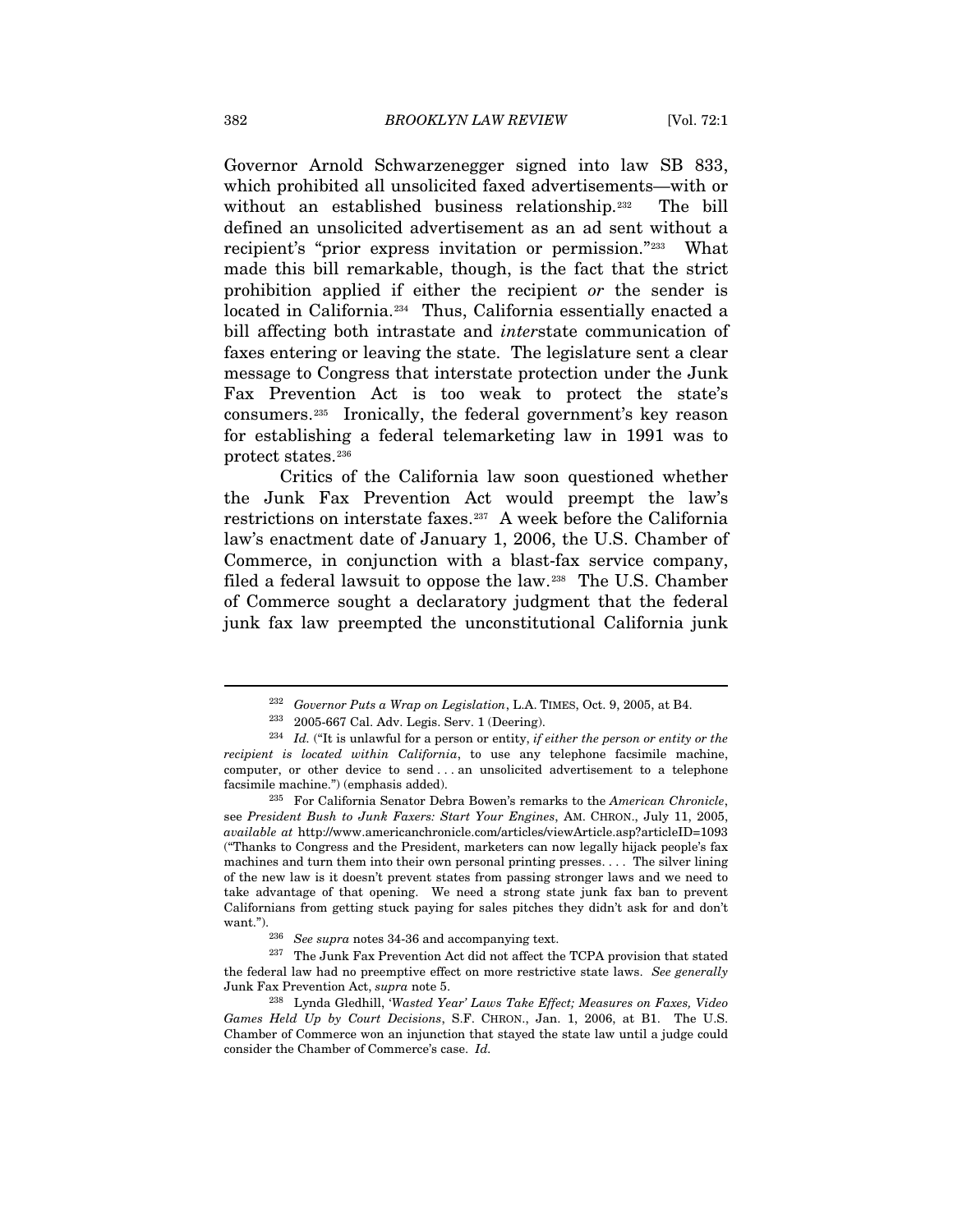Governor Arnold Schwarzenegger signed into law SB 833, which prohibited all unsolicited faxed advertisements—with or without an established business relationship.[232] The bill defined an unsolicited advertisement as an ad sent without a recipient's "prior express invitation or permission."[233] What made this bill remarkable, though, is the fact that the strict prohibition applied if either the recipient *or* the sender is located in California.[234] Thus, California essentially enacted a bill affecting both intrastate and *inter*state communication of faxes entering or leaving the state. The legislature sent a clear message to Congress that interstate protection under the Junk Fax Prevention Act is too weak to protect the state's consumers.[235] Ironically, the federal government's key reason for establishing a federal telemarketing law in 1991 was to protect states.[236]

Critics of the California law soon questioned whether the Junk Fax Prevention Act would preempt the law's restrictions on interstate faxes.[237] A week before the California law's enactment date of January 1, 2006, the U.S. Chamber of Commerce, in conjunction with a blast-fax service company, filed a federal lawsuit to oppose the law.[238] The U.S. Chamber of Commerce sought a declaratory judgment that the federal junk fax law preempted the unconstitutional California junk

---

[232] *Governor Puts a Wrap on Legislation*, L.A. TIMES, Oct. 9, 2005, at B4.

[233] 2005-667 Cal. Adv. Legis. Serv. 1 (Deering).

[234] *Id.* ("It is unlawful for a person or entity, *if either the person or entity or the recipient is located within California*, to use any telephone facsimile machine, computer, or other device to send . . . an unsolicited advertisement to a telephone facsimile machine.") (emphasis added).

[235] For California Senator Debra Bowen's remarks to the *American Chronicle*, see *President Bush to Junk Faxers: Start Your Engines*, AM. CHRON., July 11, 2005, *available at* http://www.americanchronicle.com/articles/viewArticle.asp?articleID=1093 ("Thanks to Congress and the President, marketers can now legally hijack people's fax machines and turn them into their own personal printing presses. . . . The silver lining of the new law is it doesn't prevent states from passing stronger laws and we need to take advantage of that opening. We need a strong state junk fax ban to prevent Californians from getting stuck paying for sales pitches they didn't ask for and don't want.").

[236] *See supra* notes 34-36 and accompanying text.

[237] The Junk Fax Prevention Act did not affect the TCPA provision that stated the federal law had no preemptive effect on more restrictive state laws. *See generally* Junk Fax Prevention Act, *supra* note 5.

[238] Lynda Gledhill, *'Wasted Year' Laws Take Effect; Measures on Faxes, Video Games Held Up by Court Decisions*, S.F. CHRON., Jan. 1, 2006, at B1. The U.S. Chamber of Commerce won an injunction that stayed the state law until a judge could consider the Chamber of Commerce's case. *Id.*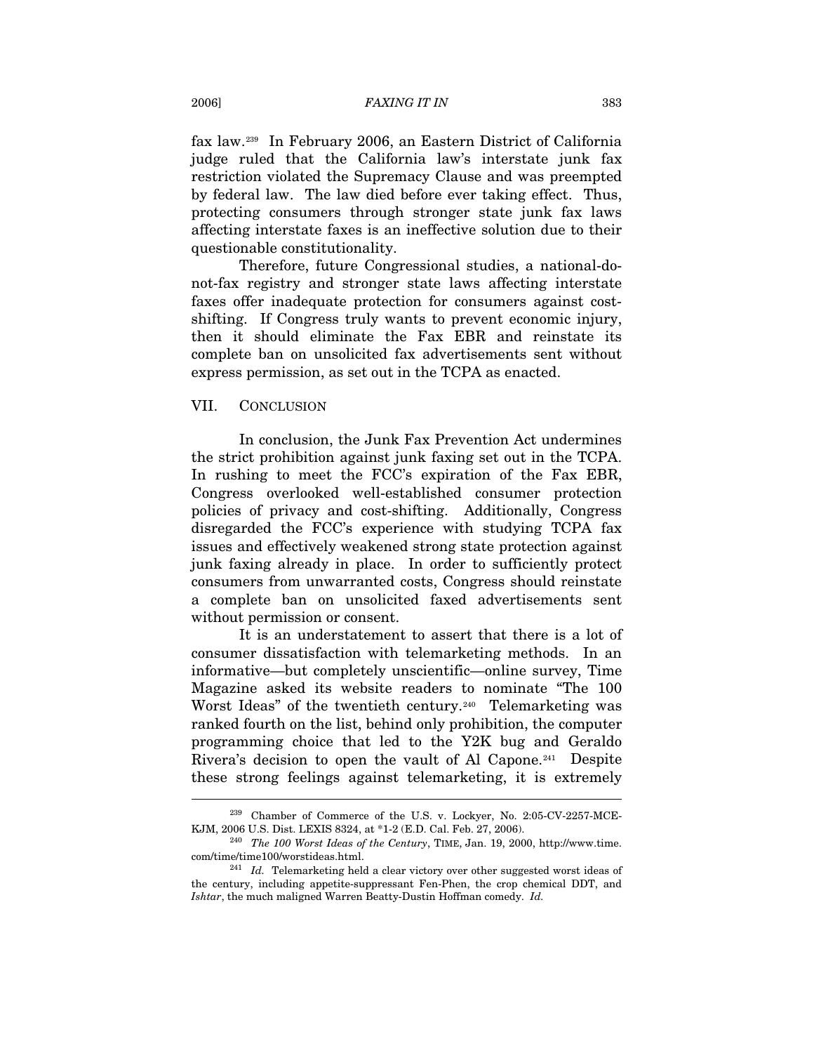fax law.[239] In February 2006, an Eastern District of California judge ruled that the California law's interstate junk fax restriction violated the Supremacy Clause and was preempted by federal law. The law died before ever taking effect. Thus, protecting consumers through stronger state junk fax laws affecting interstate faxes is an ineffective solution due to their questionable constitutionality.

Therefore, future Congressional studies, a national-do-not-fax registry and stronger state laws affecting interstate faxes offer inadequate protection for consumers against cost-shifting. If Congress truly wants to prevent economic injury, then it should eliminate the Fax EBR and reinstate its complete ban on unsolicited fax advertisements sent without express permission, as set out in the TCPA as enacted.

## VII. CONCLUSION

In conclusion, the Junk Fax Prevention Act undermines the strict prohibition against junk faxing set out in the TCPA. In rushing to meet the FCC's expiration of the Fax EBR, Congress overlooked well-established consumer protection policies of privacy and cost-shifting. Additionally, Congress disregarded the FCC's experience with studying TCPA fax issues and effectively weakened strong state protection against junk faxing already in place. In order to sufficiently protect consumers from unwarranted costs, Congress should reinstate a complete ban on unsolicited faxed advertisements sent without permission or consent.

It is an understatement to assert that there is a lot of consumer dissatisfaction with telemarketing methods. In an informative—but completely unscientific—online survey, Time Magazine asked its website readers to nominate "The 100 Worst Ideas" of the twentieth century.[240] Telemarketing was ranked fourth on the list, behind only prohibition, the computer programming choice that led to the Y2K bug and Geraldo Rivera's decision to open the vault of Al Capone.[241] Despite these strong feelings against telemarketing, it is extremely

---

[239] Chamber of Commerce of the U.S. v. Lockyer, No. 2:05-CV-2257-MCE-KJM, 2006 U.S. Dist. LEXIS 8324, at *1-2 (E.D. Cal. Feb. 27, 2006).

[240] *The 100 Worst Ideas of the Century*, TIME, Jan. 19, 2000, http://www.time.com/time/time100/worstideas.html.

[241] *Id.* Telemarketing held a clear victory over other suggested worst ideas of the century, including appetite-suppressant Fen-Phen, the crop chemical DDT, and *Ishtar*, the much maligned Warren Beatty-Dustin Hoffman comedy. *Id.*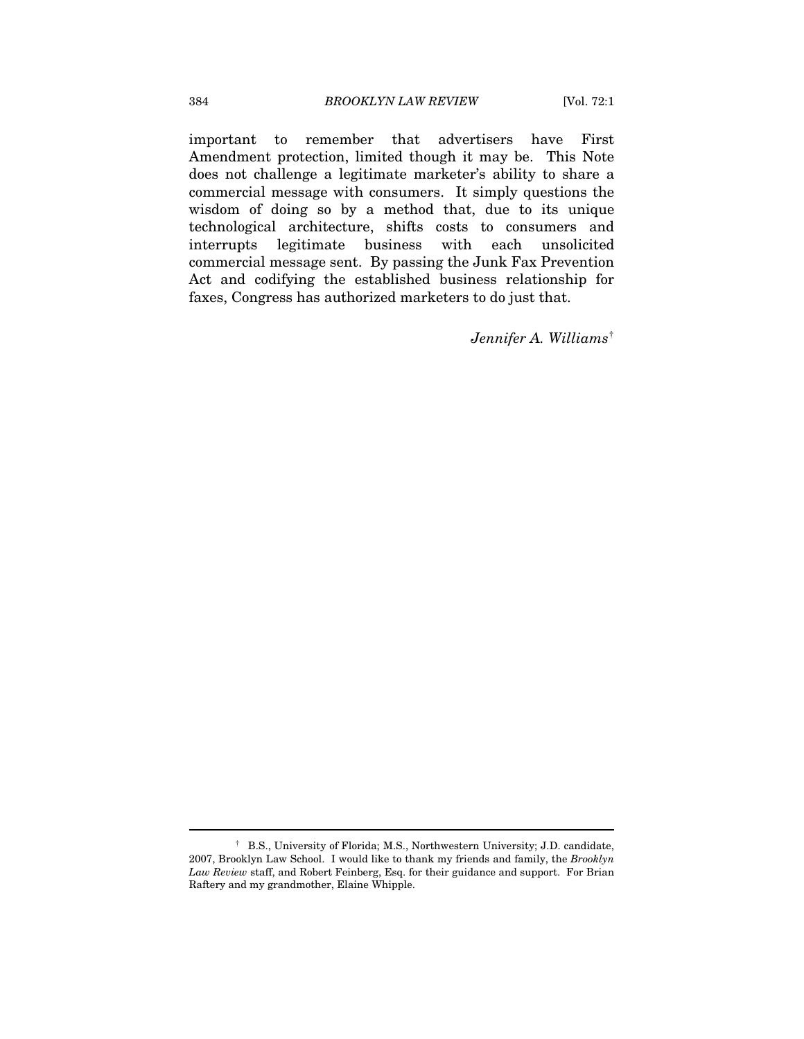important to remember that advertisers have First Amendment protection, limited though it may be. This Note does not challenge a legitimate marketer's ability to share a commercial message with consumers. It simply questions the wisdom of doing so by a method that, due to its unique technological architecture, shifts costs to consumers and interrupts legitimate business with each unsolicited commercial message sent. By passing the Junk Fax Prevention Act and codifying the established business relationship for faxes, Congress has authorized marketers to do just that.

*Jennifer A. Williams*[†]

---

[†] B.S., University of Florida; M.S., Northwestern University; J.D. candidate, 2007, Brooklyn Law School. I would like to thank my friends and family, the *Brooklyn Law Review* staff, and Robert Feinberg, Esq. for their guidance and support. For Brian Raftery and my grandmother, Elaine Whipple.